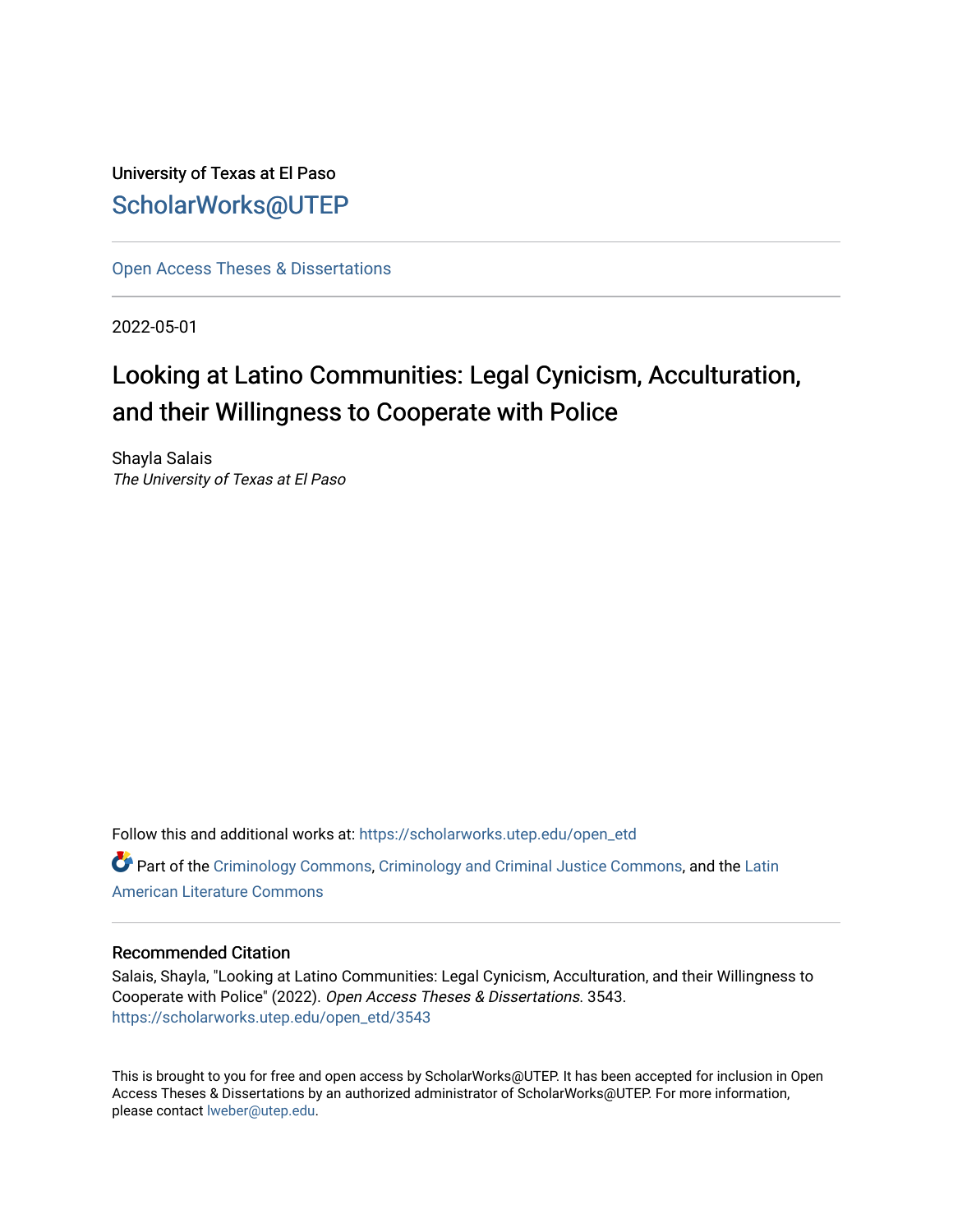University of Texas at El Paso

ScholarWorks@UTEP

Open Access Theses & Dissertations

2022-05-01

# Looking at Latino Communities: Legal Cynicism, Acculturation, and their Willingness to Cooperate with Police

Shayla Salais
*The University of Texas at El Paso*

Follow this and additional works at: https://scholarworks.utep.edu/open_etd

Part of the Criminology Commons, Criminology and Criminal Justice Commons, and the Latin American Literature Commons

### Recommended Citation

Salais, Shayla, "Looking at Latino Communities: Legal Cynicism, Acculturation, and their Willingness to Cooperate with Police" (2022). *Open Access Theses & Dissertations*. 3543.
https://scholarworks.utep.edu/open_etd/3543

This is brought to you for free and open access by ScholarWorks@UTEP. It has been accepted for inclusion in Open Access Theses & Dissertations by an authorized administrator of ScholarWorks@UTEP. For more information, please contact lweber@utep.edu.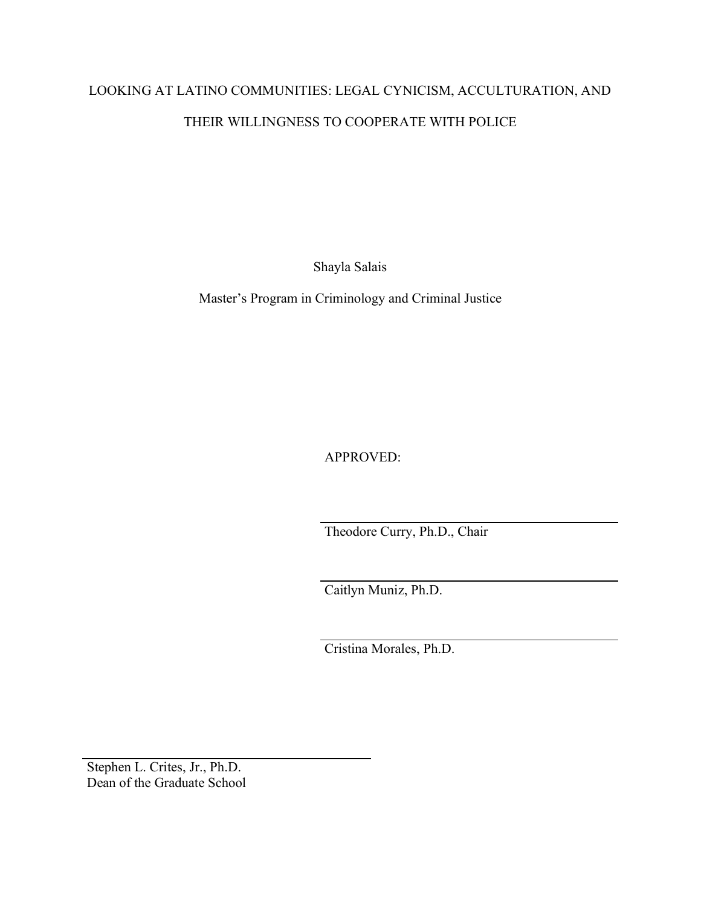# LOOKING AT LATINO COMMUNITIES: LEGAL CYNICISM, ACCULTURATION, AND THEIR WILLINGNESS TO COOPERATE WITH POLICE

Shayla Salais

Master's Program in Criminology and Criminal Justice

APPROVED:

Theodore Curry, Ph.D., Chair

Caitlyn Muniz, Ph.D.

Cristina Morales, Ph.D.

Stephen L. Crites, Jr., Ph.D.
Dean of the Graduate School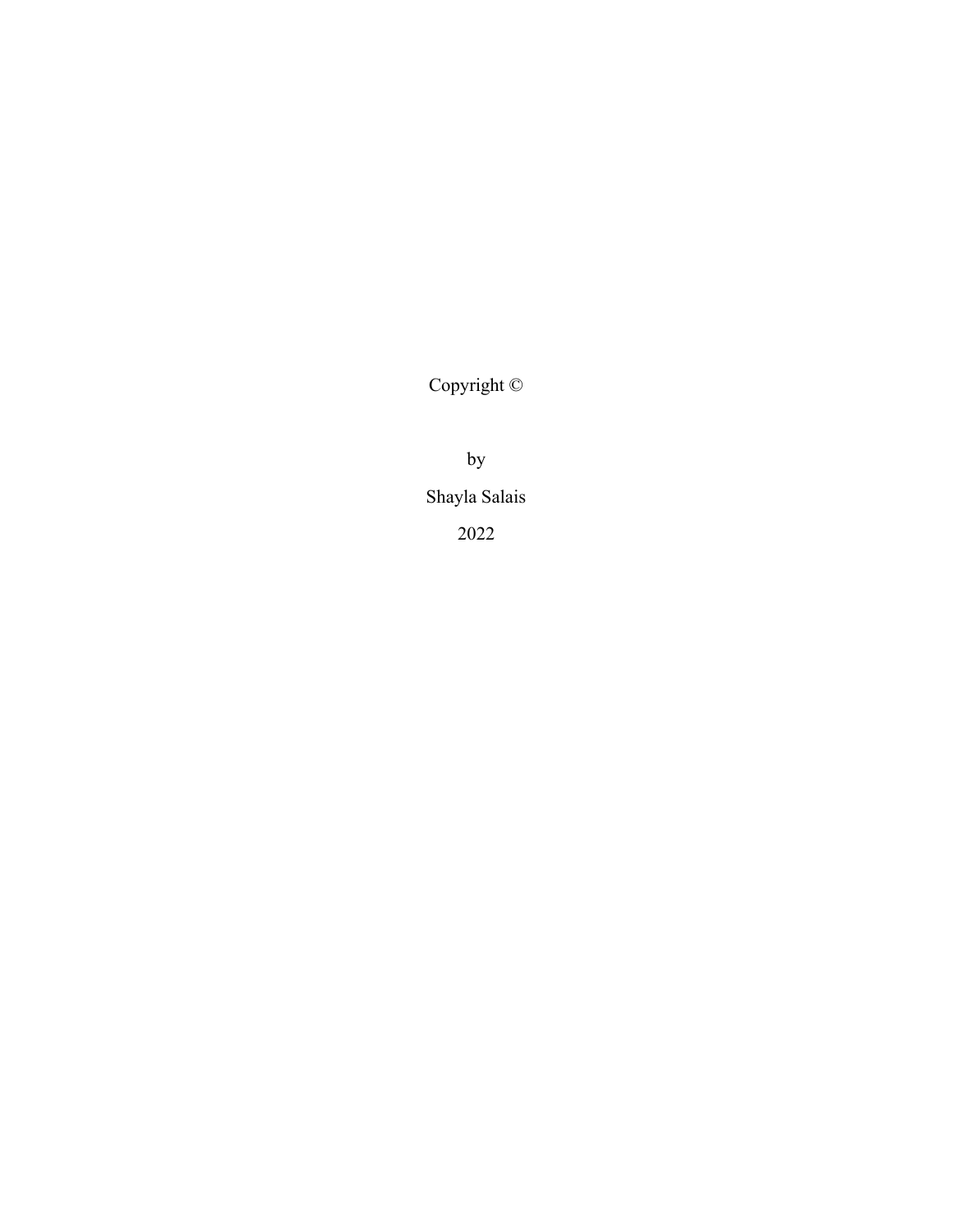Copyright ©

by

Shayla Salais

2022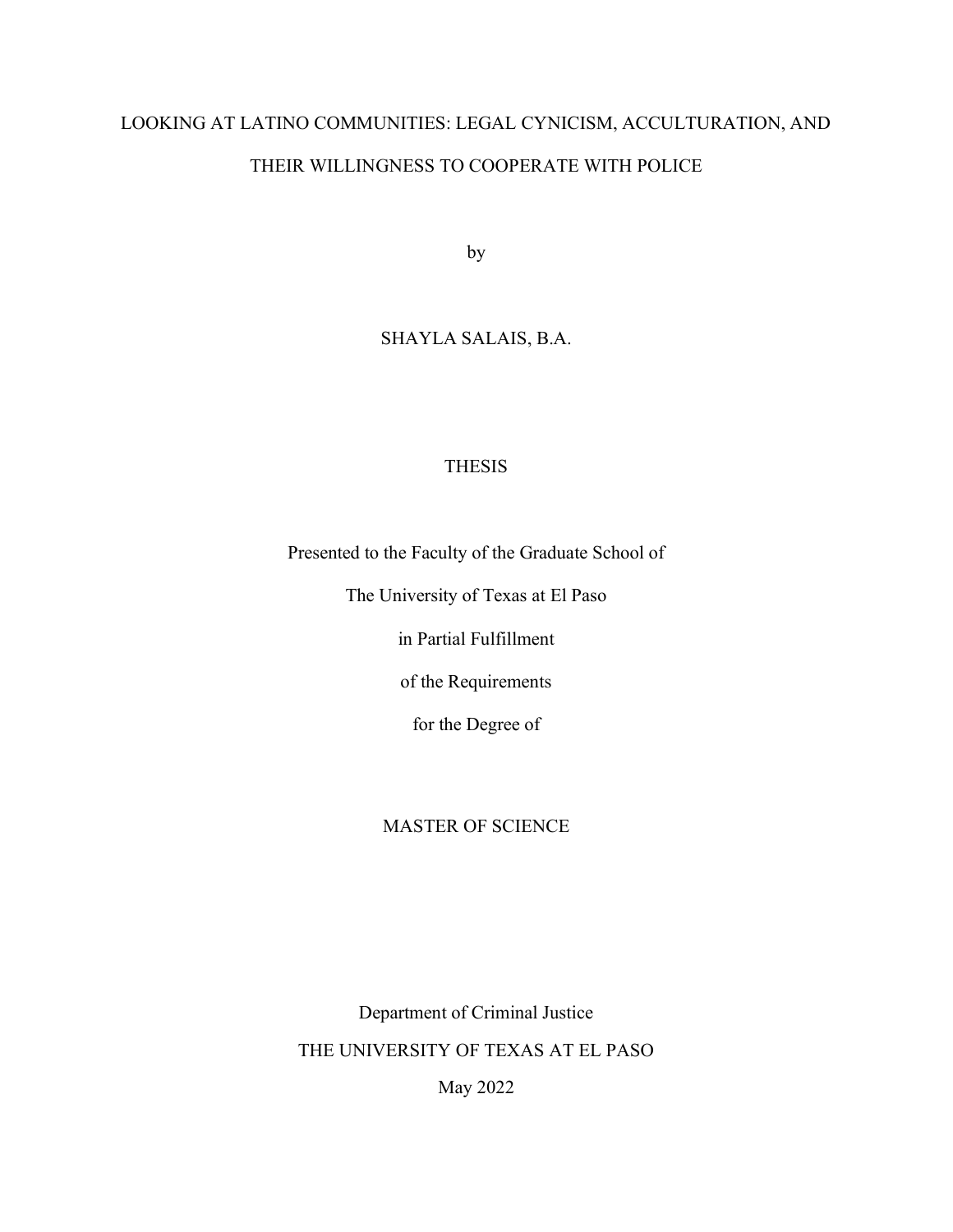# LOOKING AT LATINO COMMUNITIES: LEGAL CYNICISM, ACCULTURATION, AND THEIR WILLINGNESS TO COOPERATE WITH POLICE

by

SHAYLA SALAIS, B.A.

THESIS

Presented to the Faculty of the Graduate School of

The University of Texas at El Paso

in Partial Fulfillment

of the Requirements

for the Degree of

MASTER OF SCIENCE

Department of Criminal Justice

THE UNIVERSITY OF TEXAS AT EL PASO

May 2022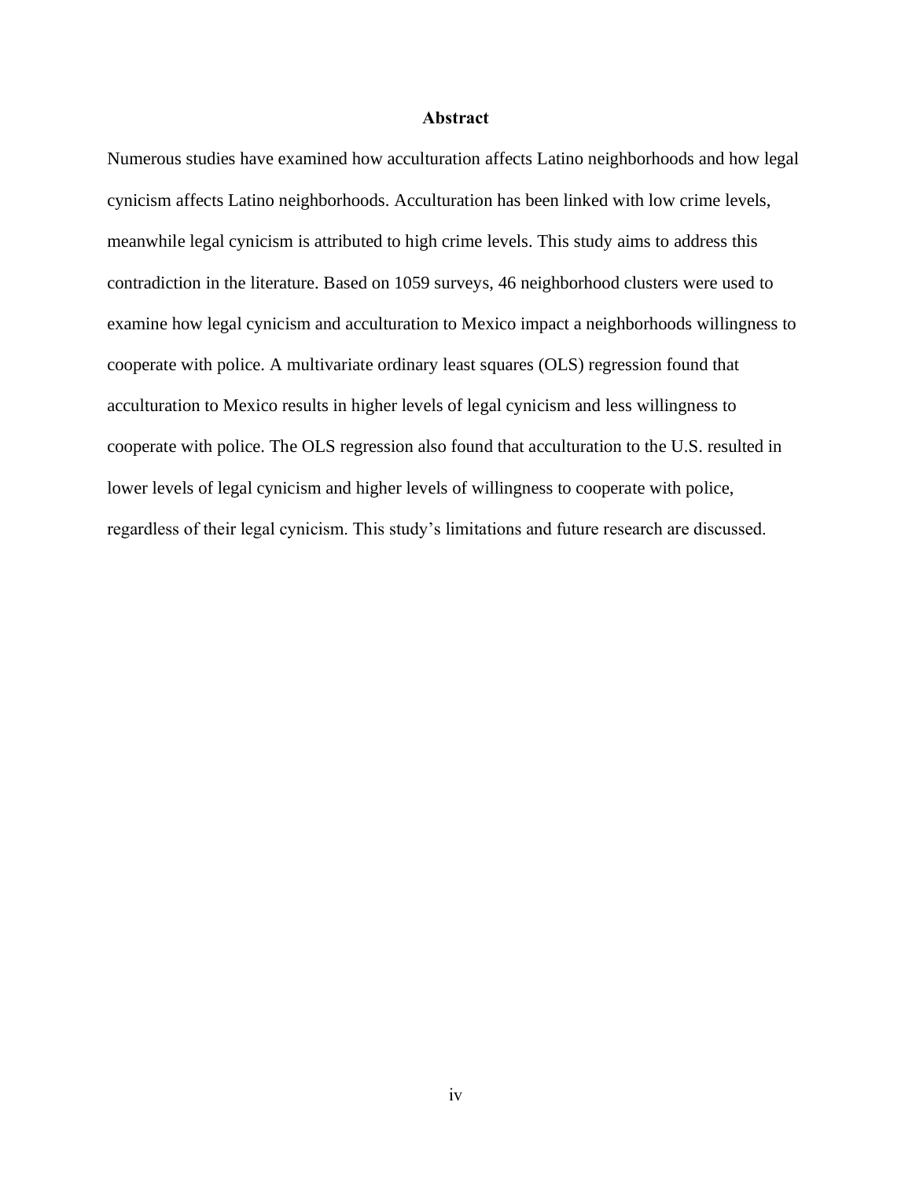# Abstract

Numerous studies have examined how acculturation affects Latino neighborhoods and how legal cynicism affects Latino neighborhoods. Acculturation has been linked with low crime levels, meanwhile legal cynicism is attributed to high crime levels. This study aims to address this contradiction in the literature. Based on 1059 surveys, 46 neighborhood clusters were used to examine how legal cynicism and acculturation to Mexico impact a neighborhoods willingness to cooperate with police. A multivariate ordinary least squares (OLS) regression found that acculturation to Mexico results in higher levels of legal cynicism and less willingness to cooperate with police. The OLS regression also found that acculturation to the U.S. resulted in lower levels of legal cynicism and higher levels of willingness to cooperate with police, regardless of their legal cynicism. This study's limitations and future research are discussed.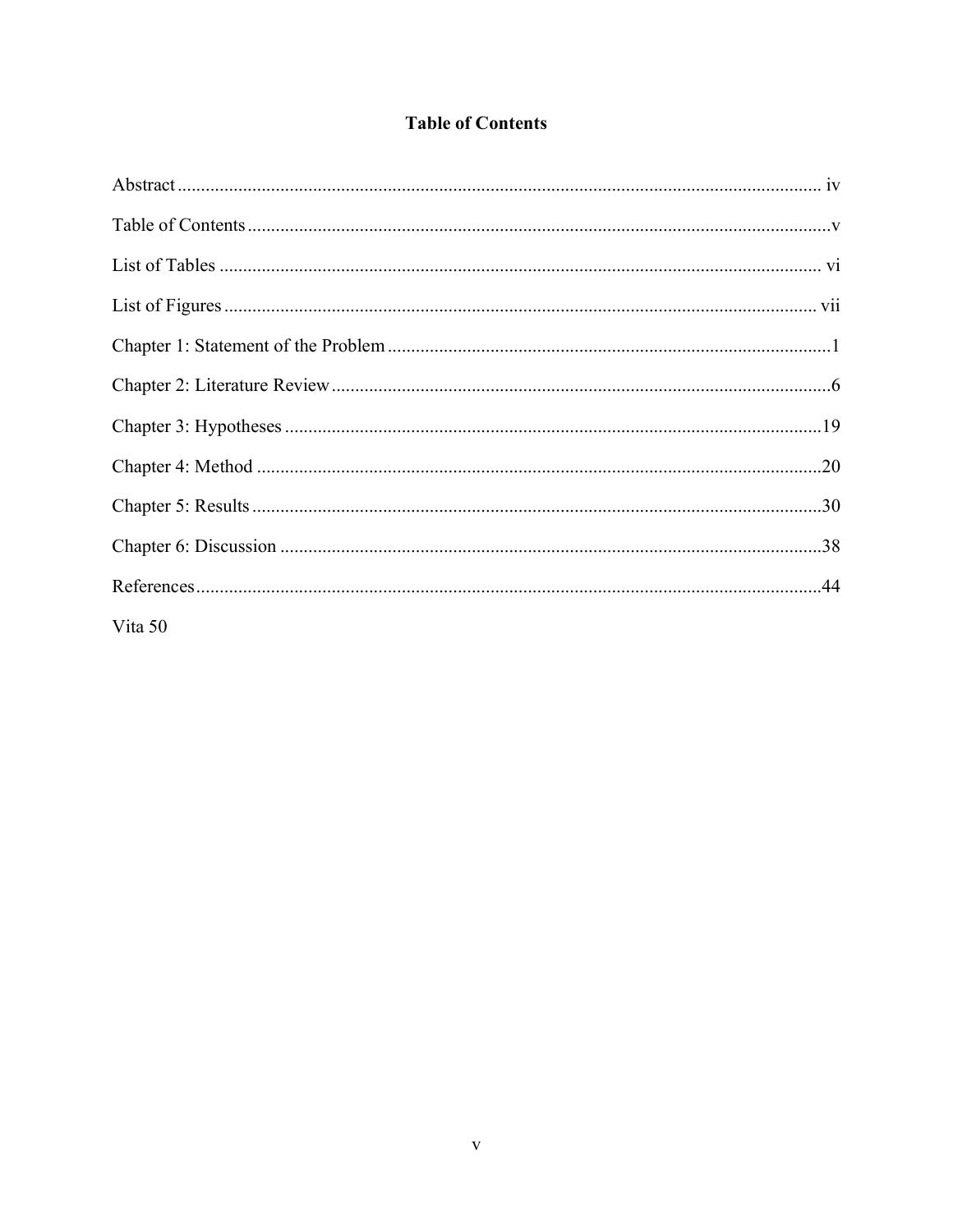# Table of Contents

Abstract .......... iv

Table of Contents .......... v

List of Tables .......... vi

List of Figures .......... vii

Chapter 1: Statement of the Problem .......... 1

Chapter 2: Literature Review .......... 6

Chapter 3: Hypotheses .......... 19

Chapter 4: Method .......... 20

Chapter 5: Results .......... 30

Chapter 6: Discussion .......... 38

References .......... 44

Vita 50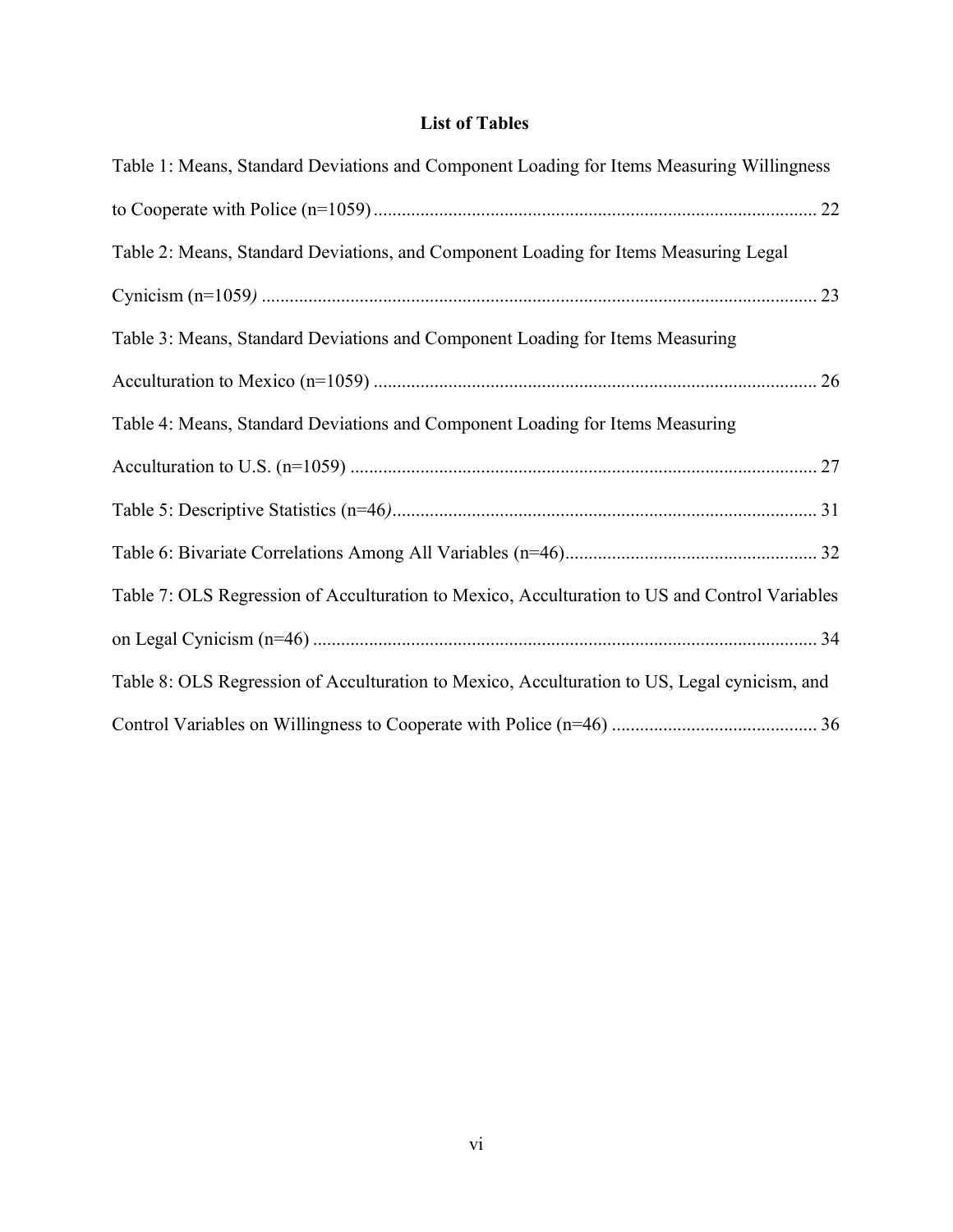# List of Tables

Table 1: Means, Standard Deviations and Component Loading for Items Measuring Willingness to Cooperate with Police (n=1059) ............................................................................................ 22

Table 2: Means, Standard Deviations, and Component Loading for Items Measuring Legal Cynicism (n=1059) ...................................................................................................................... 23

Table 3: Means, Standard Deviations and Component Loading for Items Measuring Acculturation to Mexico (n=1059) .............................................................................................. 26

Table 4: Means, Standard Deviations and Component Loading for Items Measuring Acculturation to U.S. (n=1059) .................................................................................................... 27

Table 5: Descriptive Statistics (n=46) .......................................................................................... 31

Table 6: Bivariate Correlations Among All Variables (n=46) ..................................................... 32

Table 7: OLS Regression of Acculturation to Mexico, Acculturation to US and Control Variables on Legal Cynicism (n=46) ........................................................................................................... 34

Table 8: OLS Regression of Acculturation to Mexico, Acculturation to US, Legal cynicism, and Control Variables on Willingness to Cooperate with Police (n=46) ............................................ 36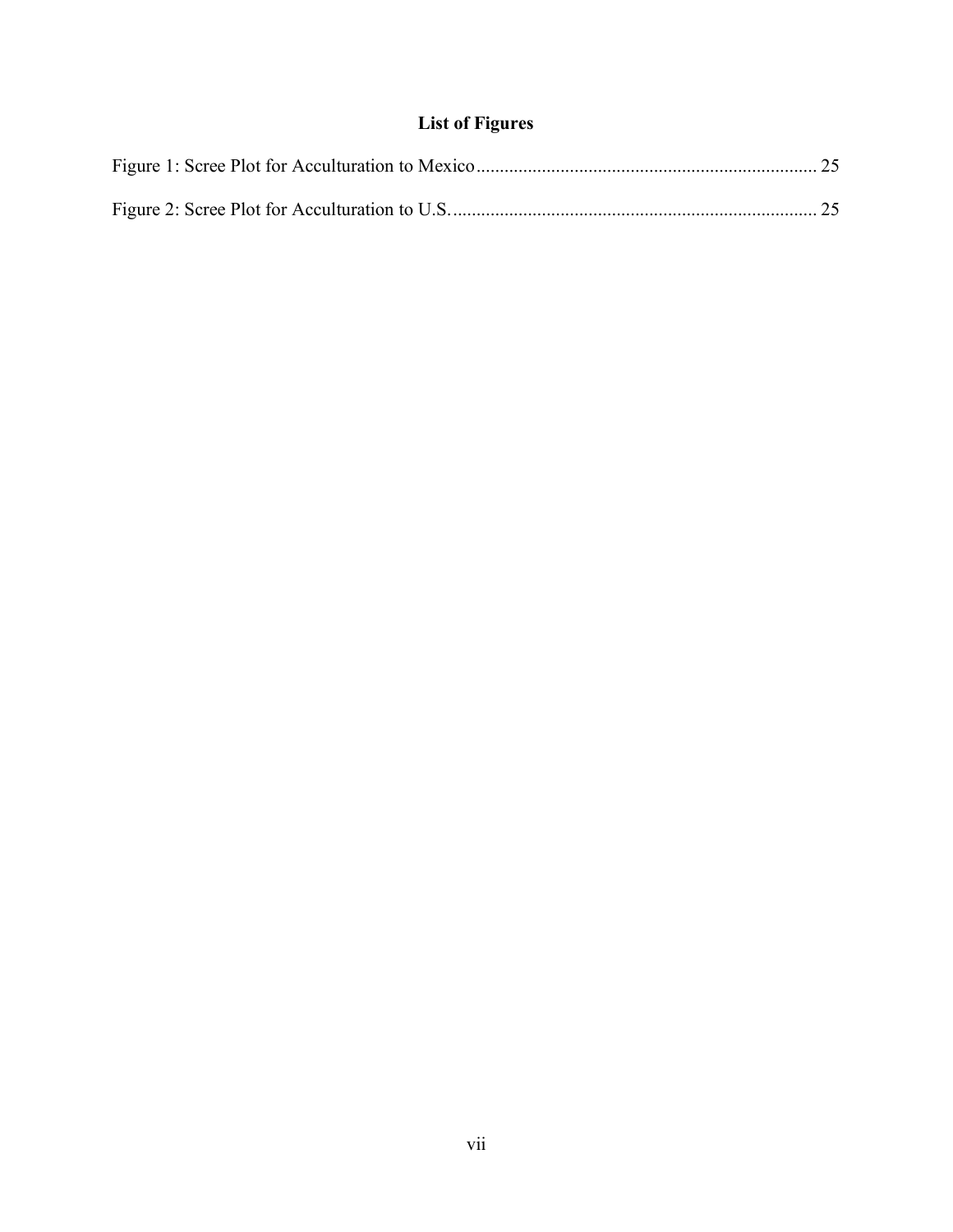# List of Figures

Figure 1: Scree Plot for Acculturation to Mexico ........................................................................ 25

Figure 2: Scree Plot for Acculturation to U.S. .............................................................................. 25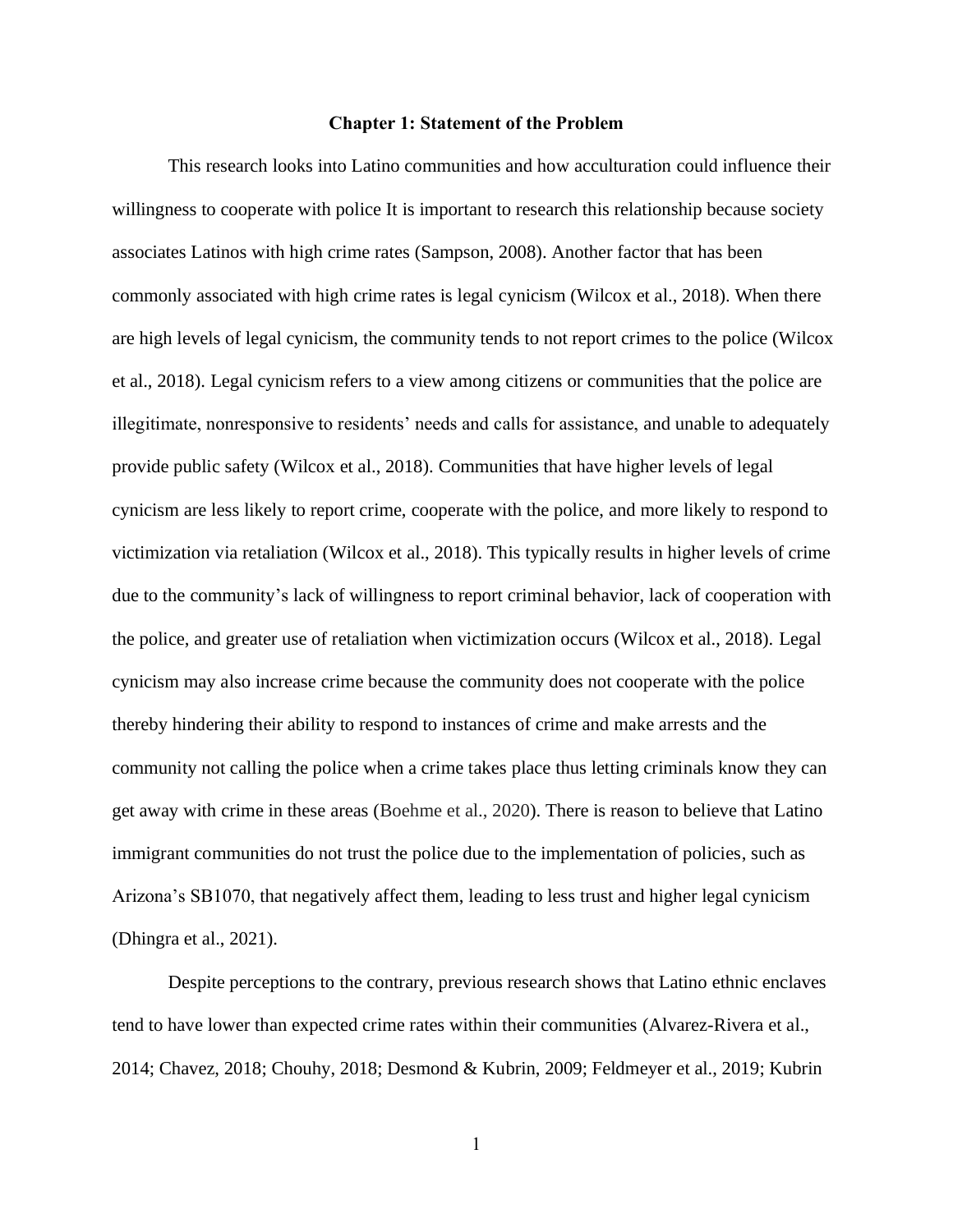# Chapter 1: Statement of the Problem

This research looks into Latino communities and how acculturation could influence their willingness to cooperate with police It is important to research this relationship because society associates Latinos with high crime rates (Sampson, 2008). Another factor that has been commonly associated with high crime rates is legal cynicism (Wilcox et al., 2018). When there are high levels of legal cynicism, the community tends to not report crimes to the police (Wilcox et al., 2018). Legal cynicism refers to a view among citizens or communities that the police are illegitimate, nonresponsive to residents' needs and calls for assistance, and unable to adequately provide public safety (Wilcox et al., 2018). Communities that have higher levels of legal cynicism are less likely to report crime, cooperate with the police, and more likely to respond to victimization via retaliation (Wilcox et al., 2018). This typically results in higher levels of crime due to the community's lack of willingness to report criminal behavior, lack of cooperation with the police, and greater use of retaliation when victimization occurs (Wilcox et al., 2018). Legal cynicism may also increase crime because the community does not cooperate with the police thereby hindering their ability to respond to instances of crime and make arrests and the community not calling the police when a crime takes place thus letting criminals know they can get away with crime in these areas (Boehme et al., 2020). There is reason to believe that Latino immigrant communities do not trust the police due to the implementation of policies, such as Arizona's SB1070, that negatively affect them, leading to less trust and higher legal cynicism (Dhingra et al., 2021).

Despite perceptions to the contrary, previous research shows that Latino ethnic enclaves tend to have lower than expected crime rates within their communities (Alvarez-Rivera et al., 2014; Chavez, 2018; Chouhy, 2018; Desmond & Kubrin, 2009; Feldmeyer et al., 2019; Kubrin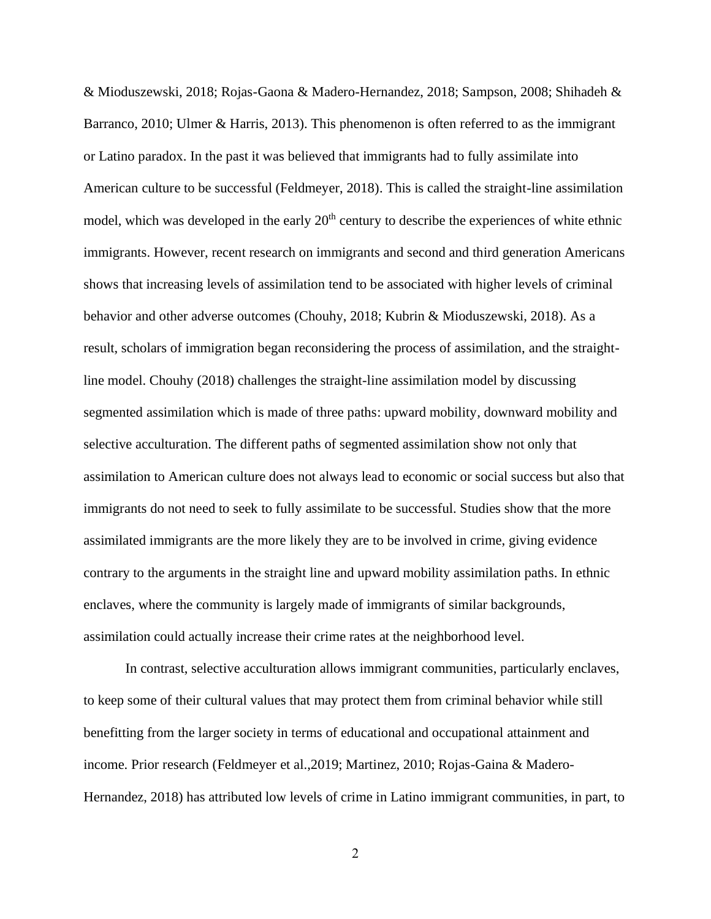& Mioduszewski, 2018; Rojas-Gaona & Madero-Hernandez, 2018; Sampson, 2008; Shihadeh & Barranco, 2010; Ulmer & Harris, 2013). This phenomenon is often referred to as the immigrant or Latino paradox. In the past it was believed that immigrants had to fully assimilate into American culture to be successful (Feldmeyer, 2018). This is called the straight-line assimilation model, which was developed in the early 20th century to describe the experiences of white ethnic immigrants. However, recent research on immigrants and second and third generation Americans shows that increasing levels of assimilation tend to be associated with higher levels of criminal behavior and other adverse outcomes (Chouhy, 2018; Kubrin & Mioduszewski, 2018). As a result, scholars of immigration began reconsidering the process of assimilation, and the straight-line model. Chouhy (2018) challenges the straight-line assimilation model by discussing segmented assimilation which is made of three paths: upward mobility, downward mobility and selective acculturation. The different paths of segmented assimilation show not only that assimilation to American culture does not always lead to economic or social success but also that immigrants do not need to seek to fully assimilate to be successful. Studies show that the more assimilated immigrants are the more likely they are to be involved in crime, giving evidence contrary to the arguments in the straight line and upward mobility assimilation paths. In ethnic enclaves, where the community is largely made of immigrants of similar backgrounds, assimilation could actually increase their crime rates at the neighborhood level.

In contrast, selective acculturation allows immigrant communities, particularly enclaves, to keep some of their cultural values that may protect them from criminal behavior while still benefitting from the larger society in terms of educational and occupational attainment and income. Prior research (Feldmeyer et al.,2019; Martinez, 2010; Rojas-Gaina & Madero-Hernandez, 2018) has attributed low levels of crime in Latino immigrant communities, in part, to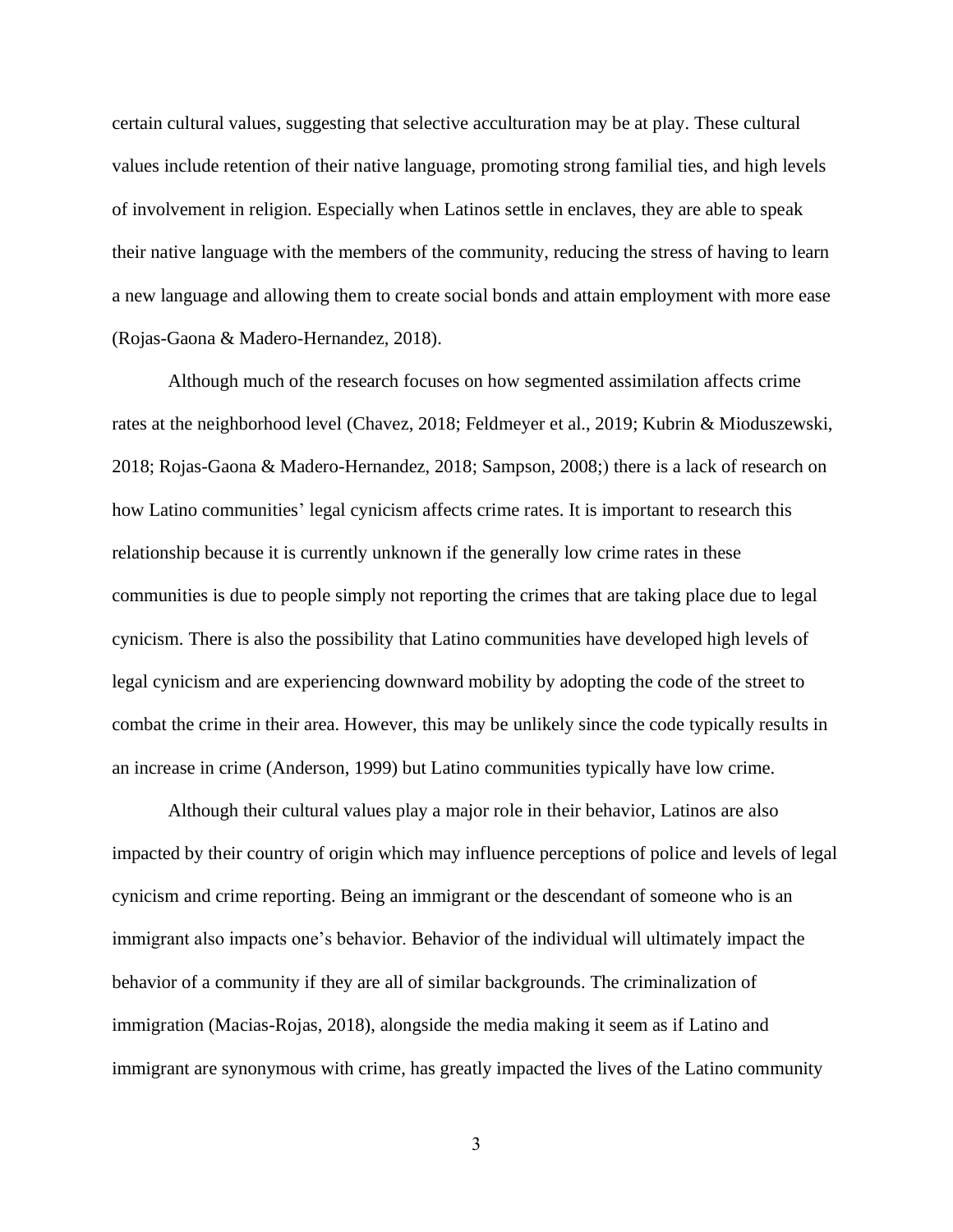certain cultural values, suggesting that selective acculturation may be at play. These cultural values include retention of their native language, promoting strong familial ties, and high levels of involvement in religion. Especially when Latinos settle in enclaves, they are able to speak their native language with the members of the community, reducing the stress of having to learn a new language and allowing them to create social bonds and attain employment with more ease (Rojas-Gaona & Madero-Hernandez, 2018).

Although much of the research focuses on how segmented assimilation affects crime rates at the neighborhood level (Chavez, 2018; Feldmeyer et al., 2019; Kubrin & Mioduszewski, 2018; Rojas-Gaona & Madero-Hernandez, 2018; Sampson, 2008;) there is a lack of research on how Latino communities' legal cynicism affects crime rates. It is important to research this relationship because it is currently unknown if the generally low crime rates in these communities is due to people simply not reporting the crimes that are taking place due to legal cynicism. There is also the possibility that Latino communities have developed high levels of legal cynicism and are experiencing downward mobility by adopting the code of the street to combat the crime in their area. However, this may be unlikely since the code typically results in an increase in crime (Anderson, 1999) but Latino communities typically have low crime.

Although their cultural values play a major role in their behavior, Latinos are also impacted by their country of origin which may influence perceptions of police and levels of legal cynicism and crime reporting. Being an immigrant or the descendant of someone who is an immigrant also impacts one's behavior. Behavior of the individual will ultimately impact the behavior of a community if they are all of similar backgrounds. The criminalization of immigration (Macias-Rojas, 2018), alongside the media making it seem as if Latino and immigrant are synonymous with crime, has greatly impacted the lives of the Latino community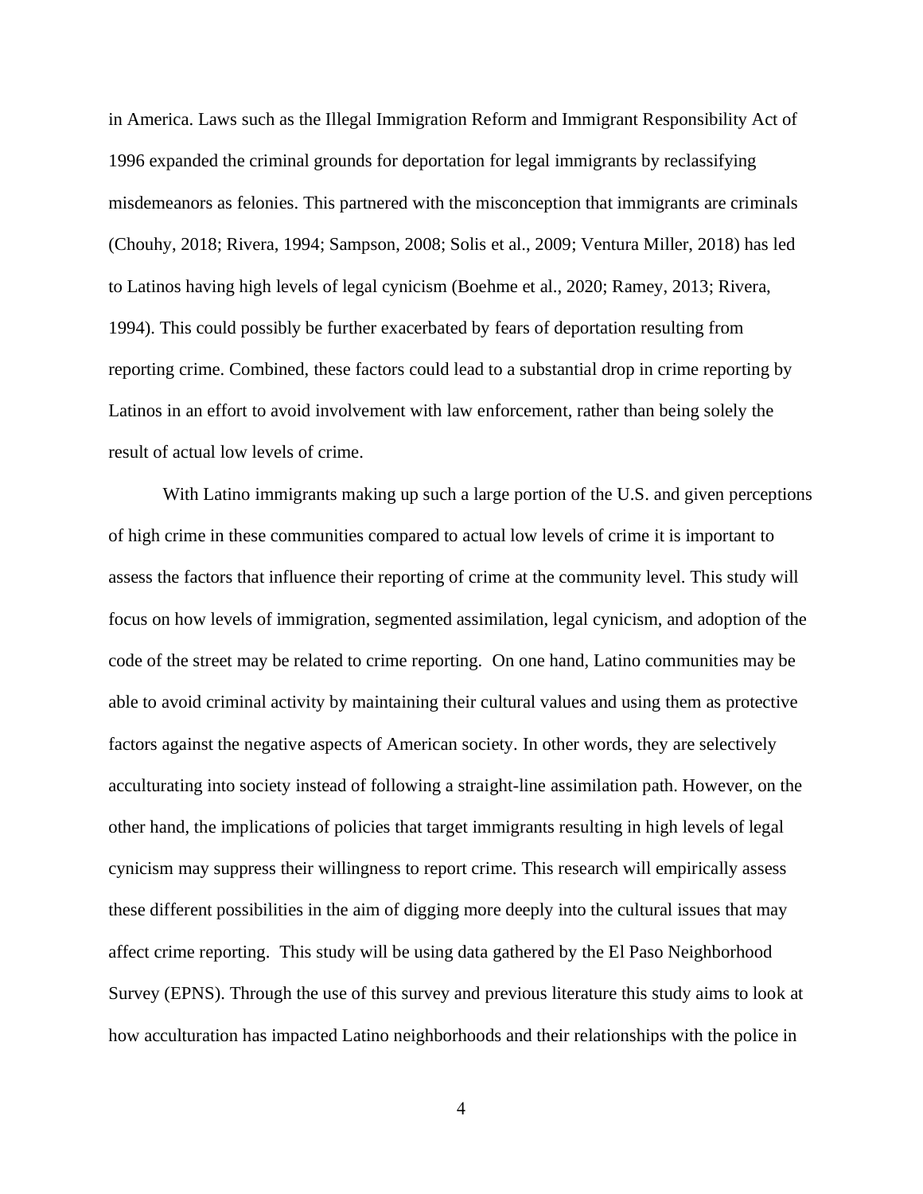in America. Laws such as the Illegal Immigration Reform and Immigrant Responsibility Act of 1996 expanded the criminal grounds for deportation for legal immigrants by reclassifying misdemeanors as felonies. This partnered with the misconception that immigrants are criminals (Chouhy, 2018; Rivera, 1994; Sampson, 2008; Solis et al., 2009; Ventura Miller, 2018) has led to Latinos having high levels of legal cynicism (Boehme et al., 2020; Ramey, 2013; Rivera, 1994). This could possibly be further exacerbated by fears of deportation resulting from reporting crime. Combined, these factors could lead to a substantial drop in crime reporting by Latinos in an effort to avoid involvement with law enforcement, rather than being solely the result of actual low levels of crime.

With Latino immigrants making up such a large portion of the U.S. and given perceptions of high crime in these communities compared to actual low levels of crime it is important to assess the factors that influence their reporting of crime at the community level. This study will focus on how levels of immigration, segmented assimilation, legal cynicism, and adoption of the code of the street may be related to crime reporting. On one hand, Latino communities may be able to avoid criminal activity by maintaining their cultural values and using them as protective factors against the negative aspects of American society. In other words, they are selectively acculturating into society instead of following a straight-line assimilation path. However, on the other hand, the implications of policies that target immigrants resulting in high levels of legal cynicism may suppress their willingness to report crime. This research will empirically assess these different possibilities in the aim of digging more deeply into the cultural issues that may affect crime reporting. This study will be using data gathered by the El Paso Neighborhood Survey (EPNS). Through the use of this survey and previous literature this study aims to look at how acculturation has impacted Latino neighborhoods and their relationships with the police in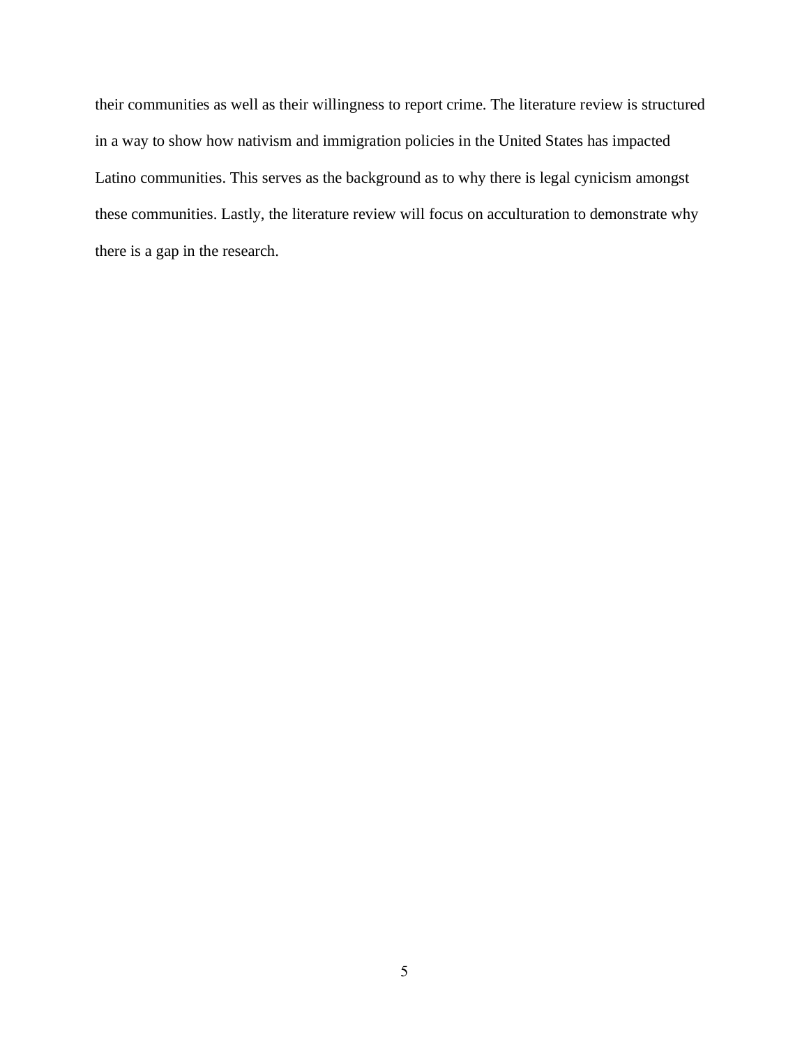their communities as well as their willingness to report crime. The literature review is structured in a way to show how nativism and immigration policies in the United States has impacted Latino communities. This serves as the background as to why there is legal cynicism amongst these communities. Lastly, the literature review will focus on acculturation to demonstrate why there is a gap in the research.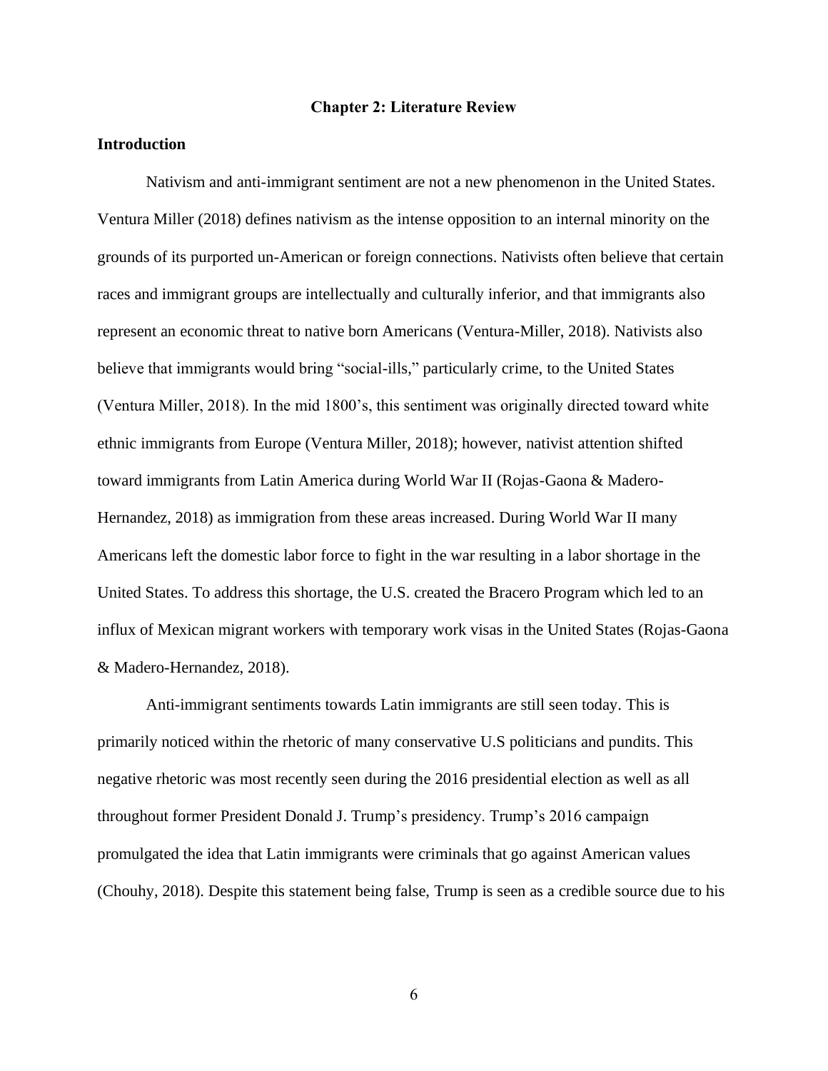# Chapter 2: Literature Review

## Introduction

Nativism and anti-immigrant sentiment are not a new phenomenon in the United States. Ventura Miller (2018) defines nativism as the intense opposition to an internal minority on the grounds of its purported un-American or foreign connections. Nativists often believe that certain races and immigrant groups are intellectually and culturally inferior, and that immigrants also represent an economic threat to native born Americans (Ventura-Miller, 2018). Nativists also believe that immigrants would bring "social-ills," particularly crime, to the United States (Ventura Miller, 2018). In the mid 1800's, this sentiment was originally directed toward white ethnic immigrants from Europe (Ventura Miller, 2018); however, nativist attention shifted toward immigrants from Latin America during World War II (Rojas-Gaona & Madero-Hernandez, 2018) as immigration from these areas increased. During World War II many Americans left the domestic labor force to fight in the war resulting in a labor shortage in the United States. To address this shortage, the U.S. created the Bracero Program which led to an influx of Mexican migrant workers with temporary work visas in the United States (Rojas-Gaona & Madero-Hernandez, 2018).

Anti-immigrant sentiments towards Latin immigrants are still seen today. This is primarily noticed within the rhetoric of many conservative U.S politicians and pundits. This negative rhetoric was most recently seen during the 2016 presidential election as well as all throughout former President Donald J. Trump's presidency. Trump's 2016 campaign promulgated the idea that Latin immigrants were criminals that go against American values (Chouhy, 2018). Despite this statement being false, Trump is seen as a credible source due to his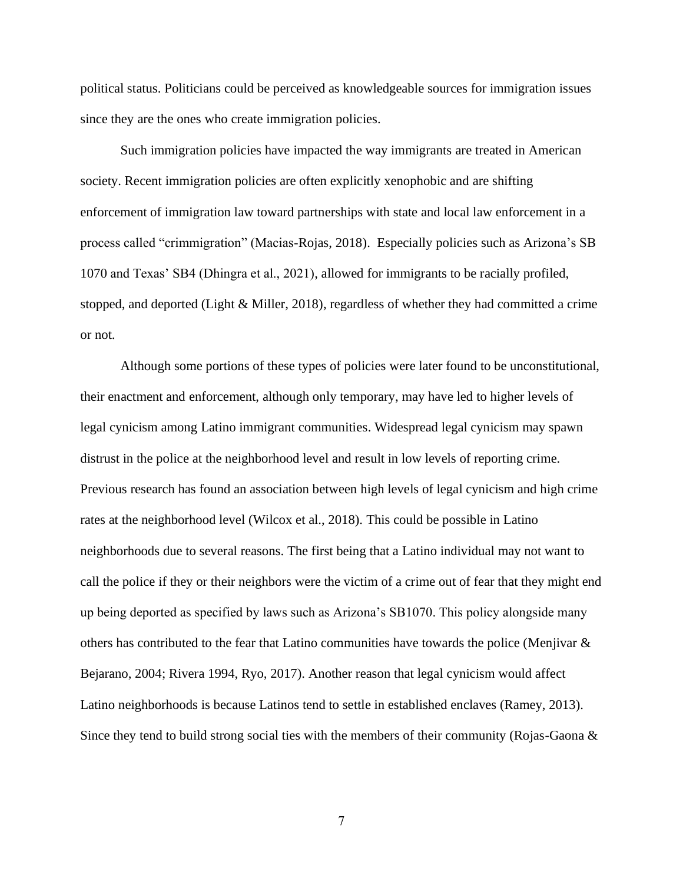political status. Politicians could be perceived as knowledgeable sources for immigration issues since they are the ones who create immigration policies.

Such immigration policies have impacted the way immigrants are treated in American society. Recent immigration policies are often explicitly xenophobic and are shifting enforcement of immigration law toward partnerships with state and local law enforcement in a process called "crimmigration" (Macias-Rojas, 2018). Especially policies such as Arizona's SB 1070 and Texas' SB4 (Dhingra et al., 2021), allowed for immigrants to be racially profiled, stopped, and deported (Light & Miller, 2018), regardless of whether they had committed a crime or not.

Although some portions of these types of policies were later found to be unconstitutional, their enactment and enforcement, although only temporary, may have led to higher levels of legal cynicism among Latino immigrant communities. Widespread legal cynicism may spawn distrust in the police at the neighborhood level and result in low levels of reporting crime. Previous research has found an association between high levels of legal cynicism and high crime rates at the neighborhood level (Wilcox et al., 2018). This could be possible in Latino neighborhoods due to several reasons. The first being that a Latino individual may not want to call the police if they or their neighbors were the victim of a crime out of fear that they might end up being deported as specified by laws such as Arizona's SB1070. This policy alongside many others has contributed to the fear that Latino communities have towards the police (Menjivar & Bejarano, 2004; Rivera 1994, Ryo, 2017). Another reason that legal cynicism would affect Latino neighborhoods is because Latinos tend to settle in established enclaves (Ramey, 2013). Since they tend to build strong social ties with the members of their community (Rojas-Gaona &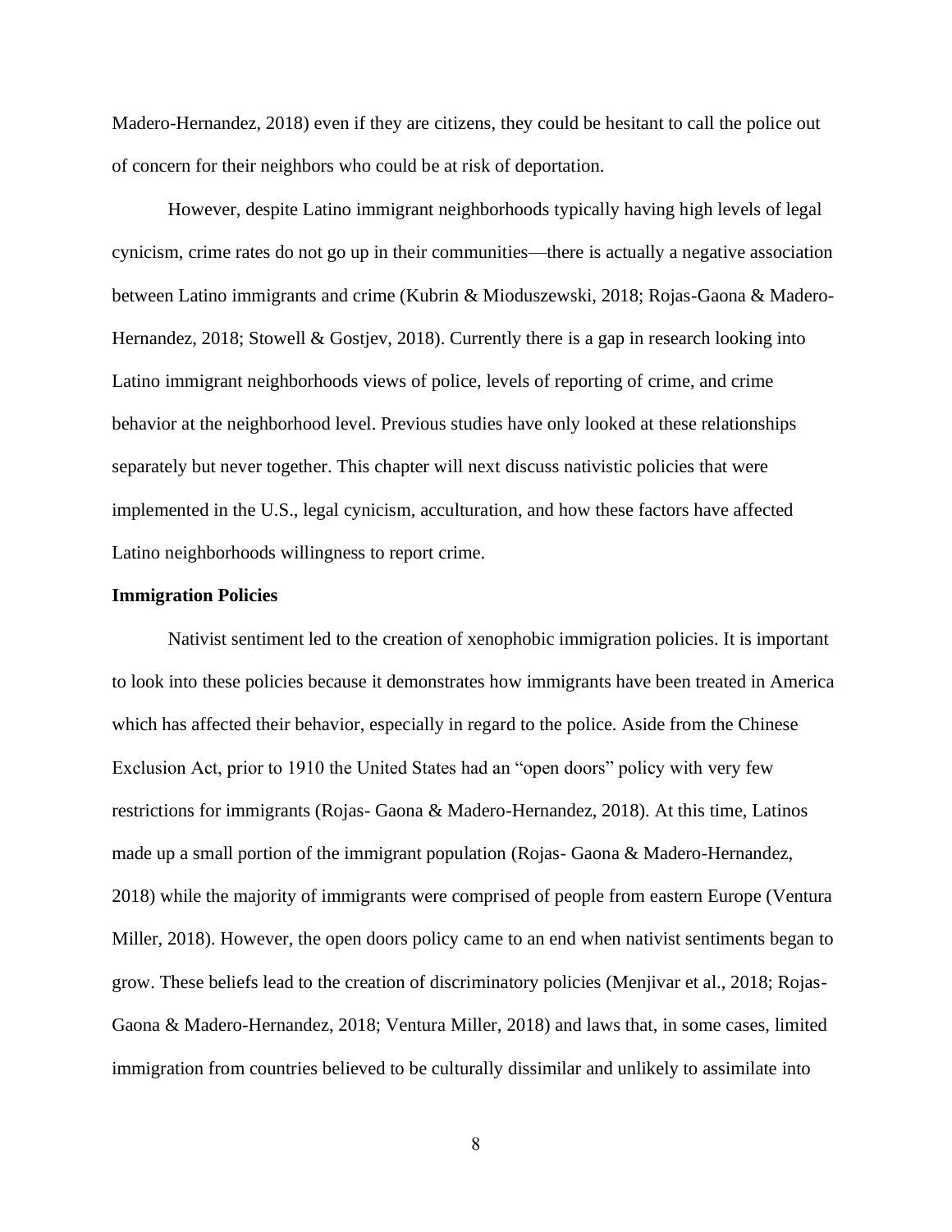Madero-Hernandez, 2018) even if they are citizens, they could be hesitant to call the police out of concern for their neighbors who could be at risk of deportation.

However, despite Latino immigrant neighborhoods typically having high levels of legal cynicism, crime rates do not go up in their communities—there is actually a negative association between Latino immigrants and crime (Kubrin & Mioduszewski, 2018; Rojas-Gaona & Madero-Hernandez, 2018; Stowell & Gostjev, 2018). Currently there is a gap in research looking into Latino immigrant neighborhoods views of police, levels of reporting of crime, and crime behavior at the neighborhood level. Previous studies have only looked at these relationships separately but never together. This chapter will next discuss nativistic policies that were implemented in the U.S., legal cynicism, acculturation, and how these factors have affected Latino neighborhoods willingness to report crime.

**Immigration Policies**

Nativist sentiment led to the creation of xenophobic immigration policies. It is important to look into these policies because it demonstrates how immigrants have been treated in America which has affected their behavior, especially in regard to the police. Aside from the Chinese Exclusion Act, prior to 1910 the United States had an "open doors" policy with very few restrictions for immigrants (Rojas- Gaona & Madero-Hernandez, 2018). At this time, Latinos made up a small portion of the immigrant population (Rojas- Gaona & Madero-Hernandez, 2018) while the majority of immigrants were comprised of people from eastern Europe (Ventura Miller, 2018). However, the open doors policy came to an end when nativist sentiments began to grow. These beliefs lead to the creation of discriminatory policies (Menjivar et al., 2018; Rojas-Gaona & Madero-Hernandez, 2018; Ventura Miller, 2018) and laws that, in some cases, limited immigration from countries believed to be culturally dissimilar and unlikely to assimilate into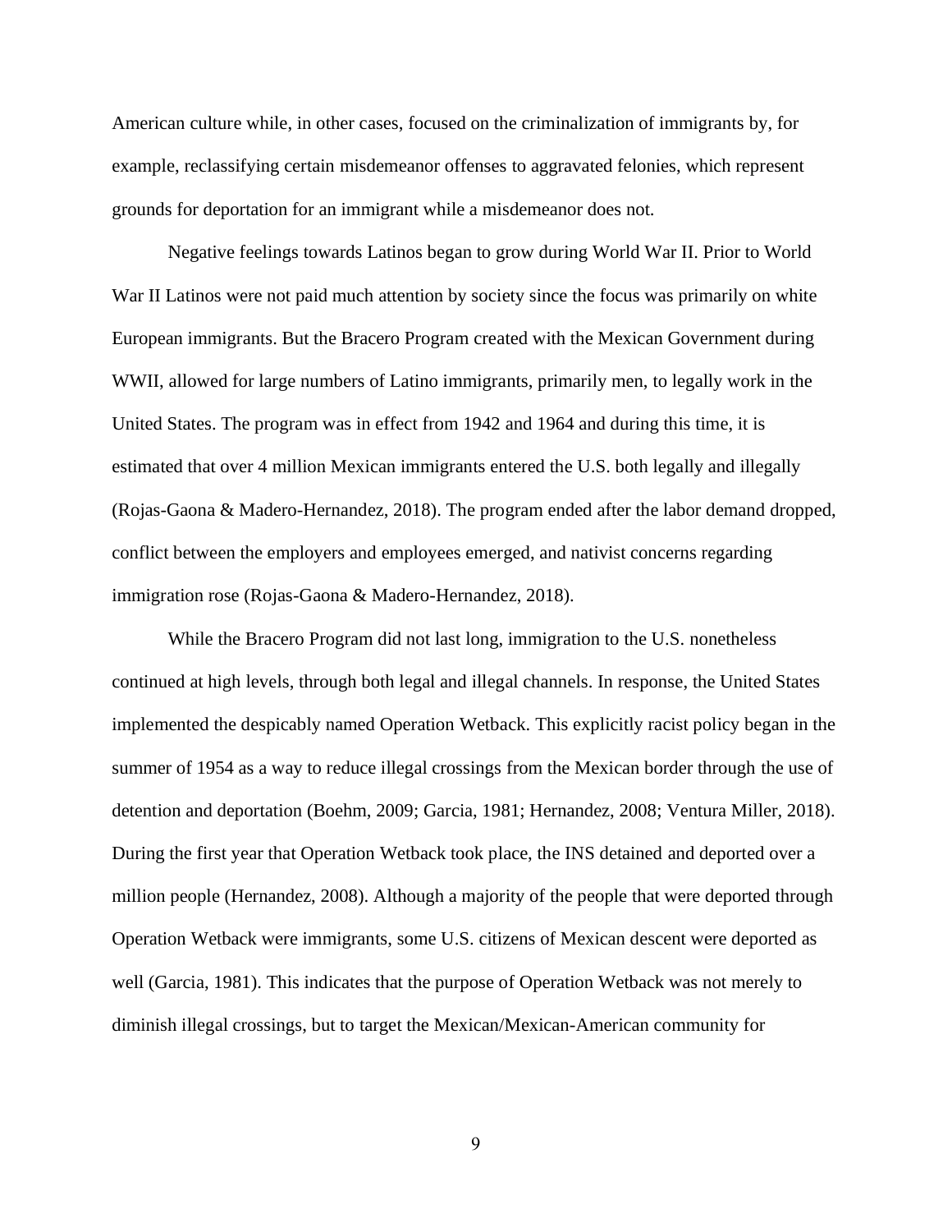American culture while, in other cases, focused on the criminalization of immigrants by, for example, reclassifying certain misdemeanor offenses to aggravated felonies, which represent grounds for deportation for an immigrant while a misdemeanor does not.

Negative feelings towards Latinos began to grow during World War II. Prior to World War II Latinos were not paid much attention by society since the focus was primarily on white European immigrants. But the Bracero Program created with the Mexican Government during WWII, allowed for large numbers of Latino immigrants, primarily men, to legally work in the United States. The program was in effect from 1942 and 1964 and during this time, it is estimated that over 4 million Mexican immigrants entered the U.S. both legally and illegally (Rojas-Gaona & Madero-Hernandez, 2018). The program ended after the labor demand dropped, conflict between the employers and employees emerged, and nativist concerns regarding immigration rose (Rojas-Gaona & Madero-Hernandez, 2018).

While the Bracero Program did not last long, immigration to the U.S. nonetheless continued at high levels, through both legal and illegal channels. In response, the United States implemented the despicably named Operation Wetback. This explicitly racist policy began in the summer of 1954 as a way to reduce illegal crossings from the Mexican border through the use of detention and deportation (Boehm, 2009; Garcia, 1981; Hernandez, 2008; Ventura Miller, 2018). During the first year that Operation Wetback took place, the INS detained and deported over a million people (Hernandez, 2008). Although a majority of the people that were deported through Operation Wetback were immigrants, some U.S. citizens of Mexican descent were deported as well (Garcia, 1981). This indicates that the purpose of Operation Wetback was not merely to diminish illegal crossings, but to target the Mexican/Mexican-American community for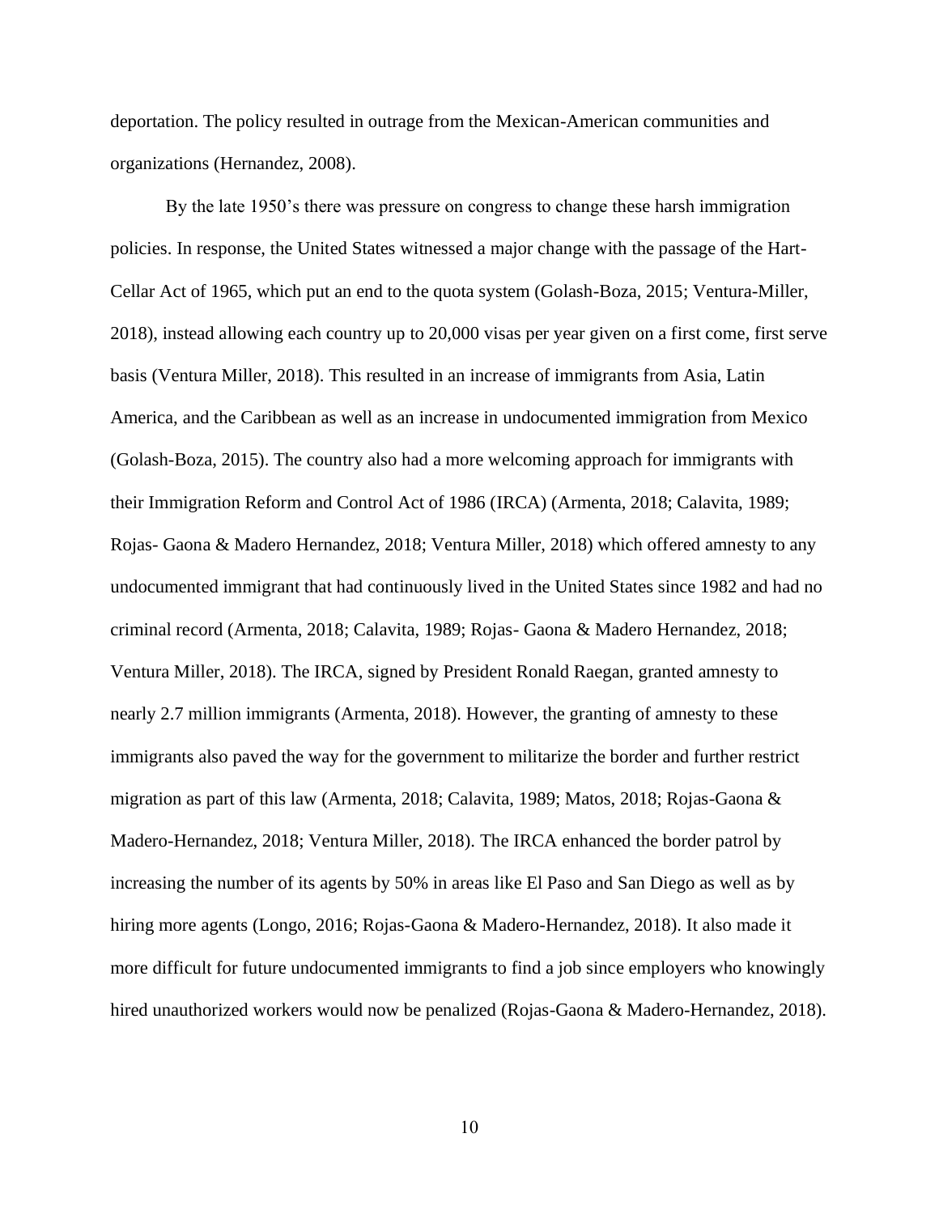deportation. The policy resulted in outrage from the Mexican-American communities and organizations (Hernandez, 2008).

By the late 1950's there was pressure on congress to change these harsh immigration policies. In response, the United States witnessed a major change with the passage of the Hart-Cellar Act of 1965, which put an end to the quota system (Golash-Boza, 2015; Ventura-Miller, 2018), instead allowing each country up to 20,000 visas per year given on a first come, first serve basis (Ventura Miller, 2018). This resulted in an increase of immigrants from Asia, Latin America, and the Caribbean as well as an increase in undocumented immigration from Mexico (Golash-Boza, 2015). The country also had a more welcoming approach for immigrants with their Immigration Reform and Control Act of 1986 (IRCA) (Armenta, 2018; Calavita, 1989; Rojas- Gaona & Madero Hernandez, 2018; Ventura Miller, 2018) which offered amnesty to any undocumented immigrant that had continuously lived in the United States since 1982 and had no criminal record (Armenta, 2018; Calavita, 1989; Rojas- Gaona & Madero Hernandez, 2018; Ventura Miller, 2018). The IRCA, signed by President Ronald Raegan, granted amnesty to nearly 2.7 million immigrants (Armenta, 2018). However, the granting of amnesty to these immigrants also paved the way for the government to militarize the border and further restrict migration as part of this law (Armenta, 2018; Calavita, 1989; Matos, 2018; Rojas-Gaona & Madero-Hernandez, 2018; Ventura Miller, 2018). The IRCA enhanced the border patrol by increasing the number of its agents by 50% in areas like El Paso and San Diego as well as by hiring more agents (Longo, 2016; Rojas-Gaona & Madero-Hernandez, 2018). It also made it more difficult for future undocumented immigrants to find a job since employers who knowingly hired unauthorized workers would now be penalized (Rojas-Gaona & Madero-Hernandez, 2018).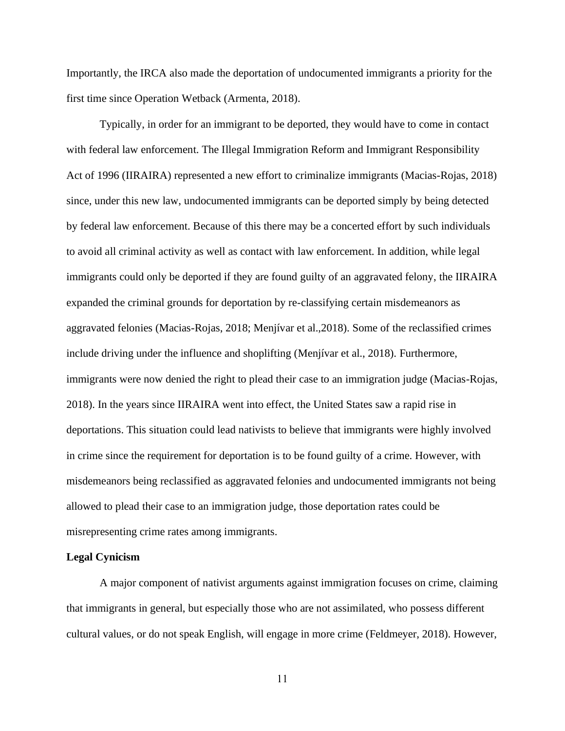Importantly, the IRCA also made the deportation of undocumented immigrants a priority for the first time since Operation Wetback (Armenta, 2018).

Typically, in order for an immigrant to be deported, they would have to come in contact with federal law enforcement. The Illegal Immigration Reform and Immigrant Responsibility Act of 1996 (IIRAIRA) represented a new effort to criminalize immigrants (Macias-Rojas, 2018) since, under this new law, undocumented immigrants can be deported simply by being detected by federal law enforcement. Because of this there may be a concerted effort by such individuals to avoid all criminal activity as well as contact with law enforcement. In addition, while legal immigrants could only be deported if they are found guilty of an aggravated felony, the IIRAIRA expanded the criminal grounds for deportation by re-classifying certain misdemeanors as aggravated felonies (Macias-Rojas, 2018; Menjívar et al.,2018). Some of the reclassified crimes include driving under the influence and shoplifting (Menjívar et al., 2018). Furthermore, immigrants were now denied the right to plead their case to an immigration judge (Macias-Rojas, 2018). In the years since IIRAIRA went into effect, the United States saw a rapid rise in deportations. This situation could lead nativists to believe that immigrants were highly involved in crime since the requirement for deportation is to be found guilty of a crime. However, with misdemeanors being reclassified as aggravated felonies and undocumented immigrants not being allowed to plead their case to an immigration judge, those deportation rates could be misrepresenting crime rates among immigrants.

**Legal Cynicism**

A major component of nativist arguments against immigration focuses on crime, claiming that immigrants in general, but especially those who are not assimilated, who possess different cultural values, or do not speak English, will engage in more crime (Feldmeyer, 2018). However,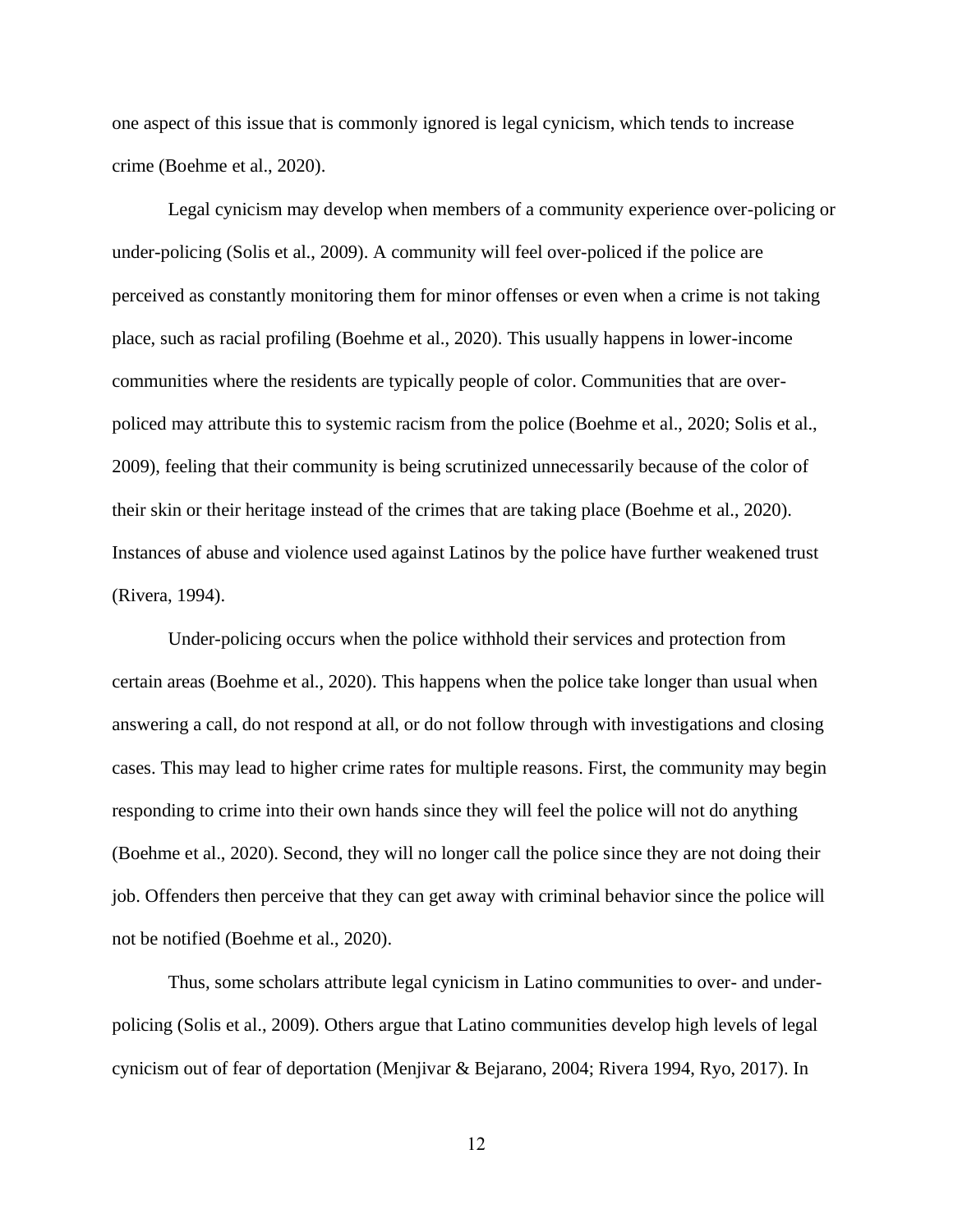one aspect of this issue that is commonly ignored is legal cynicism, which tends to increase crime (Boehme et al., 2020).

Legal cynicism may develop when members of a community experience over-policing or under-policing (Solis et al., 2009). A community will feel over-policed if the police are perceived as constantly monitoring them for minor offenses or even when a crime is not taking place, such as racial profiling (Boehme et al., 2020). This usually happens in lower-income communities where the residents are typically people of color. Communities that are over-policed may attribute this to systemic racism from the police (Boehme et al., 2020; Solis et al., 2009), feeling that their community is being scrutinized unnecessarily because of the color of their skin or their heritage instead of the crimes that are taking place (Boehme et al., 2020). Instances of abuse and violence used against Latinos by the police have further weakened trust (Rivera, 1994).

Under-policing occurs when the police withhold their services and protection from certain areas (Boehme et al., 2020). This happens when the police take longer than usual when answering a call, do not respond at all, or do not follow through with investigations and closing cases. This may lead to higher crime rates for multiple reasons. First, the community may begin responding to crime into their own hands since they will feel the police will not do anything (Boehme et al., 2020). Second, they will no longer call the police since they are not doing their job. Offenders then perceive that they can get away with criminal behavior since the police will not be notified (Boehme et al., 2020).

Thus, some scholars attribute legal cynicism in Latino communities to over- and under-policing (Solis et al., 2009). Others argue that Latino communities develop high levels of legal cynicism out of fear of deportation (Menjivar & Bejarano, 2004; Rivera 1994, Ryo, 2017). In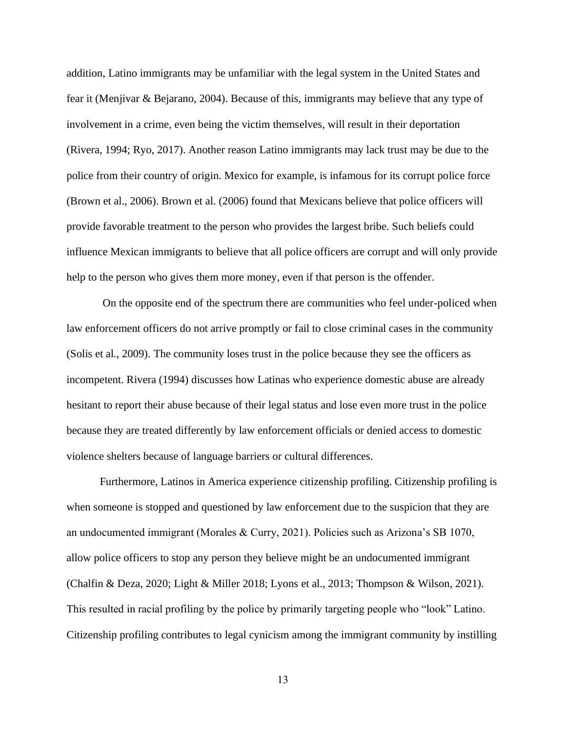addition, Latino immigrants may be unfamiliar with the legal system in the United States and fear it (Menjivar & Bejarano, 2004). Because of this, immigrants may believe that any type of involvement in a crime, even being the victim themselves, will result in their deportation (Rivera, 1994; Ryo, 2017). Another reason Latino immigrants may lack trust may be due to the police from their country of origin. Mexico for example, is infamous for its corrupt police force (Brown et al., 2006). Brown et al. (2006) found that Mexicans believe that police officers will provide favorable treatment to the person who provides the largest bribe. Such beliefs could influence Mexican immigrants to believe that all police officers are corrupt and will only provide help to the person who gives them more money, even if that person is the offender.

On the opposite end of the spectrum there are communities who feel under-policed when law enforcement officers do not arrive promptly or fail to close criminal cases in the community (Solis et al., 2009). The community loses trust in the police because they see the officers as incompetent. Rivera (1994) discusses how Latinas who experience domestic abuse are already hesitant to report their abuse because of their legal status and lose even more trust in the police because they are treated differently by law enforcement officials or denied access to domestic violence shelters because of language barriers or cultural differences.

Furthermore, Latinos in America experience citizenship profiling. Citizenship profiling is when someone is stopped and questioned by law enforcement due to the suspicion that they are an undocumented immigrant (Morales & Curry, 2021). Policies such as Arizona's SB 1070, allow police officers to stop any person they believe might be an undocumented immigrant (Chalfin & Deza, 2020; Light & Miller 2018; Lyons et al., 2013; Thompson & Wilson, 2021). This resulted in racial profiling by the police by primarily targeting people who "look" Latino. Citizenship profiling contributes to legal cynicism among the immigrant community by instilling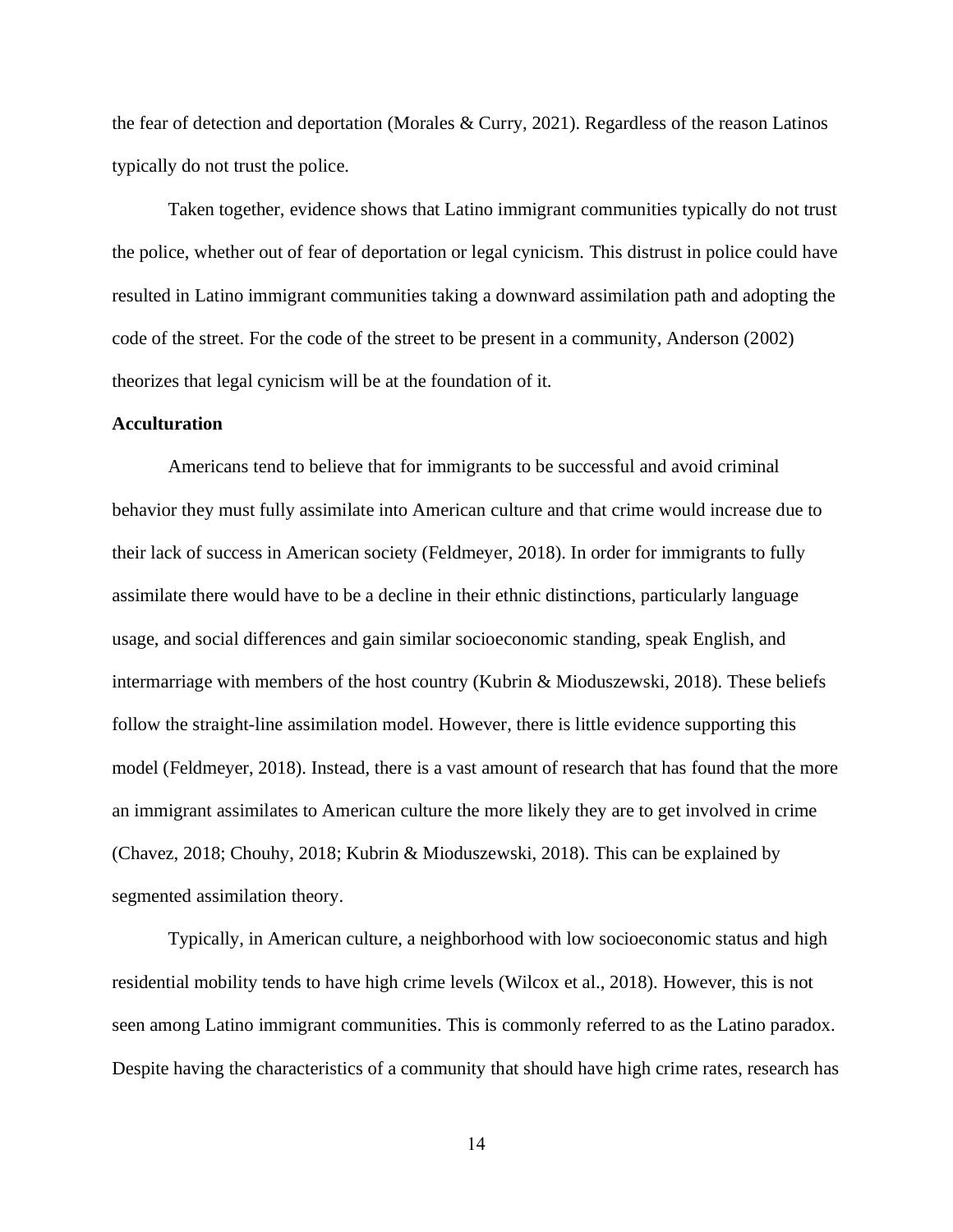the fear of detection and deportation (Morales & Curry, 2021). Regardless of the reason Latinos typically do not trust the police.

Taken together, evidence shows that Latino immigrant communities typically do not trust the police, whether out of fear of deportation or legal cynicism. This distrust in police could have resulted in Latino immigrant communities taking a downward assimilation path and adopting the code of the street. For the code of the street to be present in a community, Anderson (2002) theorizes that legal cynicism will be at the foundation of it.

**Acculturation**

Americans tend to believe that for immigrants to be successful and avoid criminal behavior they must fully assimilate into American culture and that crime would increase due to their lack of success in American society (Feldmeyer, 2018). In order for immigrants to fully assimilate there would have to be a decline in their ethnic distinctions, particularly language usage, and social differences and gain similar socioeconomic standing, speak English, and intermarriage with members of the host country (Kubrin & Mioduszewski, 2018). These beliefs follow the straight-line assimilation model. However, there is little evidence supporting this model (Feldmeyer, 2018). Instead, there is a vast amount of research that has found that the more an immigrant assimilates to American culture the more likely they are to get involved in crime (Chavez, 2018; Chouhy, 2018; Kubrin & Mioduszewski, 2018). This can be explained by segmented assimilation theory.

Typically, in American culture, a neighborhood with low socioeconomic status and high residential mobility tends to have high crime levels (Wilcox et al., 2018). However, this is not seen among Latino immigrant communities. This is commonly referred to as the Latino paradox. Despite having the characteristics of a community that should have high crime rates, research has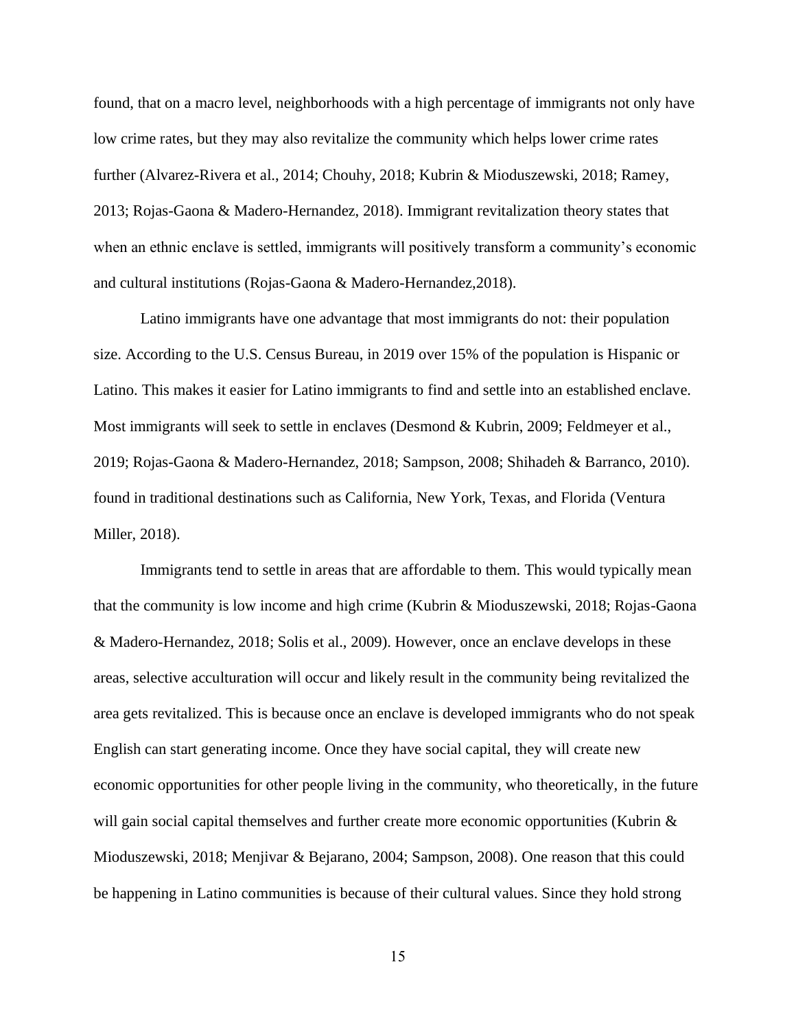found, that on a macro level, neighborhoods with a high percentage of immigrants not only have low crime rates, but they may also revitalize the community which helps lower crime rates further (Alvarez-Rivera et al., 2014; Chouhy, 2018; Kubrin & Mioduszewski, 2018; Ramey, 2013; Rojas-Gaona & Madero-Hernandez, 2018). Immigrant revitalization theory states that when an ethnic enclave is settled, immigrants will positively transform a community's economic and cultural institutions (Rojas-Gaona & Madero-Hernandez,2018).

Latino immigrants have one advantage that most immigrants do not: their population size. According to the U.S. Census Bureau, in 2019 over 15% of the population is Hispanic or Latino. This makes it easier for Latino immigrants to find and settle into an established enclave. Most immigrants will seek to settle in enclaves (Desmond & Kubrin, 2009; Feldmeyer et al., 2019; Rojas-Gaona & Madero-Hernandez, 2018; Sampson, 2008; Shihadeh & Barranco, 2010). found in traditional destinations such as California, New York, Texas, and Florida (Ventura Miller, 2018).

Immigrants tend to settle in areas that are affordable to them. This would typically mean that the community is low income and high crime (Kubrin & Mioduszewski, 2018; Rojas-Gaona & Madero-Hernandez, 2018; Solis et al., 2009). However, once an enclave develops in these areas, selective acculturation will occur and likely result in the community being revitalized the area gets revitalized. This is because once an enclave is developed immigrants who do not speak English can start generating income. Once they have social capital, they will create new economic opportunities for other people living in the community, who theoretically, in the future will gain social capital themselves and further create more economic opportunities (Kubrin & Mioduszewski, 2018; Menjivar & Bejarano, 2004; Sampson, 2008). One reason that this could be happening in Latino communities is because of their cultural values. Since they hold strong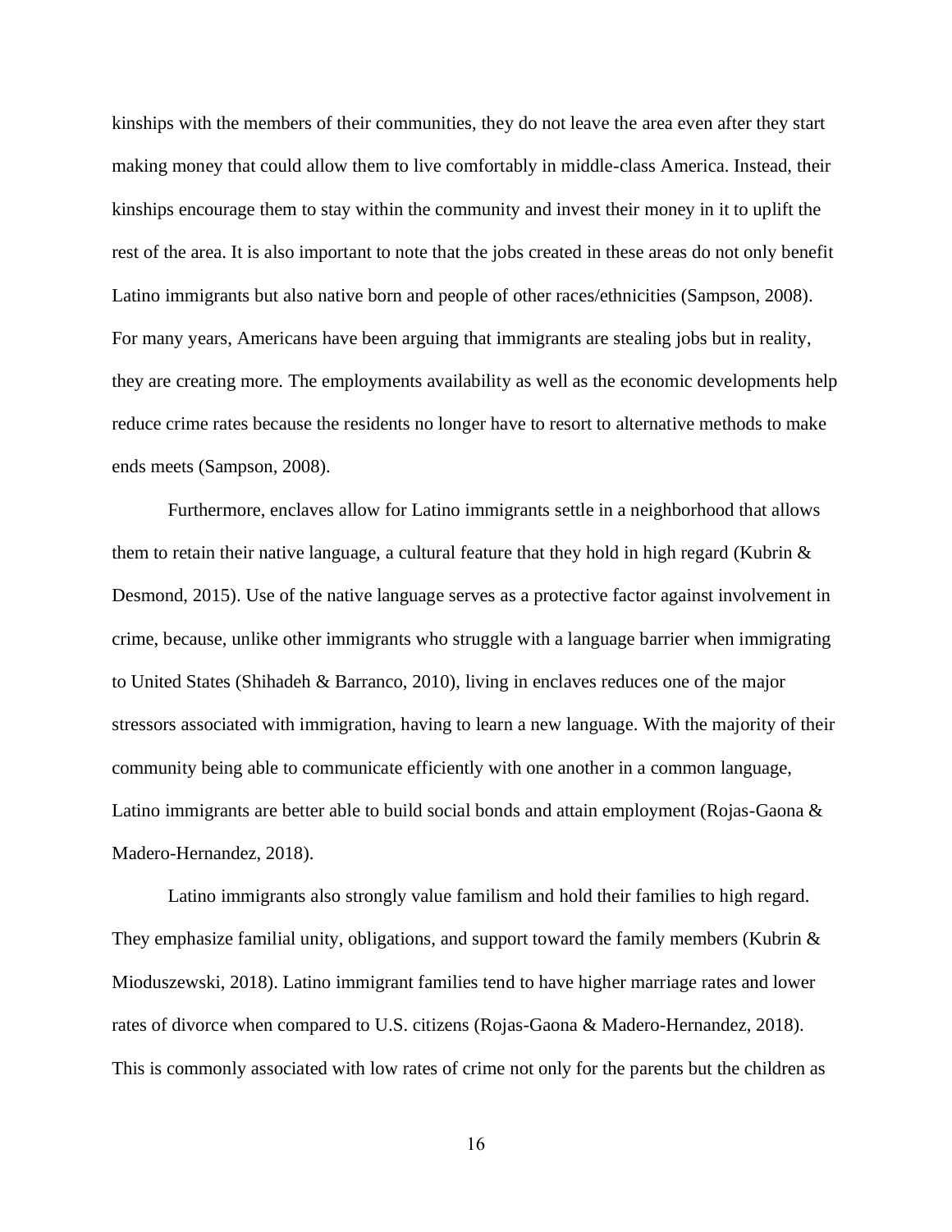kinships with the members of their communities, they do not leave the area even after they start making money that could allow them to live comfortably in middle-class America. Instead, their kinships encourage them to stay within the community and invest their money in it to uplift the rest of the area. It is also important to note that the jobs created in these areas do not only benefit Latino immigrants but also native born and people of other races/ethnicities (Sampson, 2008). For many years, Americans have been arguing that immigrants are stealing jobs but in reality, they are creating more. The employments availability as well as the economic developments help reduce crime rates because the residents no longer have to resort to alternative methods to make ends meets (Sampson, 2008).

Furthermore, enclaves allow for Latino immigrants settle in a neighborhood that allows them to retain their native language, a cultural feature that they hold in high regard (Kubrin & Desmond, 2015). Use of the native language serves as a protective factor against involvement in crime, because, unlike other immigrants who struggle with a language barrier when immigrating to United States (Shihadeh & Barranco, 2010), living in enclaves reduces one of the major stressors associated with immigration, having to learn a new language. With the majority of their community being able to communicate efficiently with one another in a common language, Latino immigrants are better able to build social bonds and attain employment (Rojas-Gaona & Madero-Hernandez, 2018).

Latino immigrants also strongly value familism and hold their families to high regard. They emphasize familial unity, obligations, and support toward the family members (Kubrin & Mioduszewski, 2018). Latino immigrant families tend to have higher marriage rates and lower rates of divorce when compared to U.S. citizens (Rojas-Gaona & Madero-Hernandez, 2018). This is commonly associated with low rates of crime not only for the parents but the children as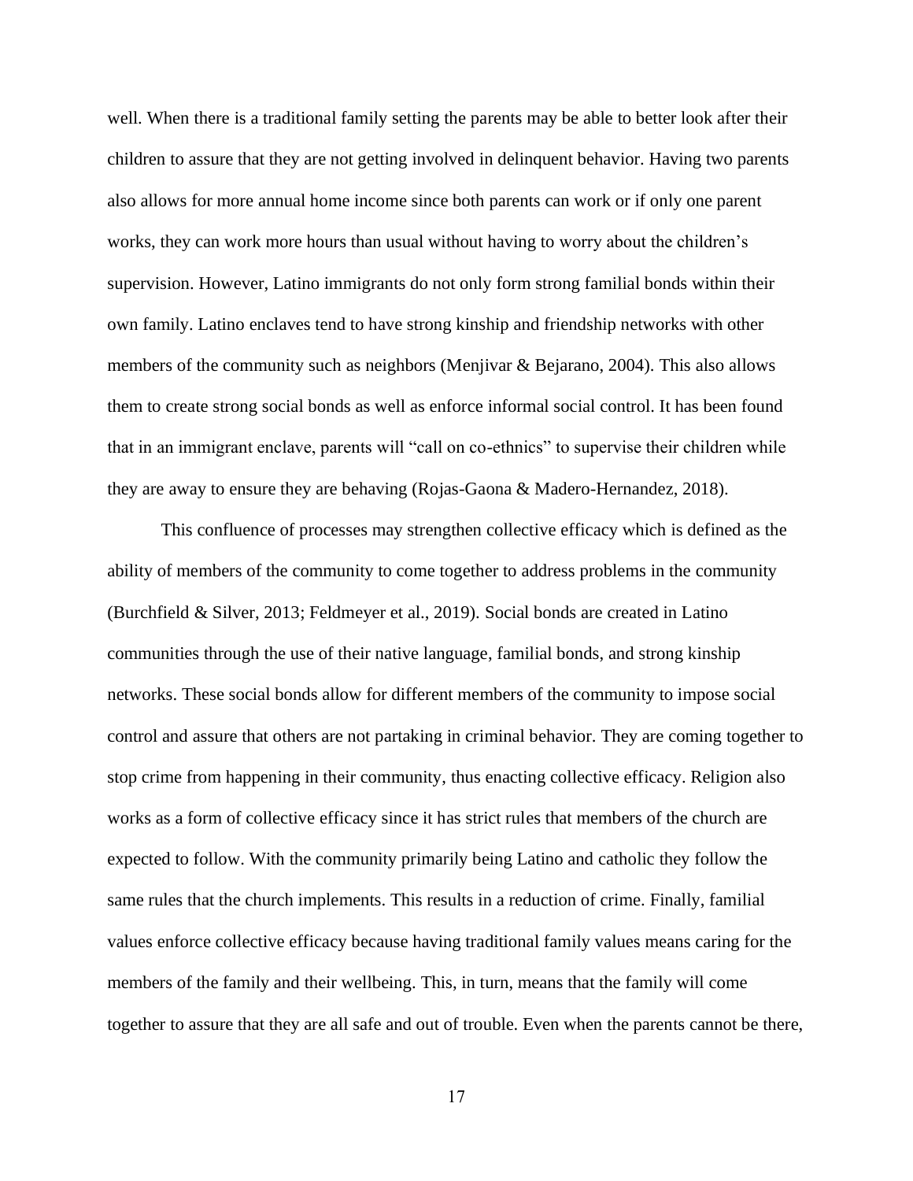well. When there is a traditional family setting the parents may be able to better look after their children to assure that they are not getting involved in delinquent behavior. Having two parents also allows for more annual home income since both parents can work or if only one parent works, they can work more hours than usual without having to worry about the children's supervision. However, Latino immigrants do not only form strong familial bonds within their own family. Latino enclaves tend to have strong kinship and friendship networks with other members of the community such as neighbors (Menjivar & Bejarano, 2004). This also allows them to create strong social bonds as well as enforce informal social control. It has been found that in an immigrant enclave, parents will "call on co-ethnics" to supervise their children while they are away to ensure they are behaving (Rojas-Gaona & Madero-Hernandez, 2018).

This confluence of processes may strengthen collective efficacy which is defined as the ability of members of the community to come together to address problems in the community (Burchfield & Silver, 2013; Feldmeyer et al., 2019). Social bonds are created in Latino communities through the use of their native language, familial bonds, and strong kinship networks. These social bonds allow for different members of the community to impose social control and assure that others are not partaking in criminal behavior. They are coming together to stop crime from happening in their community, thus enacting collective efficacy. Religion also works as a form of collective efficacy since it has strict rules that members of the church are expected to follow. With the community primarily being Latino and catholic they follow the same rules that the church implements. This results in a reduction of crime. Finally, familial values enforce collective efficacy because having traditional family values means caring for the members of the family and their wellbeing. This, in turn, means that the family will come together to assure that they are all safe and out of trouble. Even when the parents cannot be there,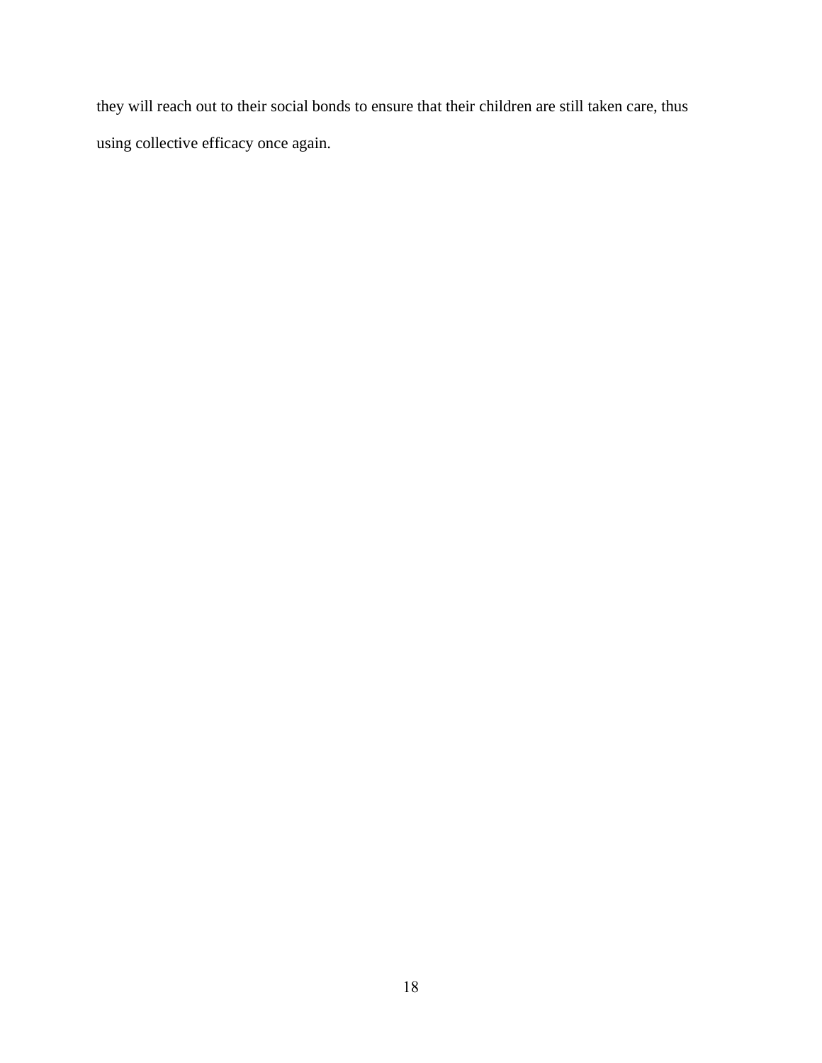they will reach out to their social bonds to ensure that their children are still taken care, thus using collective efficacy once again.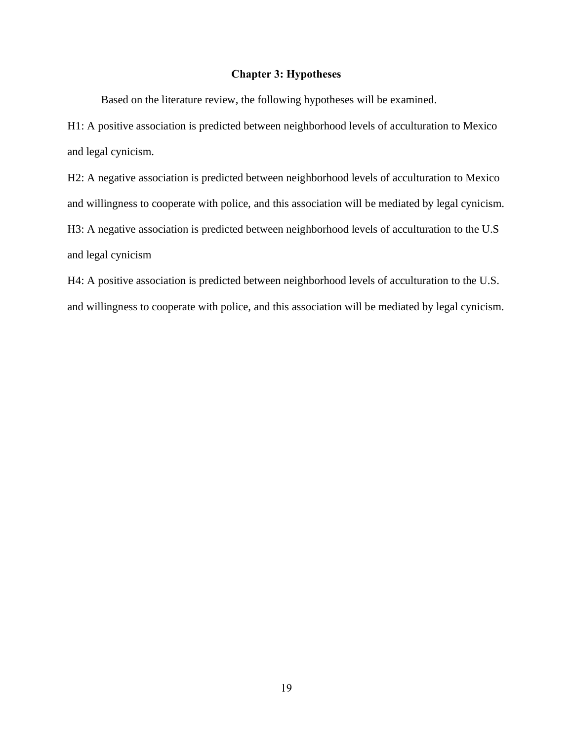# Chapter 3: Hypotheses

Based on the literature review, the following hypotheses will be examined.

H1: A positive association is predicted between neighborhood levels of acculturation to Mexico and legal cynicism.

H2: A negative association is predicted between neighborhood levels of acculturation to Mexico and willingness to cooperate with police, and this association will be mediated by legal cynicism.

H3: A negative association is predicted between neighborhood levels of acculturation to the U.S and legal cynicism

H4: A positive association is predicted between neighborhood levels of acculturation to the U.S. and willingness to cooperate with police, and this association will be mediated by legal cynicism.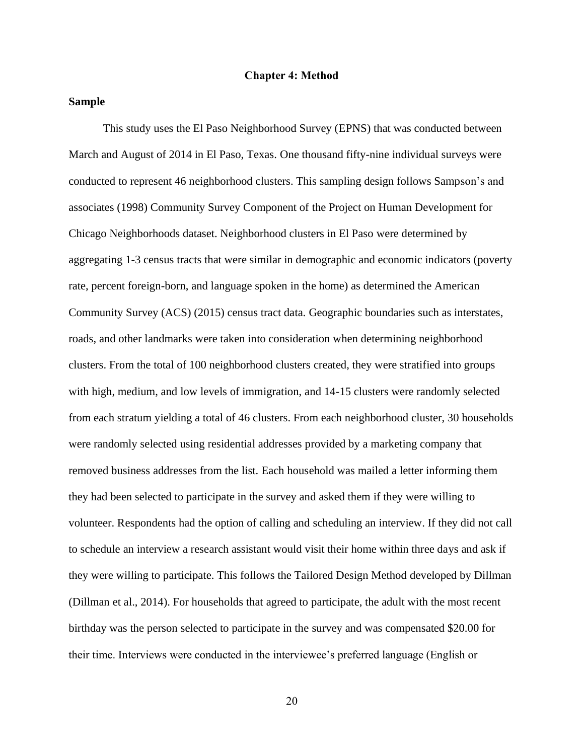# Chapter 4: Method

## Sample

This study uses the El Paso Neighborhood Survey (EPNS) that was conducted between March and August of 2014 in El Paso, Texas. One thousand fifty-nine individual surveys were conducted to represent 46 neighborhood clusters. This sampling design follows Sampson's and associates (1998) Community Survey Component of the Project on Human Development for Chicago Neighborhoods dataset. Neighborhood clusters in El Paso were determined by aggregating 1-3 census tracts that were similar in demographic and economic indicators (poverty rate, percent foreign-born, and language spoken in the home) as determined the American Community Survey (ACS) (2015) census tract data. Geographic boundaries such as interstates, roads, and other landmarks were taken into consideration when determining neighborhood clusters. From the total of 100 neighborhood clusters created, they were stratified into groups with high, medium, and low levels of immigration, and 14-15 clusters were randomly selected from each stratum yielding a total of 46 clusters. From each neighborhood cluster, 30 households were randomly selected using residential addresses provided by a marketing company that removed business addresses from the list. Each household was mailed a letter informing them they had been selected to participate in the survey and asked them if they were willing to volunteer. Respondents had the option of calling and scheduling an interview. If they did not call to schedule an interview a research assistant would visit their home within three days and ask if they were willing to participate. This follows the Tailored Design Method developed by Dillman (Dillman et al., 2014). For households that agreed to participate, the adult with the most recent birthday was the person selected to participate in the survey and was compensated $20.00 for their time. Interviews were conducted in the interviewee's preferred language (English or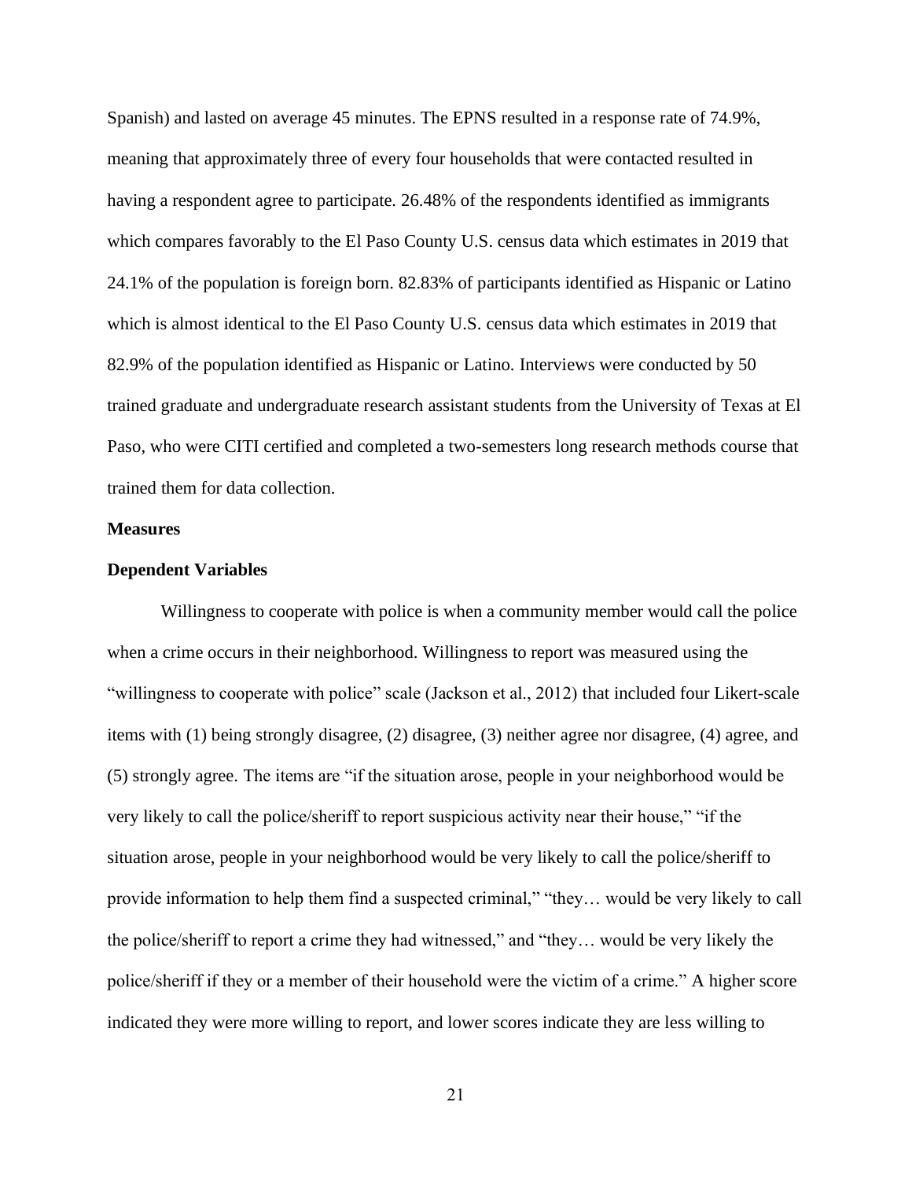Spanish) and lasted on average 45 minutes. The EPNS resulted in a response rate of 74.9%, meaning that approximately three of every four households that were contacted resulted in having a respondent agree to participate. 26.48% of the respondents identified as immigrants which compares favorably to the El Paso County U.S. census data which estimates in 2019 that 24.1% of the population is foreign born. 82.83% of participants identified as Hispanic or Latino which is almost identical to the El Paso County U.S. census data which estimates in 2019 that 82.9% of the population identified as Hispanic or Latino. Interviews were conducted by 50 trained graduate and undergraduate research assistant students from the University of Texas at El Paso, who were CITI certified and completed a two-semesters long research methods course that trained them for data collection.

## Measures

### Dependent Variables

Willingness to cooperate with police is when a community member would call the police when a crime occurs in their neighborhood. Willingness to report was measured using the "willingness to cooperate with police" scale (Jackson et al., 2012) that included four Likert-scale items with (1) being strongly disagree, (2) disagree, (3) neither agree nor disagree, (4) agree, and (5) strongly agree. The items are "if the situation arose, people in your neighborhood would be very likely to call the police/sheriff to report suspicious activity near their house," "if the situation arose, people in your neighborhood would be very likely to call the police/sheriff to provide information to help them find a suspected criminal," "they… would be very likely to call the police/sheriff to report a crime they had witnessed," and "they… would be very likely the police/sheriff if they or a member of their household were the victim of a crime." A higher score indicated they were more willing to report, and lower scores indicate they are less willing to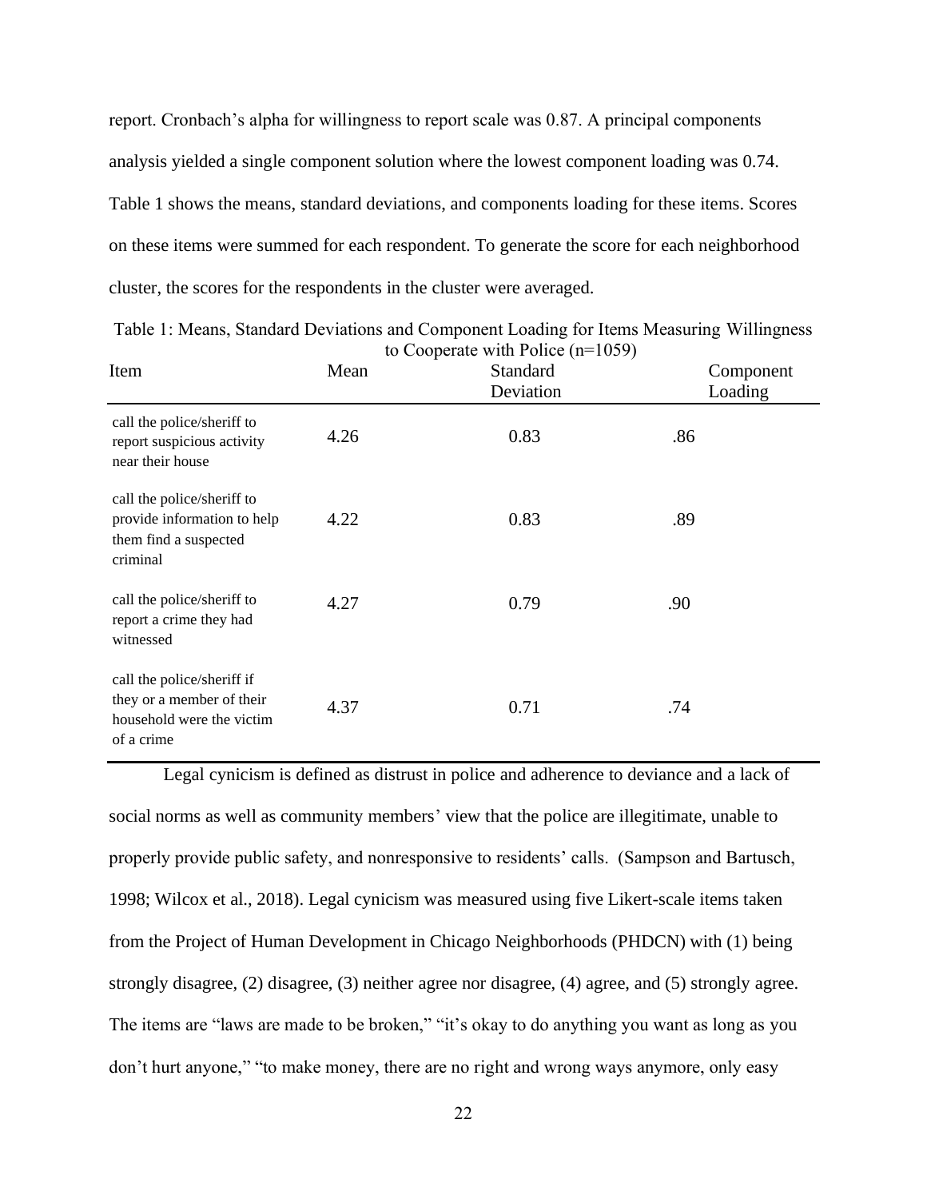report. Cronbach's alpha for willingness to report scale was 0.87. A principal components analysis yielded a single component solution where the lowest component loading was 0.74. Table 1 shows the means, standard deviations, and components loading for these items. Scores on these items were summed for each respondent. To generate the score for each neighborhood cluster, the scores for the respondents in the cluster were averaged.

Table 1: Means, Standard Deviations and Component Loading for Items Measuring Willingness to Cooperate with Police (n=1059)

| Item | Mean | Standard Deviation | Component Loading |
|---|---|---|---|
| call the police/sheriff to report suspicious activity near their house | 4.26 | 0.83 | .86 |
| call the police/sheriff to provide information to help them find a suspected criminal | 4.22 | 0.83 | .89 |
| call the police/sheriff to report a crime they had witnessed | 4.27 | 0.79 | .90 |
| call the police/sheriff if they or a member of their household were the victim of a crime | 4.37 | 0.71 | .74 |

Legal cynicism is defined as distrust in police and adherence to deviance and a lack of social norms as well as community members' view that the police are illegitimate, unable to properly provide public safety, and nonresponsive to residents' calls. (Sampson and Bartusch, 1998; Wilcox et al., 2018). Legal cynicism was measured using five Likert-scale items taken from the Project of Human Development in Chicago Neighborhoods (PHDCN) with (1) being strongly disagree, (2) disagree, (3) neither agree nor disagree, (4) agree, and (5) strongly agree. The items are "laws are made to be broken," "it's okay to do anything you want as long as you don't hurt anyone," "to make money, there are no right and wrong ways anymore, only easy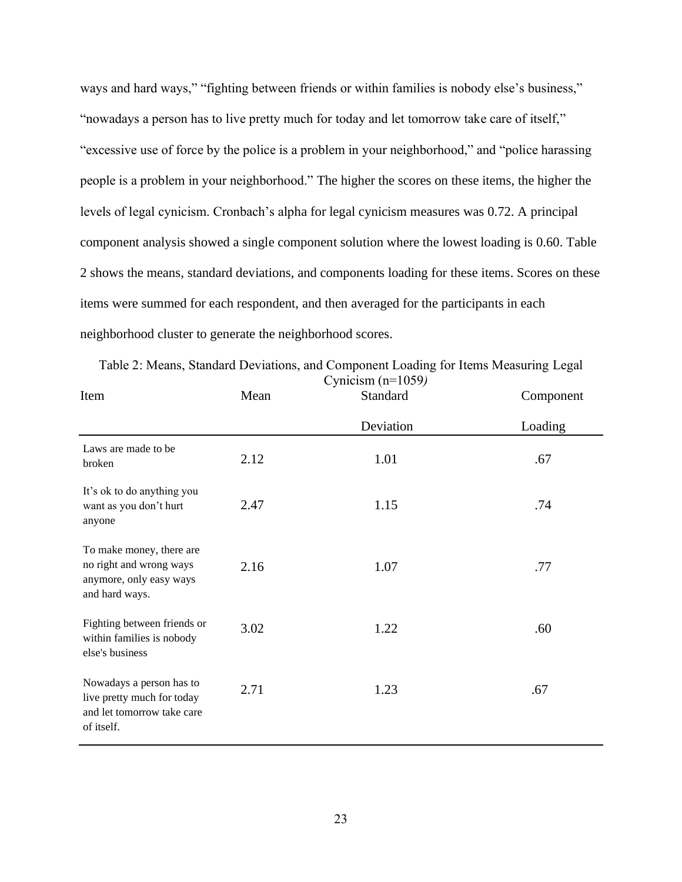ways and hard ways," "fighting between friends or within families is nobody else's business," "nowadays a person has to live pretty much for today and let tomorrow take care of itself," "excessive use of force by the police is a problem in your neighborhood," and "police harassing people is a problem in your neighborhood." The higher the scores on these items, the higher the levels of legal cynicism. Cronbach's alpha for legal cynicism measures was 0.72. A principal component analysis showed a single component solution where the lowest loading is 0.60. Table 2 shows the means, standard deviations, and components loading for these items. Scores on these items were summed for each respondent, and then averaged for the participants in each neighborhood cluster to generate the neighborhood scores.

Table 2: Means, Standard Deviations, and Component Loading for Items Measuring Legal Cynicism (n=1059)

| Item | Mean | Standard Deviation | Component Loading |
|---|---|---|---|
| Laws are made to be broken | 2.12 | 1.01 | .67 |
| It's ok to do anything you want as you don't hurt anyone | 2.47 | 1.15 | .74 |
| To make money, there are no right and wrong ways anymore, only easy ways and hard ways. | 2.16 | 1.07 | .77 |
| Fighting between friends or within families is nobody else's business | 3.02 | 1.22 | .60 |
| Nowadays a person has to live pretty much for today and let tomorrow take care of itself. | 2.71 | 1.23 | .67 |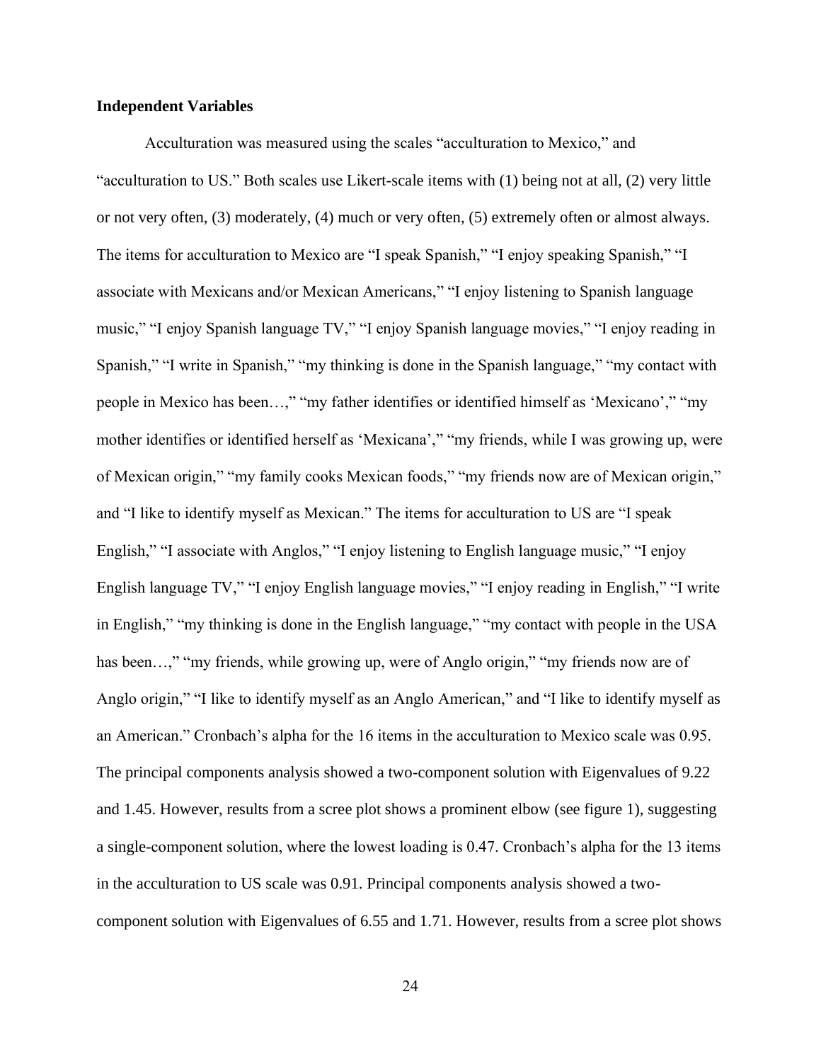### Independent Variables

Acculturation was measured using the scales "acculturation to Mexico," and "acculturation to US." Both scales use Likert-scale items with (1) being not at all, (2) very little or not very often, (3) moderately, (4) much or very often, (5) extremely often or almost always. The items for acculturation to Mexico are "I speak Spanish," "I enjoy speaking Spanish," "I associate with Mexicans and/or Mexican Americans," "I enjoy listening to Spanish language music," "I enjoy Spanish language TV," "I enjoy Spanish language movies," "I enjoy reading in Spanish," "I write in Spanish," "my thinking is done in the Spanish language," "my contact with people in Mexico has been…," "my father identifies or identified himself as 'Mexicano'," "my mother identifies or identified herself as 'Mexicana'," "my friends, while I was growing up, were of Mexican origin," "my family cooks Mexican foods," "my friends now are of Mexican origin," and "I like to identify myself as Mexican." The items for acculturation to US are "I speak English," "I associate with Anglos," "I enjoy listening to English language music," "I enjoy English language TV," "I enjoy English language movies," "I enjoy reading in English," "I write in English," "my thinking is done in the English language," "my contact with people in the USA has been…," "my friends, while growing up, were of Anglo origin," "my friends now are of Anglo origin," "I like to identify myself as an Anglo American," and "I like to identify myself as an American." Cronbach's alpha for the 16 items in the acculturation to Mexico scale was 0.95. The principal components analysis showed a two-component solution with Eigenvalues of 9.22 and 1.45. However, results from a scree plot shows a prominent elbow (see figure 1), suggesting a single-component solution, where the lowest loading is 0.47. Cronbach's alpha for the 13 items in the acculturation to US scale was 0.91. Principal components analysis showed a two-component solution with Eigenvalues of 6.55 and 1.71. However, results from a scree plot shows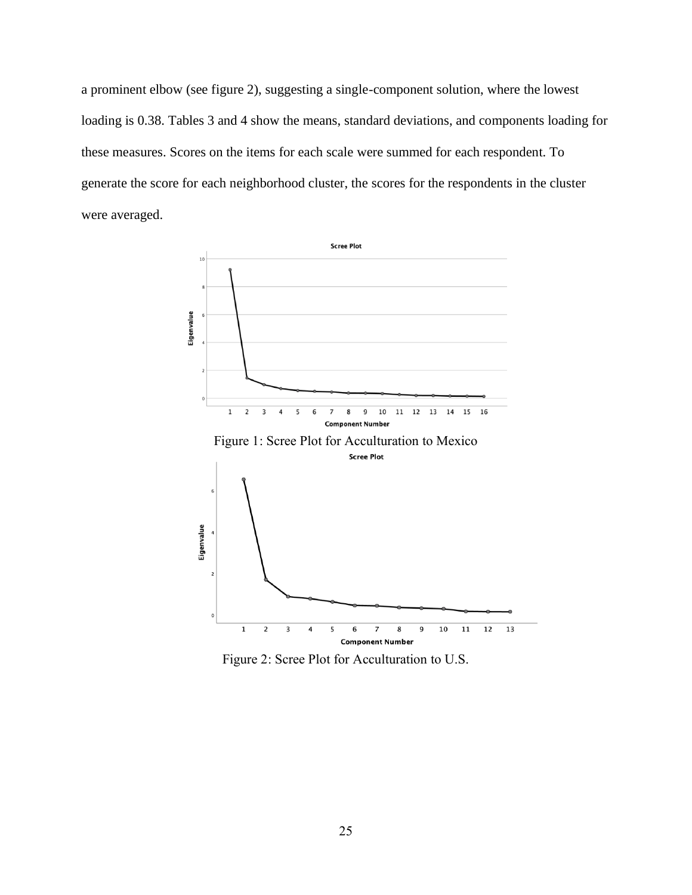a prominent elbow (see figure 2), suggesting a single-component solution, where the lowest loading is 0.38. Tables 3 and 4 show the means, standard deviations, and components loading for these measures. Scores on the items for each scale were summed for each respondent. To generate the score for each neighborhood cluster, the scores for the respondents in the cluster were averaged.

Figure 1: Scree Plot for Acculturation to Mexico

Figure 2: Scree Plot for Acculturation to U.S.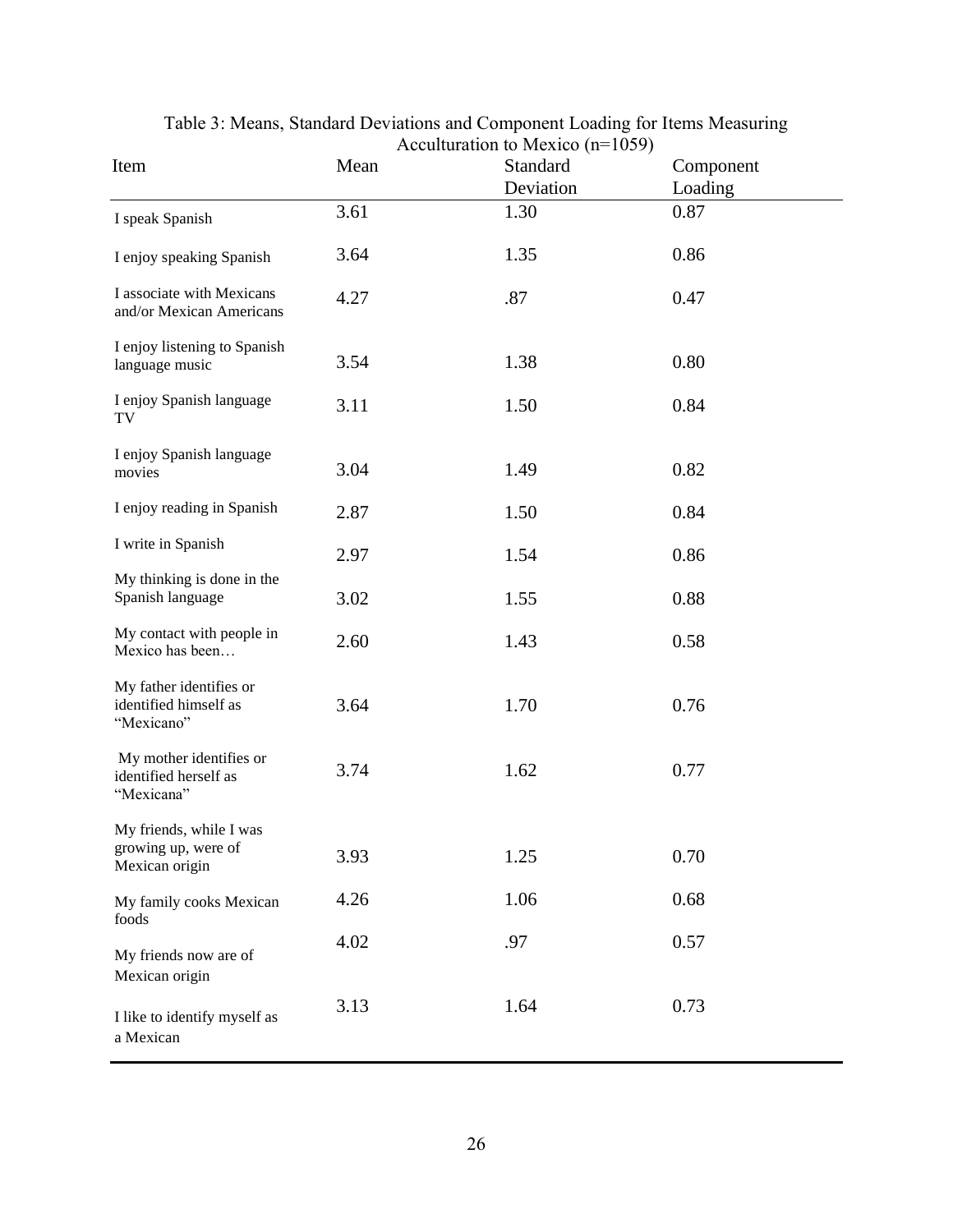Table 3: Means, Standard Deviations and Component Loading for Items Measuring Acculturation to Mexico (n=1059)

| Item | Mean | Standard Deviation | Component Loading |
|---|---|---|---|
| I speak Spanish | 3.61 | 1.30 | 0.87 |
| I enjoy speaking Spanish | 3.64 | 1.35 | 0.86 |
| I associate with Mexicans and/or Mexican Americans | 4.27 | .87 | 0.47 |
| I enjoy listening to Spanish language music | 3.54 | 1.38 | 0.80 |
| I enjoy Spanish language TV | 3.11 | 1.50 | 0.84 |
| I enjoy Spanish language movies | 3.04 | 1.49 | 0.82 |
| I enjoy reading in Spanish | 2.87 | 1.50 | 0.84 |
| I write in Spanish | 2.97 | 1.54 | 0.86 |
| My thinking is done in the Spanish language | 3.02 | 1.55 | 0.88 |
| My contact with people in Mexico has been… | 2.60 | 1.43 | 0.58 |
| My father identifies or identified himself as "Mexicano" | 3.64 | 1.70 | 0.76 |
| My mother identifies or identified herself as "Mexicana" | 3.74 | 1.62 | 0.77 |
| My friends, while I was growing up, were of Mexican origin | 3.93 | 1.25 | 0.70 |
| My family cooks Mexican foods | 4.26 | 1.06 | 0.68 |
| My friends now are of Mexican origin | 4.02 | .97 | 0.57 |
| I like to identify myself as a Mexican | 3.13 | 1.64 | 0.73 |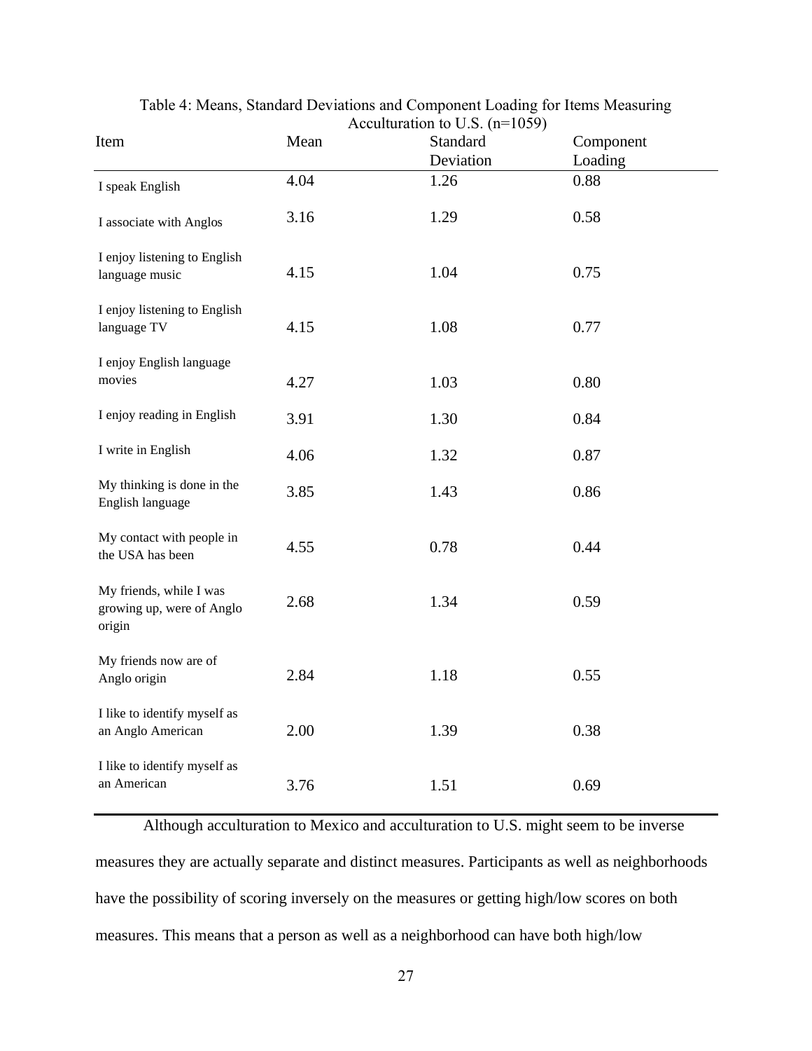Table 4: Means, Standard Deviations and Component Loading for Items Measuring Acculturation to U.S. (n=1059)

| Item | Mean | Standard Deviation | Component Loading |
|---|---|---|---|
| I speak English | 4.04 | 1.26 | 0.88 |
| I associate with Anglos | 3.16 | 1.29 | 0.58 |
| I enjoy listening to English language music | 4.15 | 1.04 | 0.75 |
| I enjoy listening to English language TV | 4.15 | 1.08 | 0.77 |
| I enjoy English language movies | 4.27 | 1.03 | 0.80 |
| I enjoy reading in English | 3.91 | 1.30 | 0.84 |
| I write in English | 4.06 | 1.32 | 0.87 |
| My thinking is done in the English language | 3.85 | 1.43 | 0.86 |
| My contact with people in the USA has been | 4.55 | 0.78 | 0.44 |
| My friends, while I was growing up, were of Anglo origin | 2.68 | 1.34 | 0.59 |
| My friends now are of Anglo origin | 2.84 | 1.18 | 0.55 |
| I like to identify myself as an Anglo American | 2.00 | 1.39 | 0.38 |
| I like to identify myself as an American | 3.76 | 1.51 | 0.69 |

Although acculturation to Mexico and acculturation to U.S. might seem to be inverse measures they are actually separate and distinct measures. Participants as well as neighborhoods have the possibility of scoring inversely on the measures or getting high/low scores on both measures. This means that a person as well as a neighborhood can have both high/low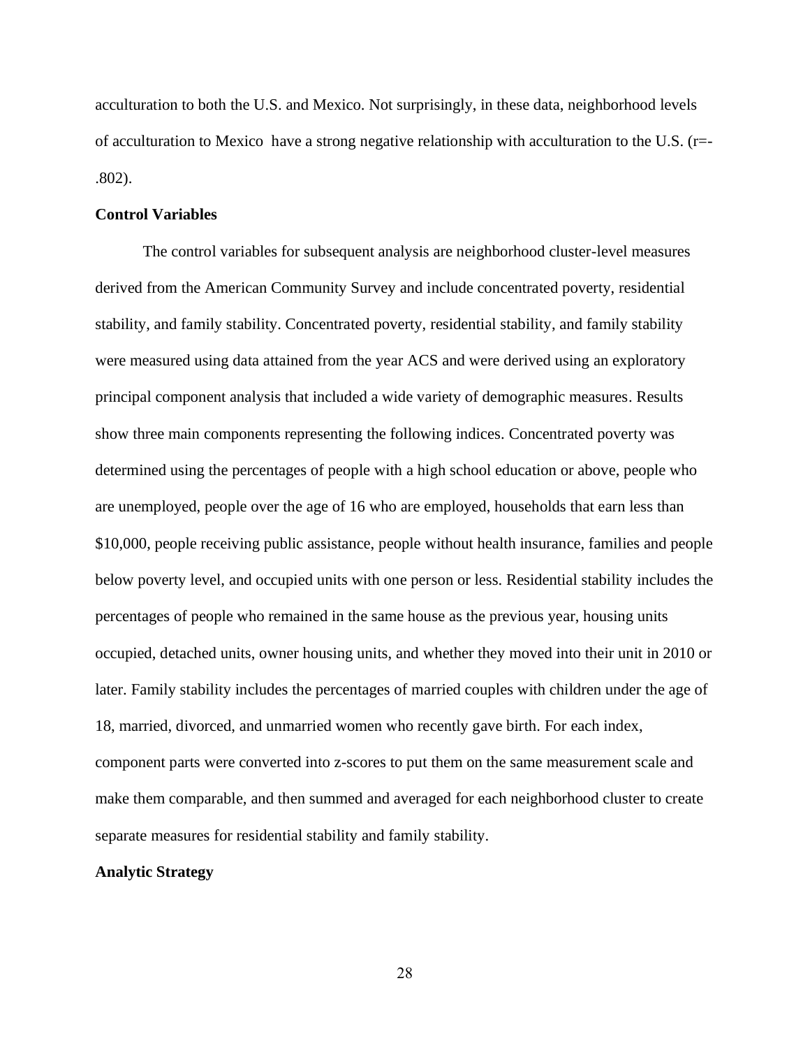acculturation to both the U.S. and Mexico. Not surprisingly, in these data, neighborhood levels of acculturation to Mexico  have a strong negative relationship with acculturation to the U.S. (r=-.802).

**Control Variables**

The control variables for subsequent analysis are neighborhood cluster-level measures derived from the American Community Survey and include concentrated poverty, residential stability, and family stability. Concentrated poverty, residential stability, and family stability were measured using data attained from the year ACS and were derived using an exploratory principal component analysis that included a wide variety of demographic measures. Results show three main components representing the following indices. Concentrated poverty was determined using the percentages of people with a high school education or above, people who are unemployed, people over the age of 16 who are employed, households that earn less than $10,000, people receiving public assistance, people without health insurance, families and people below poverty level, and occupied units with one person or less. Residential stability includes the percentages of people who remained in the same house as the previous year, housing units occupied, detached units, owner housing units, and whether they moved into their unit in 2010 or later. Family stability includes the percentages of married couples with children under the age of 18, married, divorced, and unmarried women who recently gave birth. For each index, component parts were converted into z-scores to put them on the same measurement scale and make them comparable, and then summed and averaged for each neighborhood cluster to create separate measures for residential stability and family stability.

**Analytic Strategy**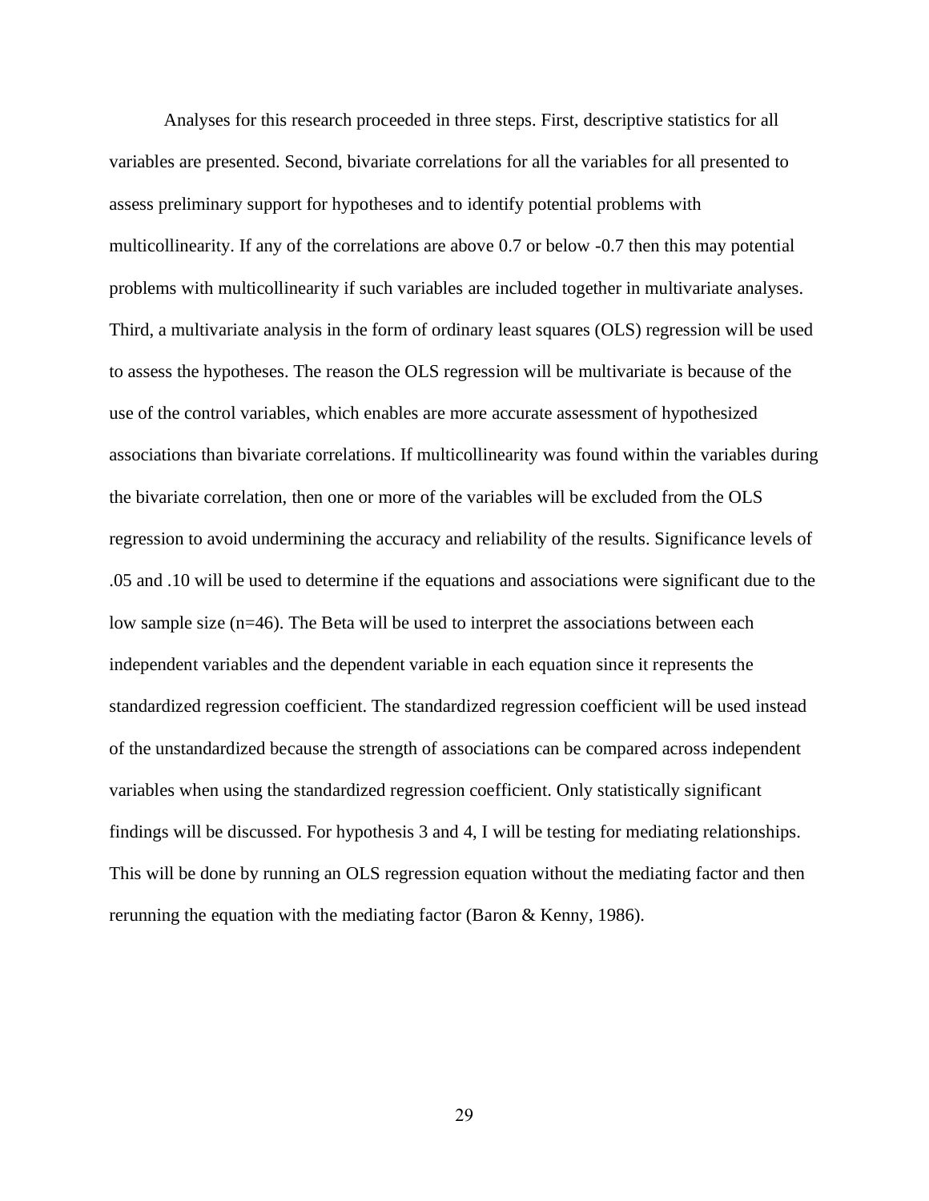Analyses for this research proceeded in three steps. First, descriptive statistics for all variables are presented. Second, bivariate correlations for all the variables for all presented to assess preliminary support for hypotheses and to identify potential problems with multicollinearity. If any of the correlations are above 0.7 or below -0.7 then this may potential problems with multicollinearity if such variables are included together in multivariate analyses. Third, a multivariate analysis in the form of ordinary least squares (OLS) regression will be used to assess the hypotheses. The reason the OLS regression will be multivariate is because of the use of the control variables, which enables are more accurate assessment of hypothesized associations than bivariate correlations. If multicollinearity was found within the variables during the bivariate correlation, then one or more of the variables will be excluded from the OLS regression to avoid undermining the accuracy and reliability of the results. Significance levels of .05 and .10 will be used to determine if the equations and associations were significant due to the low sample size (n=46). The Beta will be used to interpret the associations between each independent variables and the dependent variable in each equation since it represents the standardized regression coefficient. The standardized regression coefficient will be used instead of the unstandardized because the strength of associations can be compared across independent variables when using the standardized regression coefficient. Only statistically significant findings will be discussed. For hypothesis 3 and 4, I will be testing for mediating relationships. This will be done by running an OLS regression equation without the mediating factor and then rerunning the equation with the mediating factor (Baron & Kenny, 1986).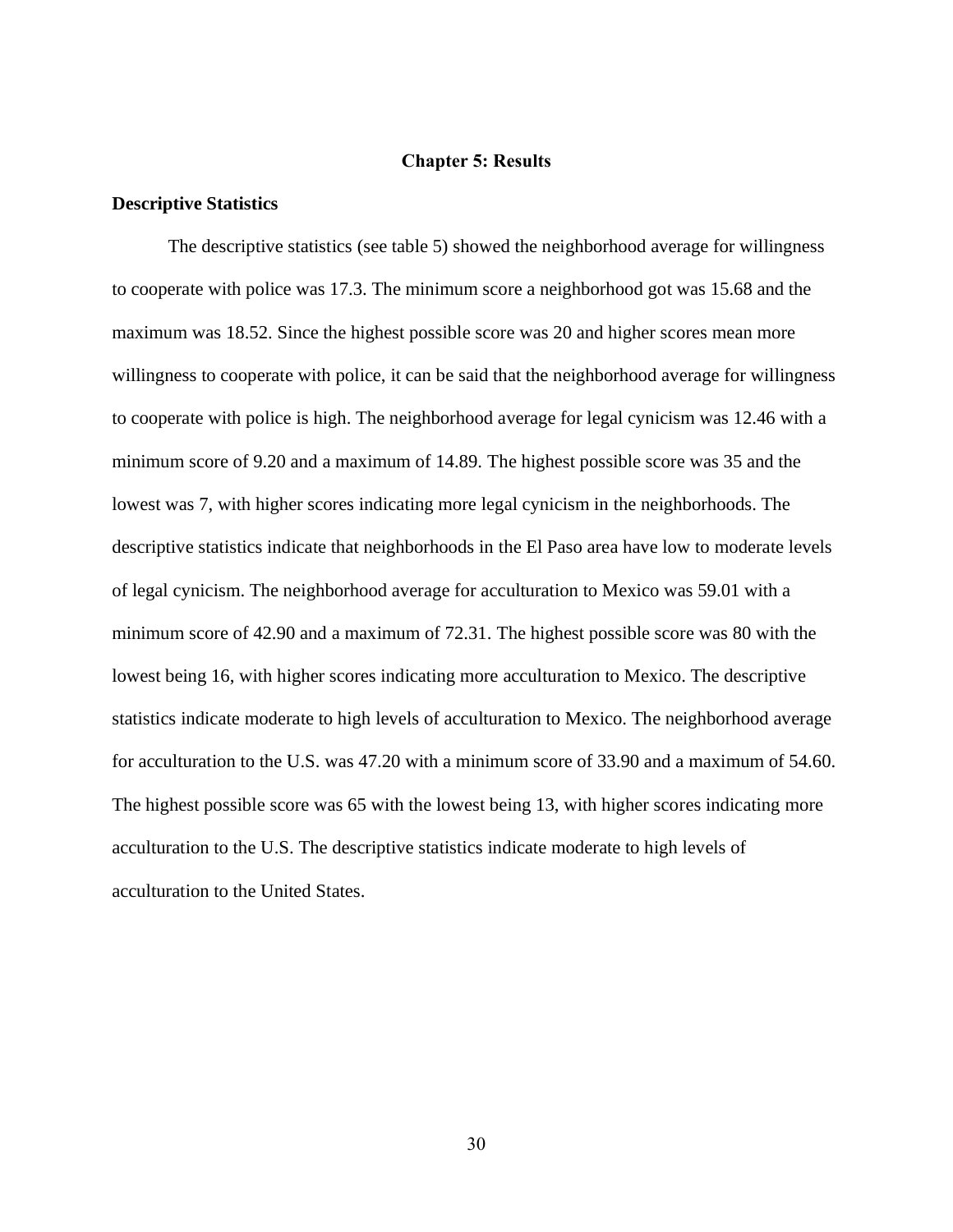# Chapter 5: Results

## Descriptive Statistics

The descriptive statistics (see table 5) showed the neighborhood average for willingness to cooperate with police was 17.3. The minimum score a neighborhood got was 15.68 and the maximum was 18.52. Since the highest possible score was 20 and higher scores mean more willingness to cooperate with police, it can be said that the neighborhood average for willingness to cooperate with police is high. The neighborhood average for legal cynicism was 12.46 with a minimum score of 9.20 and a maximum of 14.89. The highest possible score was 35 and the lowest was 7, with higher scores indicating more legal cynicism in the neighborhoods. The descriptive statistics indicate that neighborhoods in the El Paso area have low to moderate levels of legal cynicism. The neighborhood average for acculturation to Mexico was 59.01 with a minimum score of 42.90 and a maximum of 72.31. The highest possible score was 80 with the lowest being 16, with higher scores indicating more acculturation to Mexico. The descriptive statistics indicate moderate to high levels of acculturation to Mexico. The neighborhood average for acculturation to the U.S. was 47.20 with a minimum score of 33.90 and a maximum of 54.60. The highest possible score was 65 with the lowest being 13, with higher scores indicating more acculturation to the U.S. The descriptive statistics indicate moderate to high levels of acculturation to the United States.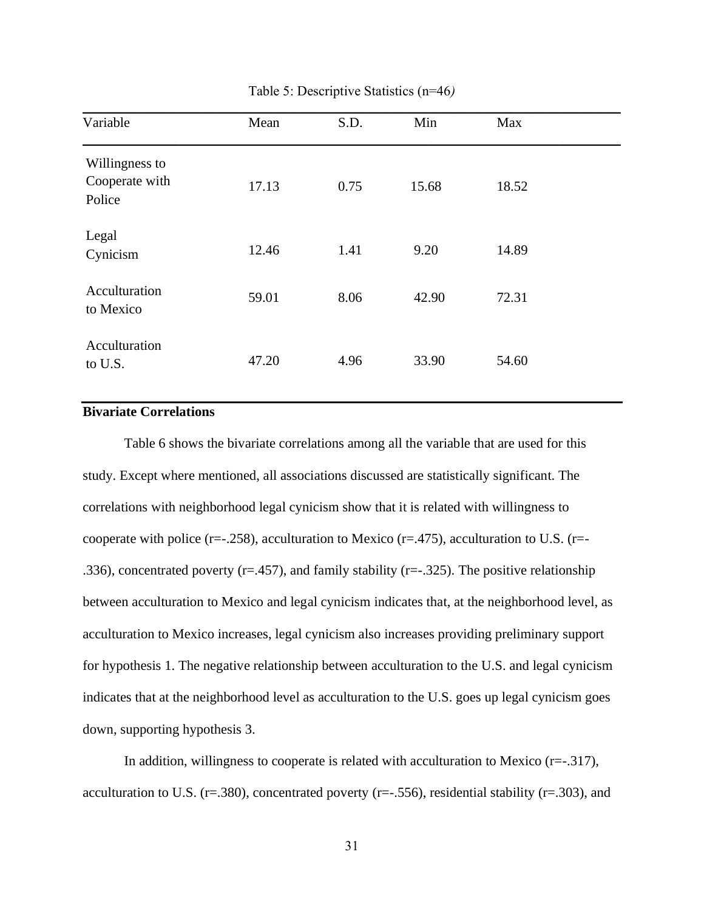Table 5: Descriptive Statistics (n=46)

| Variable | Mean | S.D. | Min | Max |
|---|---|---|---|---|
| Willingness to Cooperate with Police | 17.13 | 0.75 | 15.68 | 18.52 |
| Legal Cynicism | 12.46 | 1.41 | 9.20 | 14.89 |
| Acculturation to Mexico | 59.01 | 8.06 | 42.90 | 72.31 |
| Acculturation to U.S. | 47.20 | 4.96 | 33.90 | 54.60 |

**Bivariate Correlations**

Table 6 shows the bivariate correlations among all the variable that are used for this study. Except where mentioned, all associations discussed are statistically significant. The correlations with neighborhood legal cynicism show that it is related with willingness to cooperate with police (r=-.258), acculturation to Mexico (r=.475), acculturation to U.S. (r=-.336), concentrated poverty (r=.457), and family stability (r=-.325). The positive relationship between acculturation to Mexico and legal cynicism indicates that, at the neighborhood level, as acculturation to Mexico increases, legal cynicism also increases providing preliminary support for hypothesis 1. The negative relationship between acculturation to the U.S. and legal cynicism indicates that at the neighborhood level as acculturation to the U.S. goes up legal cynicism goes down, supporting hypothesis 3.

In addition, willingness to cooperate is related with acculturation to Mexico (r=-.317), acculturation to U.S. (r=.380), concentrated poverty (r=-.556), residential stability (r=.303), and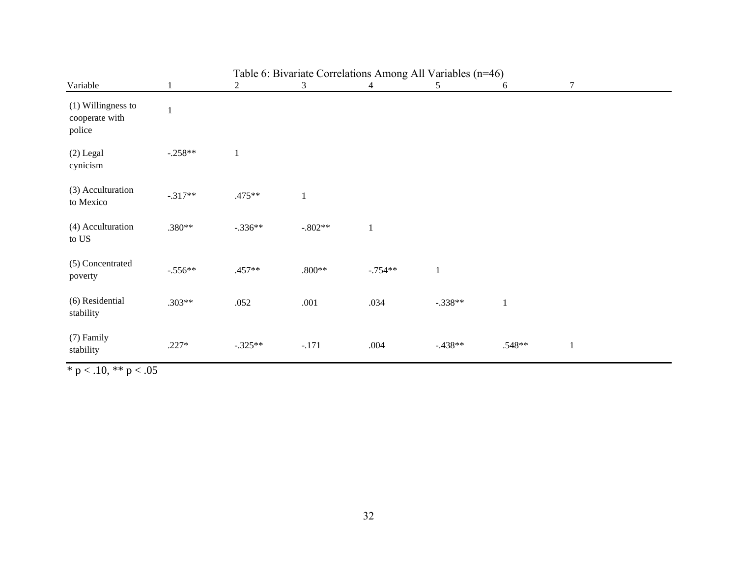Table 6: Bivariate Correlations Among All Variables (n=46)

| Variable | 1 | 2 | 3 | 4 | 5 | 6 | 7 |
|---|---|---|---|---|---|---|---|
| (1) Willingness to cooperate with police | 1 | | | | | | |
| (2) Legal cynicism | -.258** | 1 | | | | | |
| (3) Acculturation to Mexico | -.317** | .475** | 1 | | | | |
| (4) Acculturation to US | .380** | -.336** | -.802** | 1 | | | |
| (5) Concentrated poverty | -.556** | .457** | .800** | -.754** | 1 | | |
| (6) Residential stability | .303** | .052 | .001 | .034 | -.338** | 1 | |
| (7) Family stability | .227* | -.325** | -.171 | .004 | -.438** | .548** | 1 |

* $p < .10$, ** $p < .05$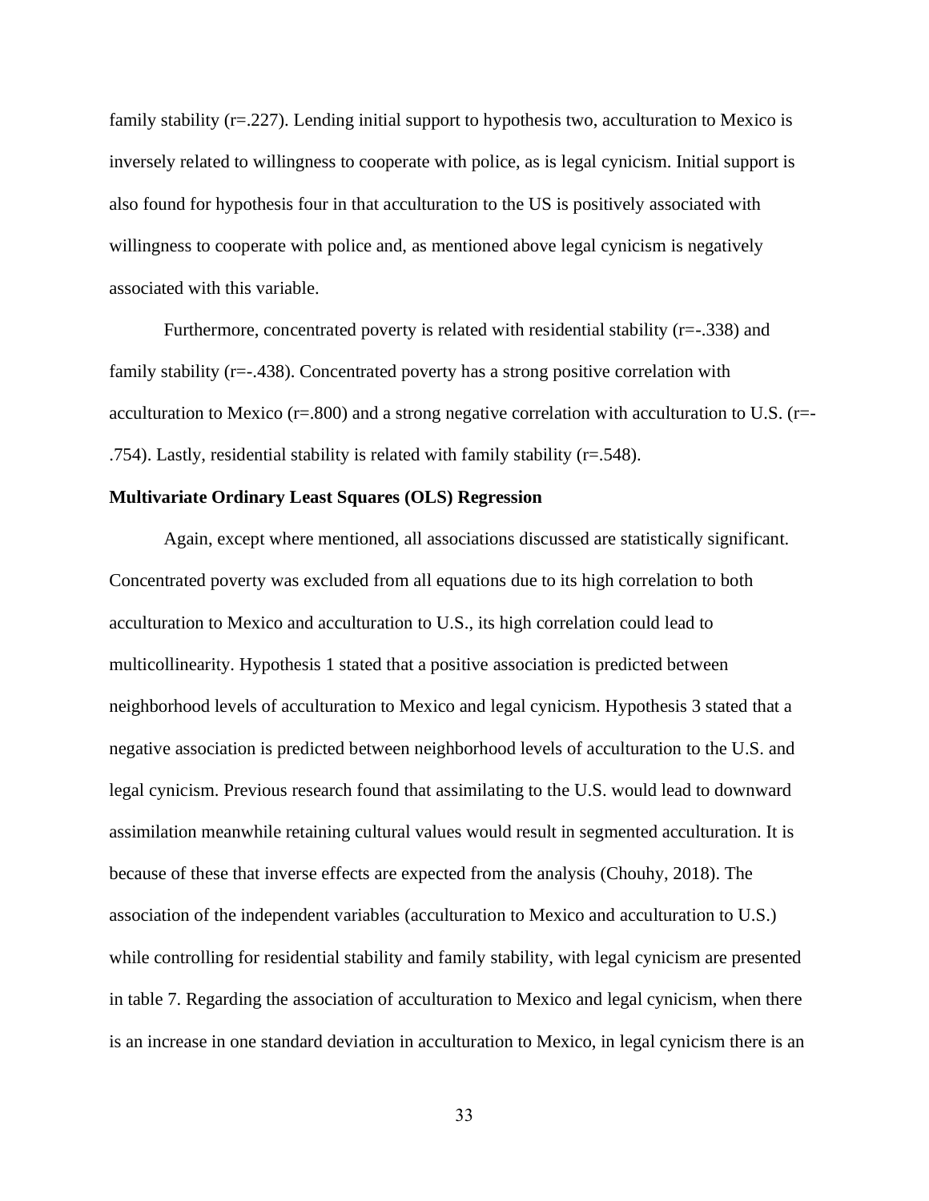family stability (r=.227). Lending initial support to hypothesis two, acculturation to Mexico is inversely related to willingness to cooperate with police, as is legal cynicism. Initial support is also found for hypothesis four in that acculturation to the US is positively associated with willingness to cooperate with police and, as mentioned above legal cynicism is negatively associated with this variable.

Furthermore, concentrated poverty is related with residential stability (r=-.338) and family stability (r=-.438). Concentrated poverty has a strong positive correlation with acculturation to Mexico (r=.800) and a strong negative correlation with acculturation to U.S. (r=-.754). Lastly, residential stability is related with family stability (r=.548).

**Multivariate Ordinary Least Squares (OLS) Regression**

Again, except where mentioned, all associations discussed are statistically significant. Concentrated poverty was excluded from all equations due to its high correlation to both acculturation to Mexico and acculturation to U.S., its high correlation could lead to multicollinearity. Hypothesis 1 stated that a positive association is predicted between neighborhood levels of acculturation to Mexico and legal cynicism. Hypothesis 3 stated that a negative association is predicted between neighborhood levels of acculturation to the U.S. and legal cynicism. Previous research found that assimilating to the U.S. would lead to downward assimilation meanwhile retaining cultural values would result in segmented acculturation. It is because of these that inverse effects are expected from the analysis (Chouhy, 2018). The association of the independent variables (acculturation to Mexico and acculturation to U.S.) while controlling for residential stability and family stability, with legal cynicism are presented in table 7. Regarding the association of acculturation to Mexico and legal cynicism, when there is an increase in one standard deviation in acculturation to Mexico, in legal cynicism there is an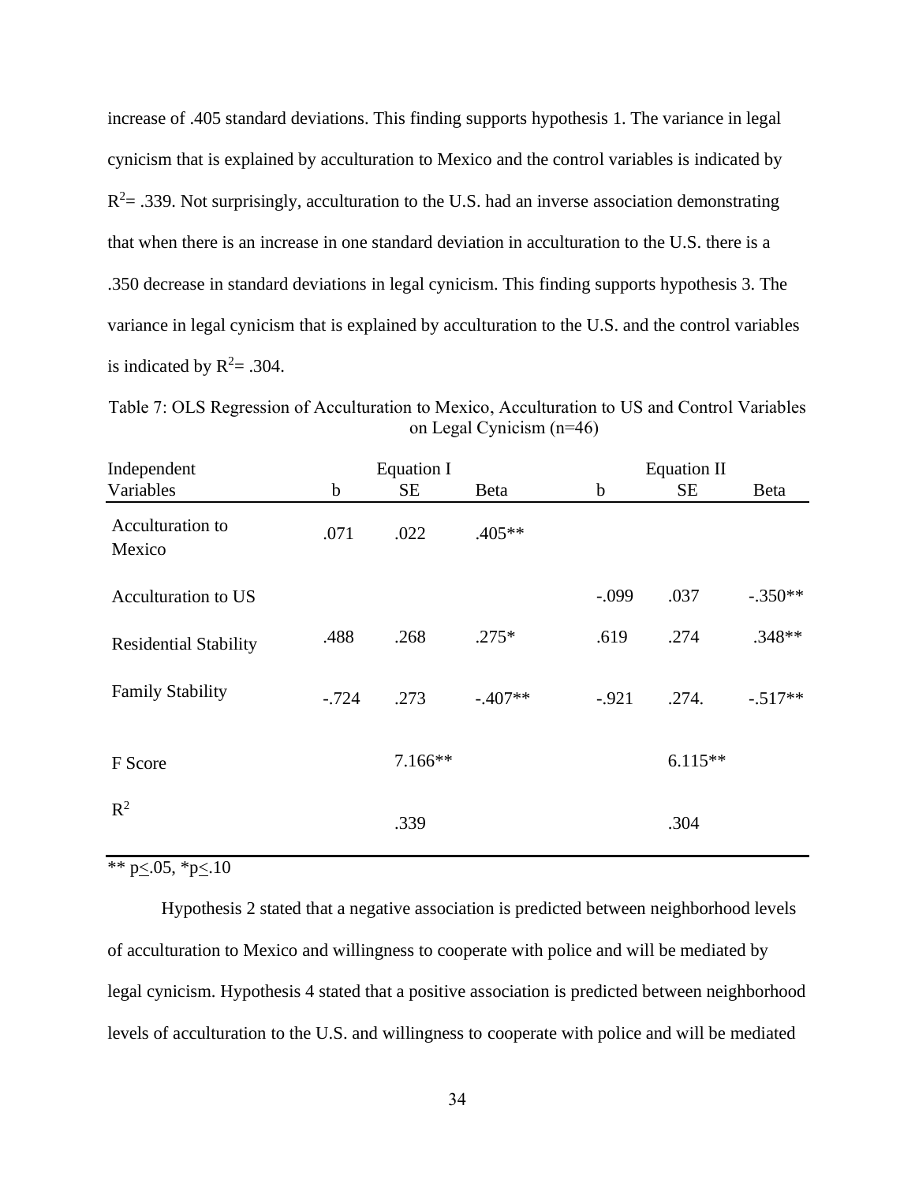increase of .405 standard deviations. This finding supports hypothesis 1. The variance in legal cynicism that is explained by acculturation to Mexico and the control variables is indicated by $R^2$= .339. Not surprisingly, acculturation to the U.S. had an inverse association demonstrating that when there is an increase in one standard deviation in acculturation to the U.S. there is a .350 decrease in standard deviations in legal cynicism. This finding supports hypothesis 3. The variance in legal cynicism that is explained by acculturation to the U.S. and the control variables is indicated by $R^2$= .304.

Table 7: OLS Regression of Acculturation to Mexico, Acculturation to US and Control Variables on Legal Cynicism (n=46)

| Independent | Equation I | | | Equation II | | |
|---|---|---|---|---|---|---|
| Variables | b | SE | Beta | b | SE | Beta |
| Acculturation to Mexico | .071 | .022 | .405** | | | |
| Acculturation to US | | | | -.099 | .037 | -.350** |
| Residential Stability | .488 | .268 | .275* | .619 | .274 | .348** |
| Family Stability | -.724 | .273 | -.407** | -.921 | .274. | -.517** |
| F Score | | 7.166** | | | 6.115** | |
| $R^2$ | | .339 | | | .304 | |

** p≤.05, *p≤.10

Hypothesis 2 stated that a negative association is predicted between neighborhood levels of acculturation to Mexico and willingness to cooperate with police and will be mediated by legal cynicism. Hypothesis 4 stated that a positive association is predicted between neighborhood levels of acculturation to the U.S. and willingness to cooperate with police and will be mediated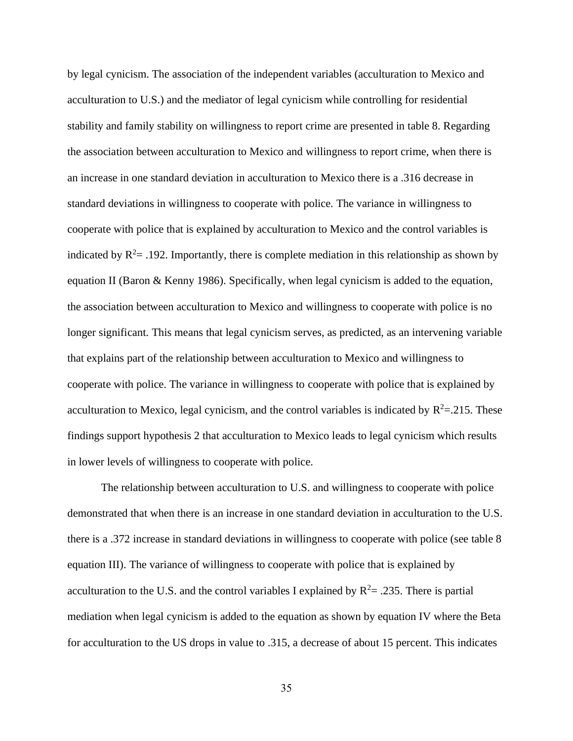by legal cynicism. The association of the independent variables (acculturation to Mexico and acculturation to U.S.) and the mediator of legal cynicism while controlling for residential stability and family stability on willingness to report crime are presented in table 8. Regarding the association between acculturation to Mexico and willingness to report crime, when there is an increase in one standard deviation in acculturation to Mexico there is a .316 decrease in standard deviations in willingness to cooperate with police. The variance in willingness to cooperate with police that is explained by acculturation to Mexico and the control variables is indicated by $R^2$= .192. Importantly, there is complete mediation in this relationship as shown by equation II (Baron & Kenny 1986). Specifically, when legal cynicism is added to the equation, the association between acculturation to Mexico and willingness to cooperate with police is no longer significant. This means that legal cynicism serves, as predicted, as an intervening variable that explains part of the relationship between acculturation to Mexico and willingness to cooperate with police. The variance in willingness to cooperate with police that is explained by acculturation to Mexico, legal cynicism, and the control variables is indicated by $R^2$=.215. These findings support hypothesis 2 that acculturation to Mexico leads to legal cynicism which results in lower levels of willingness to cooperate with police.

The relationship between acculturation to U.S. and willingness to cooperate with police demonstrated that when there is an increase in one standard deviation in acculturation to the U.S. there is a .372 increase in standard deviations in willingness to cooperate with police (see table 8 equation III). The variance of willingness to cooperate with police that is explained by acculturation to the U.S. and the control variables I explained by $R^2$= .235. There is partial mediation when legal cynicism is added to the equation as shown by equation IV where the Beta for acculturation to the US drops in value to .315, a decrease of about 15 percent. This indicates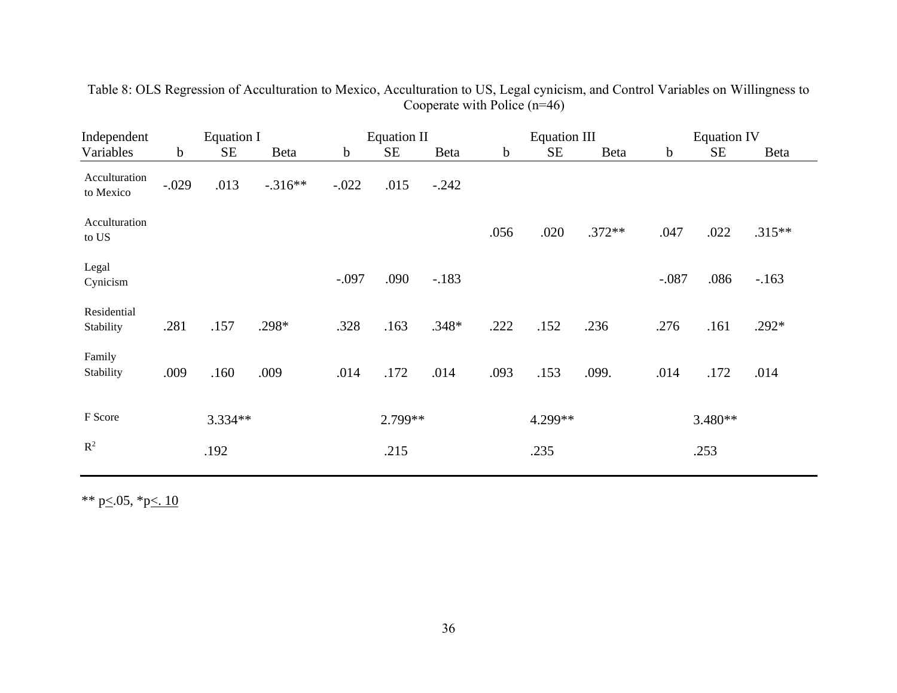Table 8: OLS Regression of Acculturation to Mexico, Acculturation to US, Legal cynicism, and Control Variables on Willingness to Cooperate with Police (n=46)

| Independent | Equation I | | | Equation II | | | Equation III | | | Equation IV | | |
|---|---|---|---|---|---|---|---|---|---|---|---|---|
| Variables | b | SE | Beta | b | SE | Beta | b | SE | Beta | b | SE | Beta |
| Acculturation to Mexico | -.029 | .013 | -.316** | -.022 | .015 | -.242 | | | | | | |
| Acculturation to US | | | | | | | .056 | .020 | .372** | .047 | .022 | .315** |
| Legal Cynicism | | | | -.097 | .090 | -.183 | | | | -.087 | .086 | -.163 |
| Residential Stability | .281 | .157 | .298* | .328 | .163 | .348* | .222 | .152 | .236 | .276 | .161 | .292* |
| Family Stability | .009 | .160 | .009 | .014 | .172 | .014 | .093 | .153 | .099. | .014 | .172 | .014 |
| F Score | | 3.334** | | | 2.799** | | | 4.299** | | | 3.480** | |
| $R^2$ | | .192 | | | .215 | | | .235 | | | .253 | |

** $p \leq .05$, * $p \leq .10$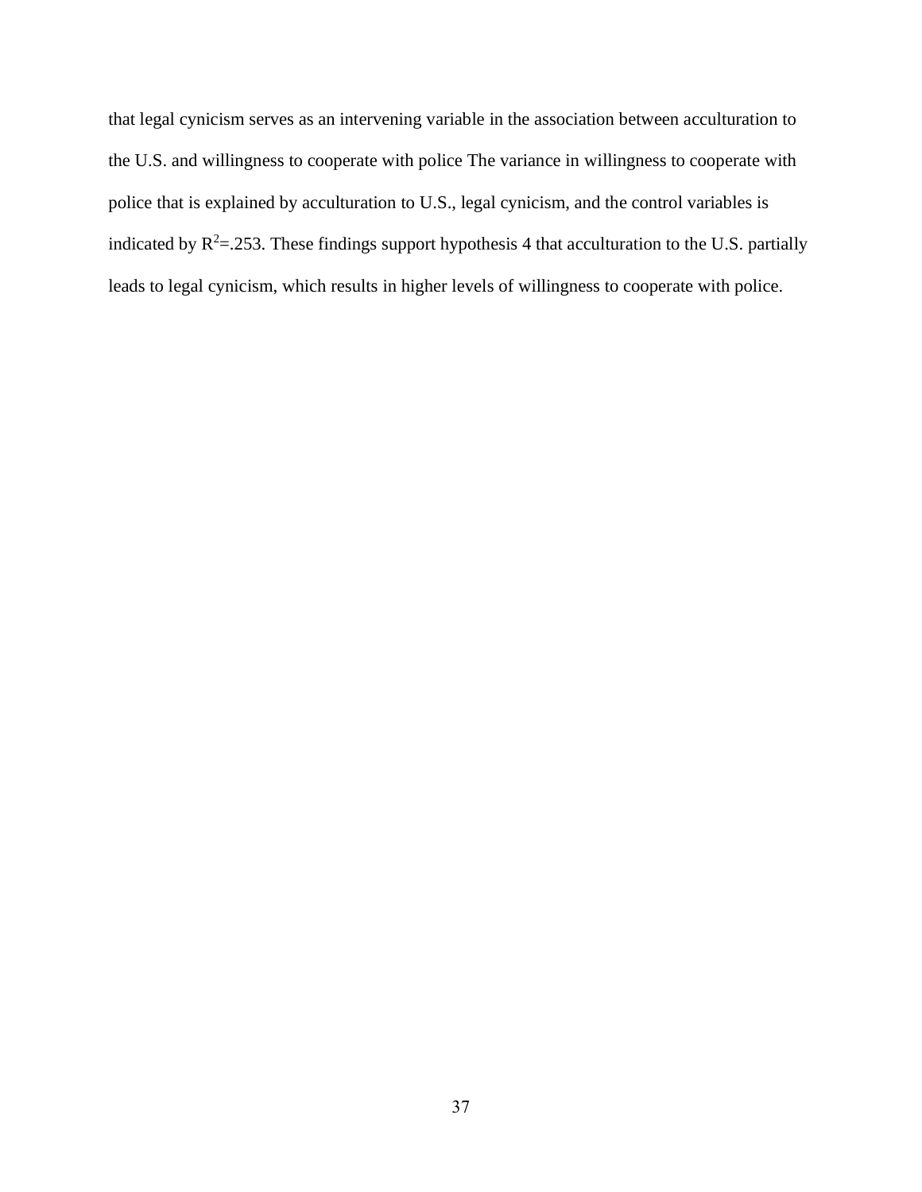that legal cynicism serves as an intervening variable in the association between acculturation to the U.S. and willingness to cooperate with police The variance in willingness to cooperate with police that is explained by acculturation to U.S., legal cynicism, and the control variables is indicated by $R^2$=.253. These findings support hypothesis 4 that acculturation to the U.S. partially leads to legal cynicism, which results in higher levels of willingness to cooperate with police.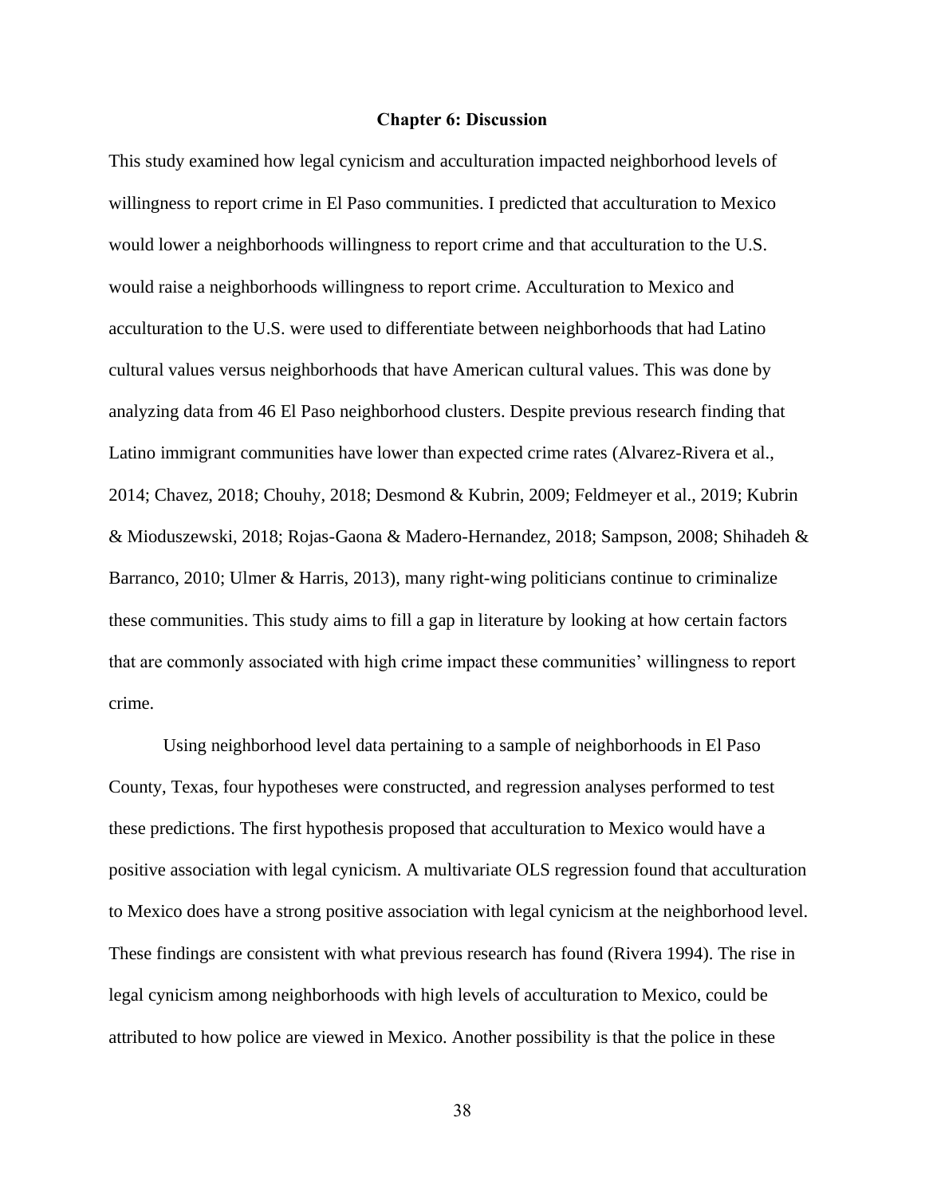## Chapter 6: Discussion

This study examined how legal cynicism and acculturation impacted neighborhood levels of willingness to report crime in El Paso communities. I predicted that acculturation to Mexico would lower a neighborhoods willingness to report crime and that acculturation to the U.S. would raise a neighborhoods willingness to report crime. Acculturation to Mexico and acculturation to the U.S. were used to differentiate between neighborhoods that had Latino cultural values versus neighborhoods that have American cultural values. This was done by analyzing data from 46 El Paso neighborhood clusters. Despite previous research finding that Latino immigrant communities have lower than expected crime rates (Alvarez-Rivera et al., 2014; Chavez, 2018; Chouhy, 2018; Desmond & Kubrin, 2009; Feldmeyer et al., 2019; Kubrin & Mioduszewski, 2018; Rojas-Gaona & Madero-Hernandez, 2018; Sampson, 2008; Shihadeh & Barranco, 2010; Ulmer & Harris, 2013), many right-wing politicians continue to criminalize these communities. This study aims to fill a gap in literature by looking at how certain factors that are commonly associated with high crime impact these communities' willingness to report crime.

Using neighborhood level data pertaining to a sample of neighborhoods in El Paso County, Texas, four hypotheses were constructed, and regression analyses performed to test these predictions. The first hypothesis proposed that acculturation to Mexico would have a positive association with legal cynicism. A multivariate OLS regression found that acculturation to Mexico does have a strong positive association with legal cynicism at the neighborhood level. These findings are consistent with what previous research has found (Rivera 1994). The rise in legal cynicism among neighborhoods with high levels of acculturation to Mexico, could be attributed to how police are viewed in Mexico. Another possibility is that the police in these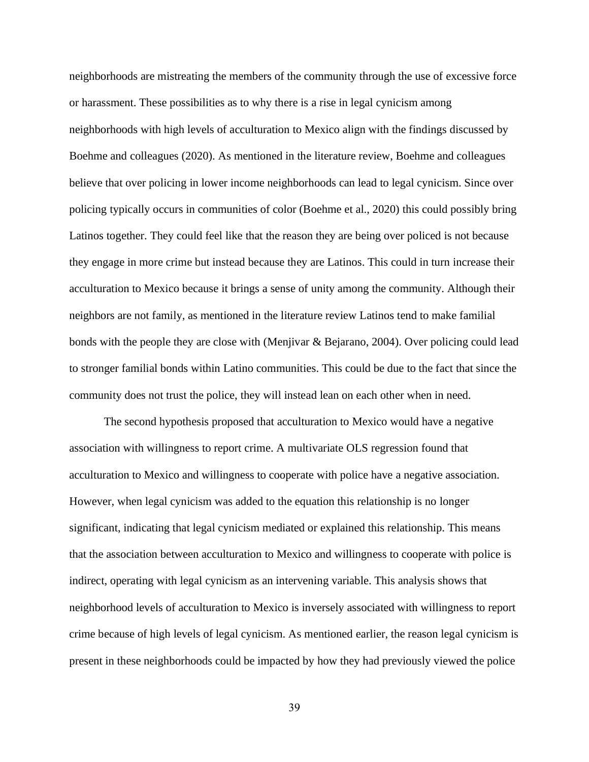neighborhoods are mistreating the members of the community through the use of excessive force or harassment. These possibilities as to why there is a rise in legal cynicism among neighborhoods with high levels of acculturation to Mexico align with the findings discussed by Boehme and colleagues (2020). As mentioned in the literature review, Boehme and colleagues believe that over policing in lower income neighborhoods can lead to legal cynicism. Since over policing typically occurs in communities of color (Boehme et al., 2020) this could possibly bring Latinos together. They could feel like that the reason they are being over policed is not because they engage in more crime but instead because they are Latinos. This could in turn increase their acculturation to Mexico because it brings a sense of unity among the community. Although their neighbors are not family, as mentioned in the literature review Latinos tend to make familial bonds with the people they are close with (Menjivar & Bejarano, 2004). Over policing could lead to stronger familial bonds within Latino communities. This could be due to the fact that since the community does not trust the police, they will instead lean on each other when in need.

The second hypothesis proposed that acculturation to Mexico would have a negative association with willingness to report crime. A multivariate OLS regression found that acculturation to Mexico and willingness to cooperate with police have a negative association. However, when legal cynicism was added to the equation this relationship is no longer significant, indicating that legal cynicism mediated or explained this relationship. This means that the association between acculturation to Mexico and willingness to cooperate with police is indirect, operating with legal cynicism as an intervening variable. This analysis shows that neighborhood levels of acculturation to Mexico is inversely associated with willingness to report crime because of high levels of legal cynicism. As mentioned earlier, the reason legal cynicism is present in these neighborhoods could be impacted by how they had previously viewed the police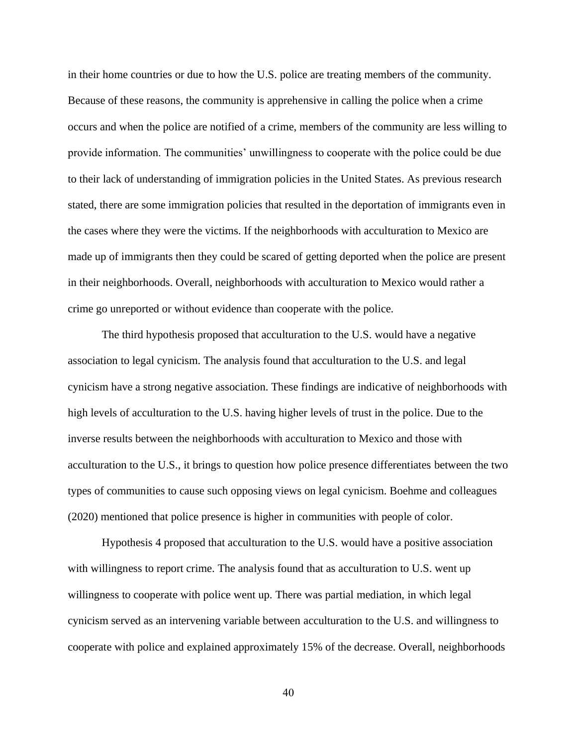in their home countries or due to how the U.S. police are treating members of the community. Because of these reasons, the community is apprehensive in calling the police when a crime occurs and when the police are notified of a crime, members of the community are less willing to provide information. The communities' unwillingness to cooperate with the police could be due to their lack of understanding of immigration policies in the United States. As previous research stated, there are some immigration policies that resulted in the deportation of immigrants even in the cases where they were the victims. If the neighborhoods with acculturation to Mexico are made up of immigrants then they could be scared of getting deported when the police are present in their neighborhoods. Overall, neighborhoods with acculturation to Mexico would rather a crime go unreported or without evidence than cooperate with the police.

The third hypothesis proposed that acculturation to the U.S. would have a negative association to legal cynicism. The analysis found that acculturation to the U.S. and legal cynicism have a strong negative association. These findings are indicative of neighborhoods with high levels of acculturation to the U.S. having higher levels of trust in the police. Due to the inverse results between the neighborhoods with acculturation to Mexico and those with acculturation to the U.S., it brings to question how police presence differentiates between the two types of communities to cause such opposing views on legal cynicism. Boehme and colleagues (2020) mentioned that police presence is higher in communities with people of color.

Hypothesis 4 proposed that acculturation to the U.S. would have a positive association with willingness to report crime. The analysis found that as acculturation to U.S. went up willingness to cooperate with police went up. There was partial mediation, in which legal cynicism served as an intervening variable between acculturation to the U.S. and willingness to cooperate with police and explained approximately 15% of the decrease. Overall, neighborhoods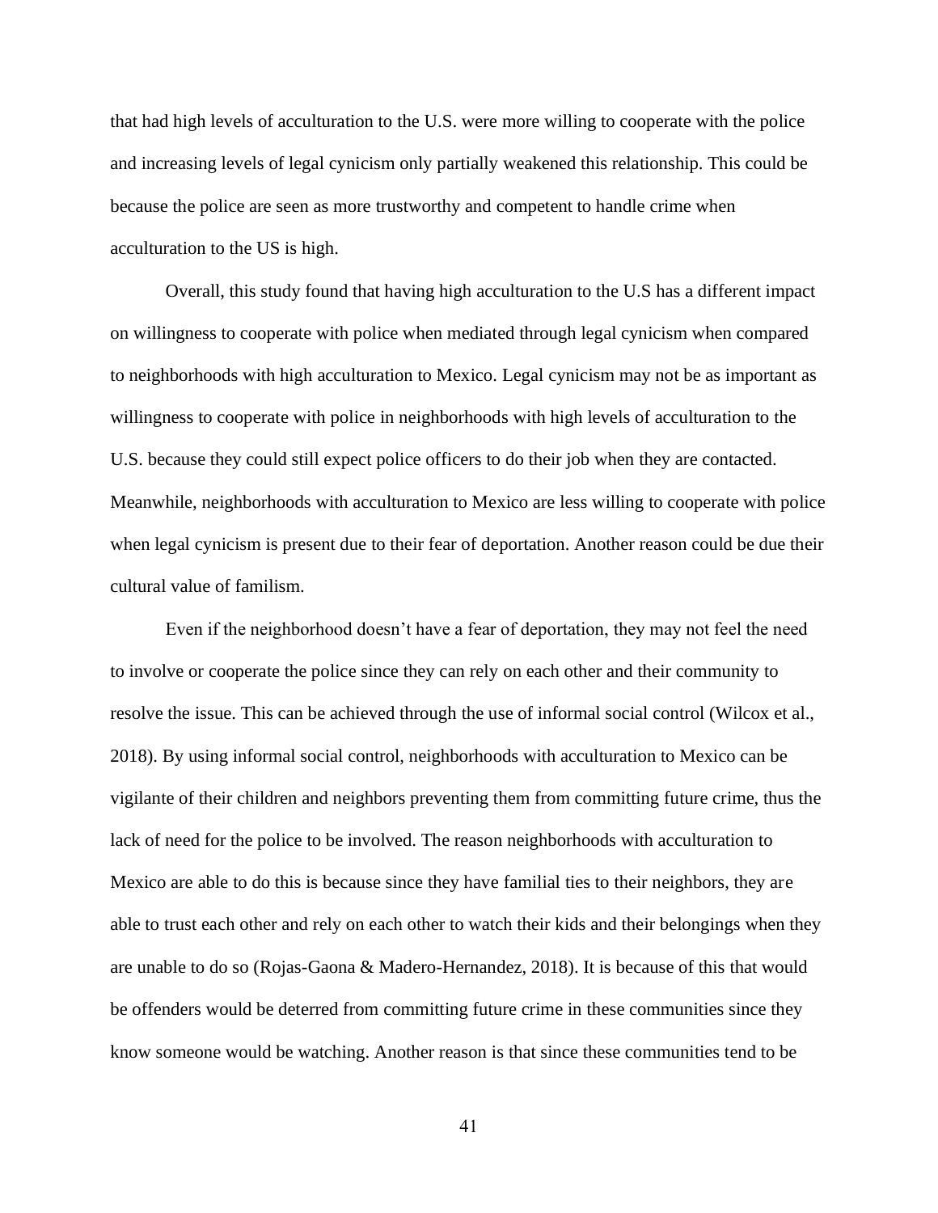that had high levels of acculturation to the U.S. were more willing to cooperate with the police and increasing levels of legal cynicism only partially weakened this relationship. This could be because the police are seen as more trustworthy and competent to handle crime when acculturation to the US is high.

Overall, this study found that having high acculturation to the U.S has a different impact on willingness to cooperate with police when mediated through legal cynicism when compared to neighborhoods with high acculturation to Mexico. Legal cynicism may not be as important as willingness to cooperate with police in neighborhoods with high levels of acculturation to the U.S. because they could still expect police officers to do their job when they are contacted. Meanwhile, neighborhoods with acculturation to Mexico are less willing to cooperate with police when legal cynicism is present due to their fear of deportation. Another reason could be due their cultural value of familism.

Even if the neighborhood doesn't have a fear of deportation, they may not feel the need to involve or cooperate the police since they can rely on each other and their community to resolve the issue. This can be achieved through the use of informal social control (Wilcox et al., 2018). By using informal social control, neighborhoods with acculturation to Mexico can be vigilante of their children and neighbors preventing them from committing future crime, thus the lack of need for the police to be involved. The reason neighborhoods with acculturation to Mexico are able to do this is because since they have familial ties to their neighbors, they are able to trust each other and rely on each other to watch their kids and their belongings when they are unable to do so (Rojas-Gaona & Madero-Hernandez, 2018). It is because of this that would be offenders would be deterred from committing future crime in these communities since they know someone would be watching. Another reason is that since these communities tend to be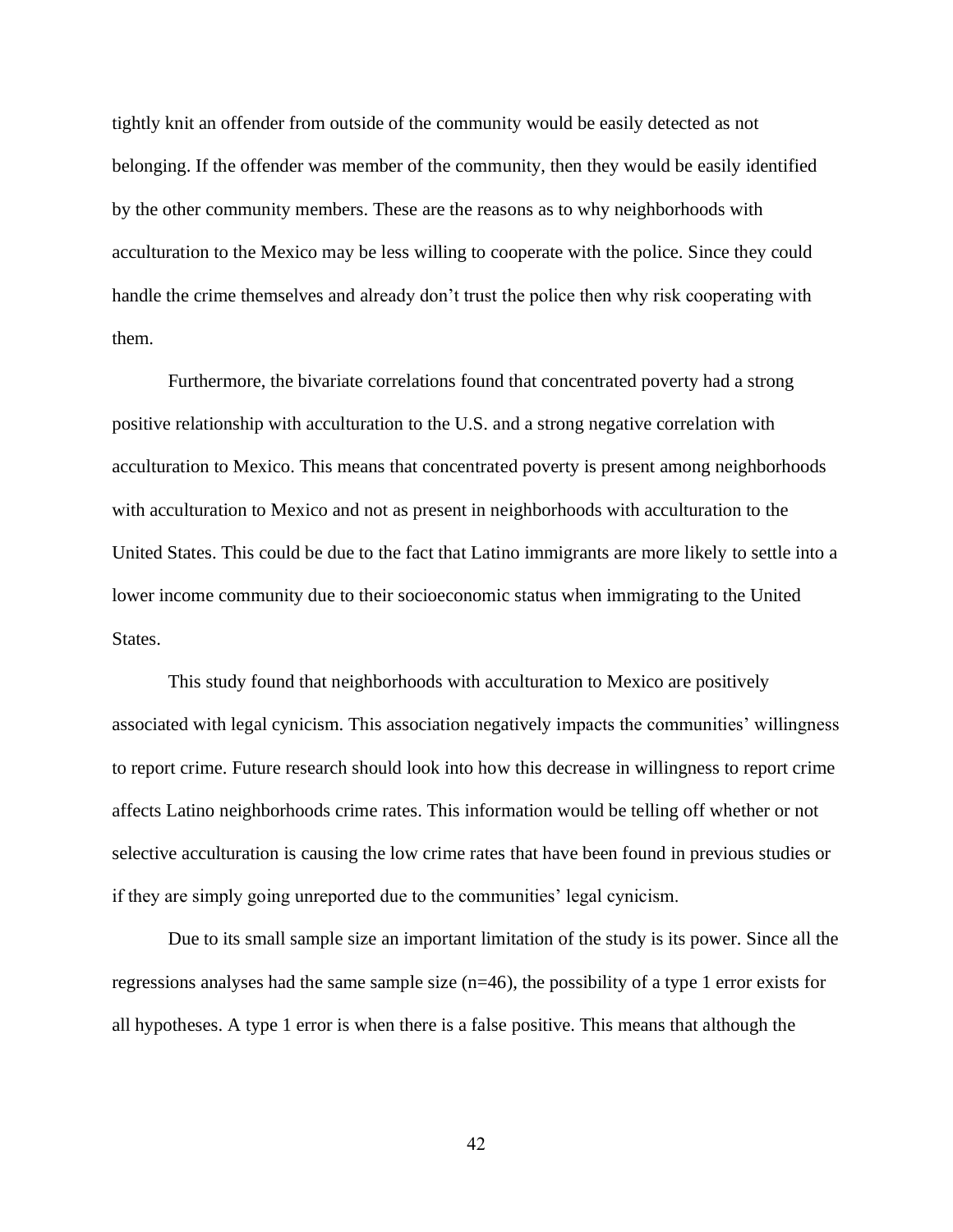tightly knit an offender from outside of the community would be easily detected as not belonging. If the offender was member of the community, then they would be easily identified by the other community members. These are the reasons as to why neighborhoods with acculturation to the Mexico may be less willing to cooperate with the police. Since they could handle the crime themselves and already don't trust the police then why risk cooperating with them.

Furthermore, the bivariate correlations found that concentrated poverty had a strong positive relationship with acculturation to the U.S. and a strong negative correlation with acculturation to Mexico. This means that concentrated poverty is present among neighborhoods with acculturation to Mexico and not as present in neighborhoods with acculturation to the United States. This could be due to the fact that Latino immigrants are more likely to settle into a lower income community due to their socioeconomic status when immigrating to the United States.

This study found that neighborhoods with acculturation to Mexico are positively associated with legal cynicism. This association negatively impacts the communities' willingness to report crime. Future research should look into how this decrease in willingness to report crime affects Latino neighborhoods crime rates. This information would be telling off whether or not selective acculturation is causing the low crime rates that have been found in previous studies or if they are simply going unreported due to the communities' legal cynicism.

Due to its small sample size an important limitation of the study is its power. Since all the regressions analyses had the same sample size ($n=46$), the possibility of a type 1 error exists for all hypotheses. A type 1 error is when there is a false positive. This means that although the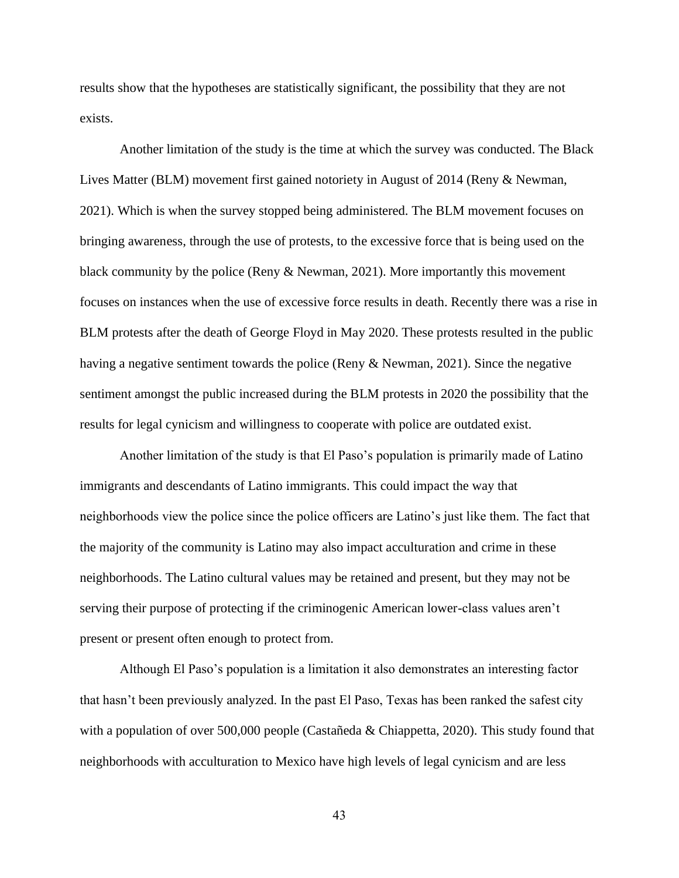results show that the hypotheses are statistically significant, the possibility that they are not exists.

Another limitation of the study is the time at which the survey was conducted. The Black Lives Matter (BLM) movement first gained notoriety in August of 2014 (Reny & Newman, 2021). Which is when the survey stopped being administered. The BLM movement focuses on bringing awareness, through the use of protests, to the excessive force that is being used on the black community by the police (Reny & Newman, 2021). More importantly this movement focuses on instances when the use of excessive force results in death. Recently there was a rise in BLM protests after the death of George Floyd in May 2020. These protests resulted in the public having a negative sentiment towards the police (Reny & Newman, 2021). Since the negative sentiment amongst the public increased during the BLM protests in 2020 the possibility that the results for legal cynicism and willingness to cooperate with police are outdated exist.

Another limitation of the study is that El Paso's population is primarily made of Latino immigrants and descendants of Latino immigrants. This could impact the way that neighborhoods view the police since the police officers are Latino's just like them. The fact that the majority of the community is Latino may also impact acculturation and crime in these neighborhoods. The Latino cultural values may be retained and present, but they may not be serving their purpose of protecting if the criminogenic American lower-class values aren't present or present often enough to protect from.

Although El Paso's population is a limitation it also demonstrates an interesting factor that hasn't been previously analyzed. In the past El Paso, Texas has been ranked the safest city with a population of over 500,000 people (Castañeda & Chiappetta, 2020). This study found that neighborhoods with acculturation to Mexico have high levels of legal cynicism and are less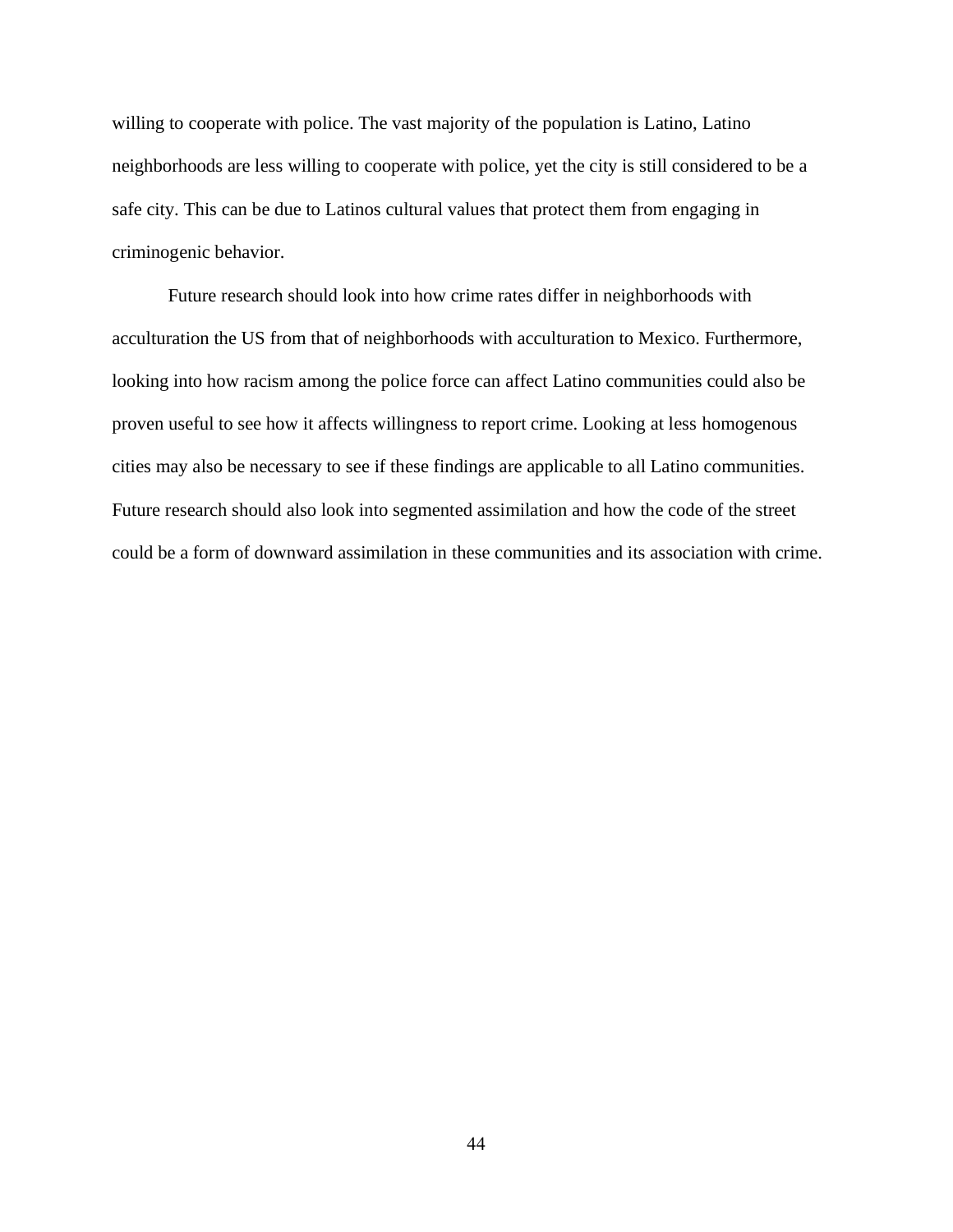willing to cooperate with police. The vast majority of the population is Latino, Latino neighborhoods are less willing to cooperate with police, yet the city is still considered to be a safe city. This can be due to Latinos cultural values that protect them from engaging in criminogenic behavior.

Future research should look into how crime rates differ in neighborhoods with acculturation the US from that of neighborhoods with acculturation to Mexico. Furthermore, looking into how racism among the police force can affect Latino communities could also be proven useful to see how it affects willingness to report crime. Looking at less homogenous cities may also be necessary to see if these findings are applicable to all Latino communities. Future research should also look into segmented assimilation and how the code of the street could be a form of downward assimilation in these communities and its association with crime.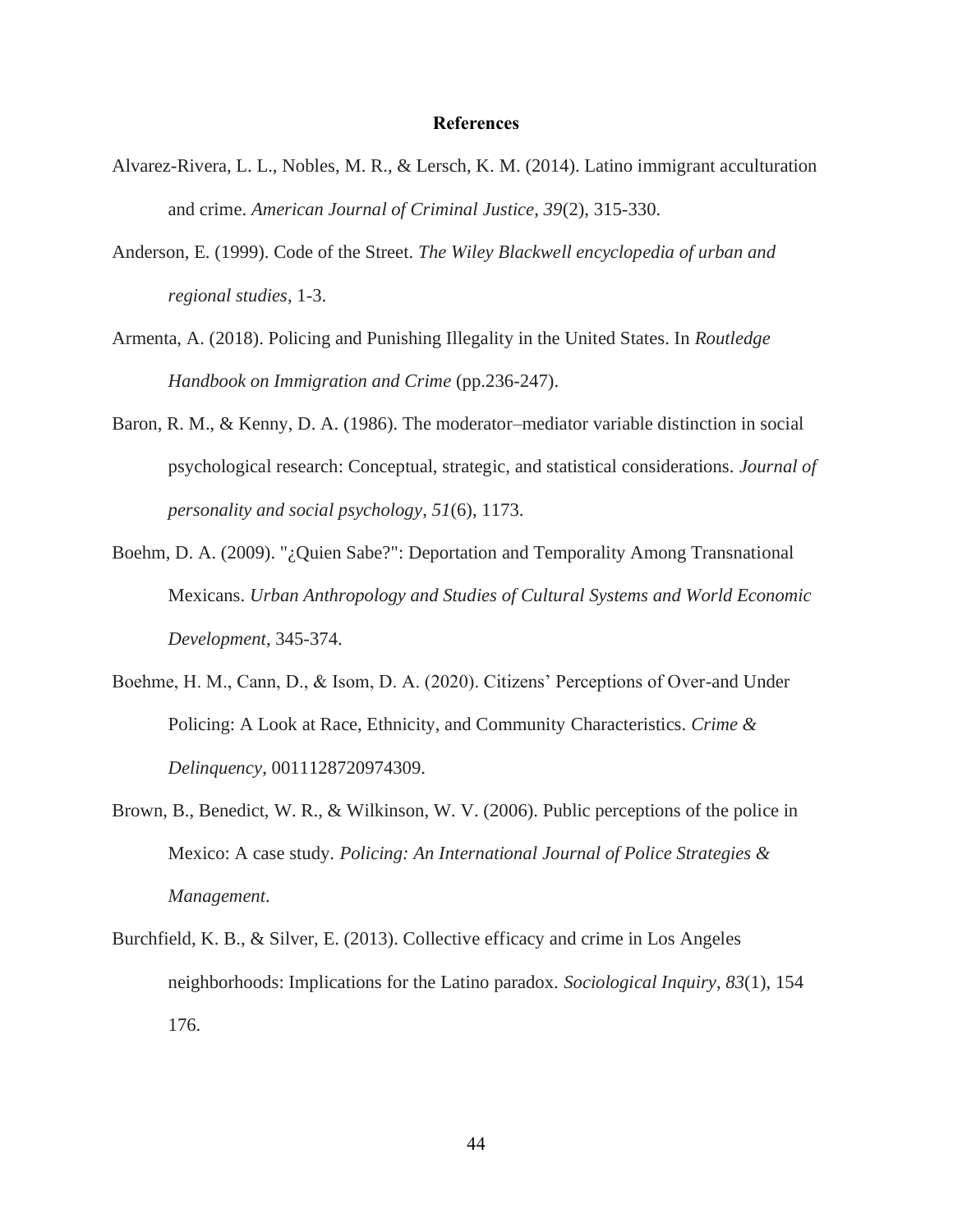# References

Alvarez-Rivera, L. L., Nobles, M. R., & Lersch, K. M. (2014). Latino immigrant acculturation and crime. *American Journal of Criminal Justice*, *39*(2), 315-330.

Anderson, E. (1999). Code of the Street. *The Wiley Blackwell encyclopedia of urban and regional studies*, 1-3.

Armenta, A. (2018). Policing and Punishing Illegality in the United States. In *Routledge Handbook on Immigration and Crime* (pp.236-247).

Baron, R. M., & Kenny, D. A. (1986). The moderator–mediator variable distinction in social psychological research: Conceptual, strategic, and statistical considerations. *Journal of personality and social psychology*, *51*(6), 1173.

Boehm, D. A. (2009). "¿Quien Sabe?": Deportation and Temporality Among Transnational Mexicans. *Urban Anthropology and Studies of Cultural Systems and World Economic Development*, 345-374.

Boehme, H. M., Cann, D., & Isom, D. A. (2020). Citizens' Perceptions of Over-and Under Policing: A Look at Race, Ethnicity, and Community Characteristics. *Crime & Delinquency*, 0011128720974309.

Brown, B., Benedict, W. R., & Wilkinson, W. V. (2006). Public perceptions of the police in Mexico: A case study. *Policing: An International Journal of Police Strategies & Management*.

Burchfield, K. B., & Silver, E. (2013). Collective efficacy and crime in Los Angeles neighborhoods: Implications for the Latino paradox. *Sociological Inquiry*, *83*(1), 154 176.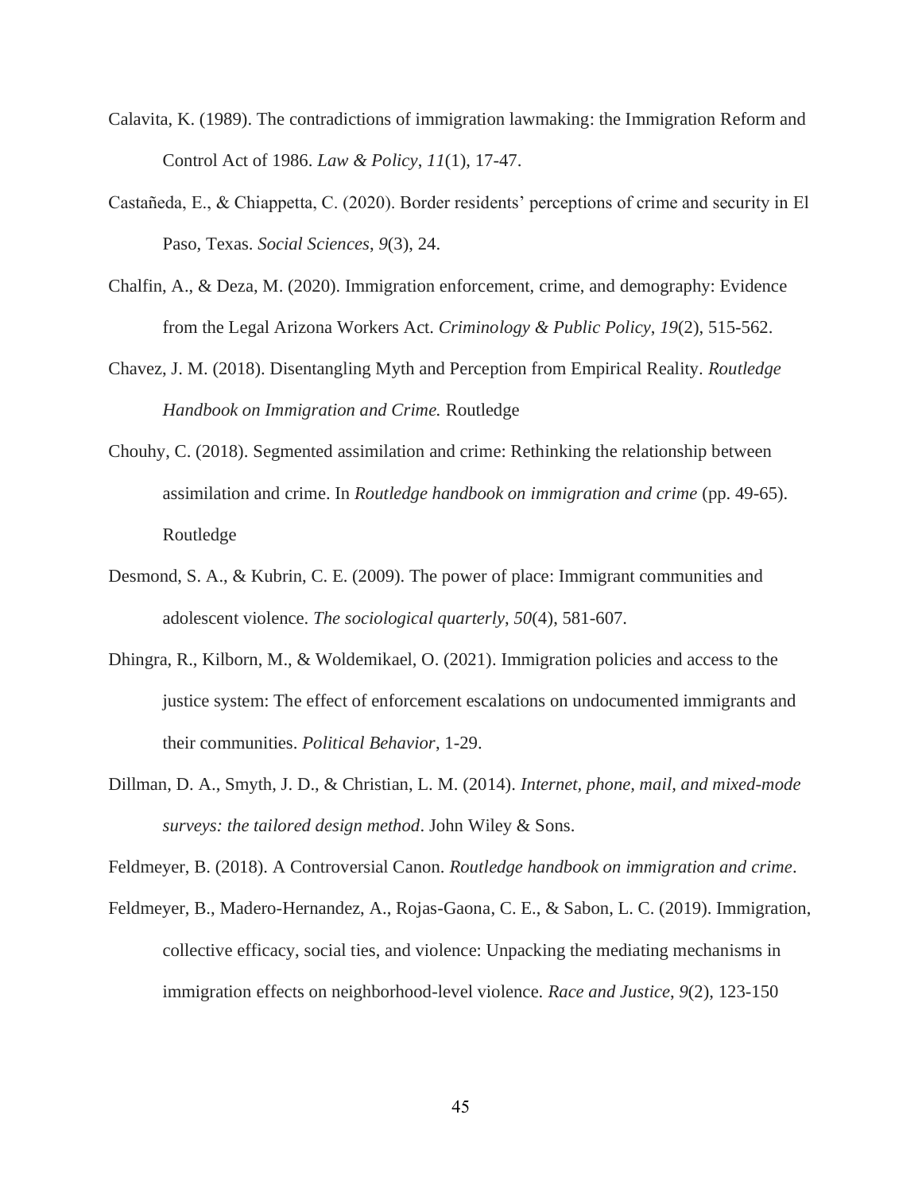Calavita, K. (1989). The contradictions of immigration lawmaking: the Immigration Reform and Control Act of 1986. *Law & Policy*, *11*(1), 17-47.

Castañeda, E., & Chiappetta, C. (2020). Border residents' perceptions of crime and security in El Paso, Texas. *Social Sciences*, *9*(3), 24.

Chalfin, A., & Deza, M. (2020). Immigration enforcement, crime, and demography: Evidence from the Legal Arizona Workers Act. *Criminology & Public Policy*, *19*(2), 515-562.

Chavez, J. M. (2018). Disentangling Myth and Perception from Empirical Reality. *Routledge Handbook on Immigration and Crime.* Routledge

Chouhy, C. (2018). Segmented assimilation and crime: Rethinking the relationship between assimilation and crime. In *Routledge handbook on immigration and crime* (pp. 49-65). Routledge

Desmond, S. A., & Kubrin, C. E. (2009). The power of place: Immigrant communities and adolescent violence. *The sociological quarterly*, *50*(4), 581-607.

Dhingra, R., Kilborn, M., & Woldemikael, O. (2021). Immigration policies and access to the justice system: The effect of enforcement escalations on undocumented immigrants and their communities. *Political Behavior*, 1-29.

Dillman, D. A., Smyth, J. D., & Christian, L. M. (2014). *Internet, phone, mail, and mixed-mode surveys: the tailored design method*. John Wiley & Sons.

Feldmeyer, B. (2018). A Controversial Canon. *Routledge handbook on immigration and crime*.

Feldmeyer, B., Madero-Hernandez, A., Rojas-Gaona, C. E., & Sabon, L. C. (2019). Immigration, collective efficacy, social ties, and violence: Unpacking the mediating mechanisms in immigration effects on neighborhood-level violence. *Race and Justice*, *9*(2), 123-150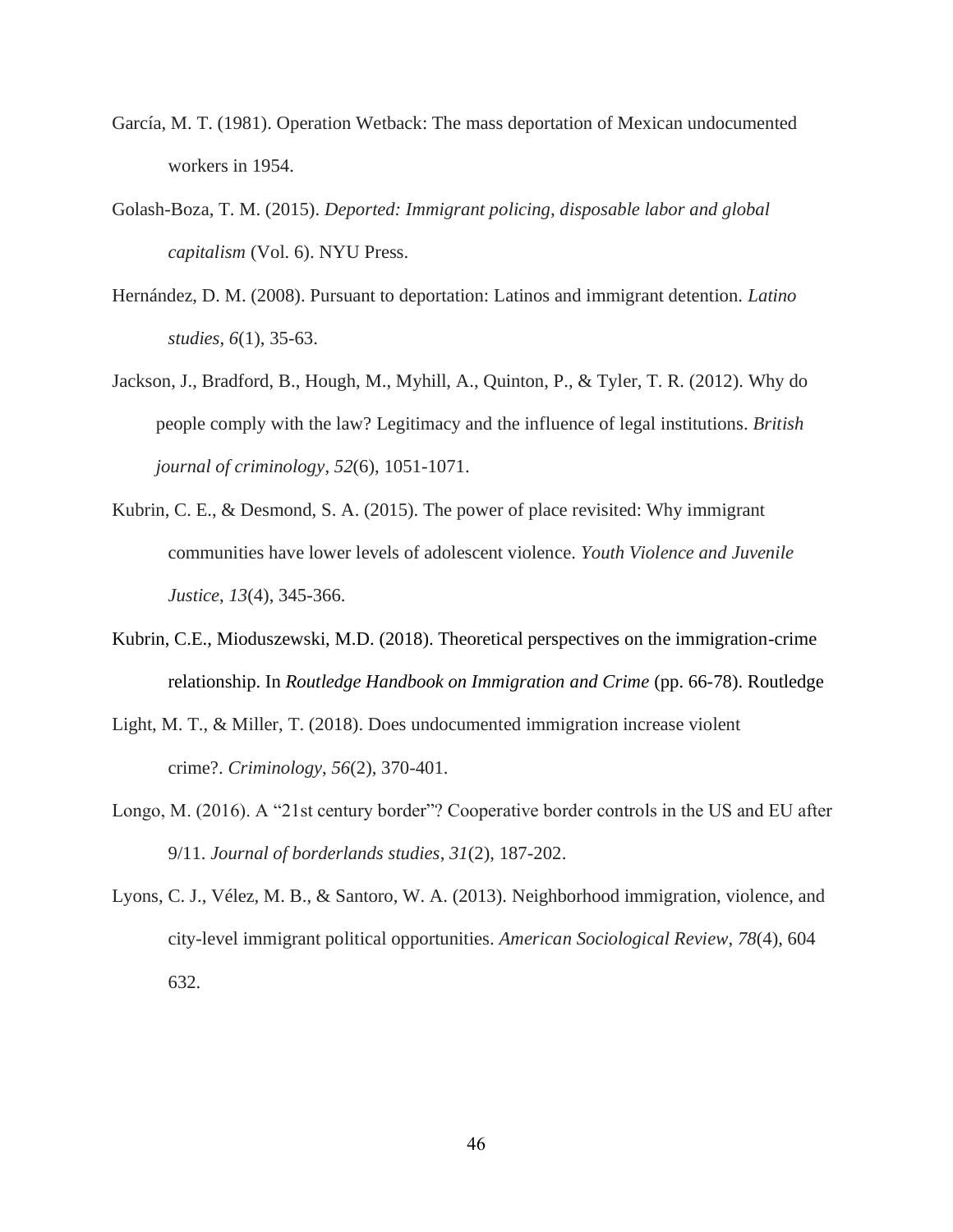García, M. T. (1981). Operation Wetback: The mass deportation of Mexican undocumented workers in 1954.

Golash-Boza, T. M. (2015). *Deported: Immigrant policing, disposable labor and global capitalism* (Vol. 6). NYU Press.

Hernández, D. M. (2008). Pursuant to deportation: Latinos and immigrant detention. *Latino studies*, *6*(1), 35-63.

Jackson, J., Bradford, B., Hough, M., Myhill, A., Quinton, P., & Tyler, T. R. (2012). Why do people comply with the law? Legitimacy and the influence of legal institutions. *British journal of criminology*, *52*(6), 1051-1071.

Kubrin, C. E., & Desmond, S. A. (2015). The power of place revisited: Why immigrant communities have lower levels of adolescent violence. *Youth Violence and Juvenile Justice*, *13*(4), 345-366.

Kubrin, C.E., Mioduszewski, M.D. (2018). Theoretical perspectives on the immigration-crime relationship. In *Routledge Handbook on Immigration and Crime* (pp. 66-78). Routledge

Light, M. T., & Miller, T. (2018). Does undocumented immigration increase violent crime?. *Criminology*, *56*(2), 370-401.

Longo, M. (2016). A "21st century border"? Cooperative border controls in the US and EU after 9/11. *Journal of borderlands studies*, *31*(2), 187-202.

Lyons, C. J., Vélez, M. B., & Santoro, W. A. (2013). Neighborhood immigration, violence, and city-level immigrant political opportunities. *American Sociological Review*, *78*(4), 604 632.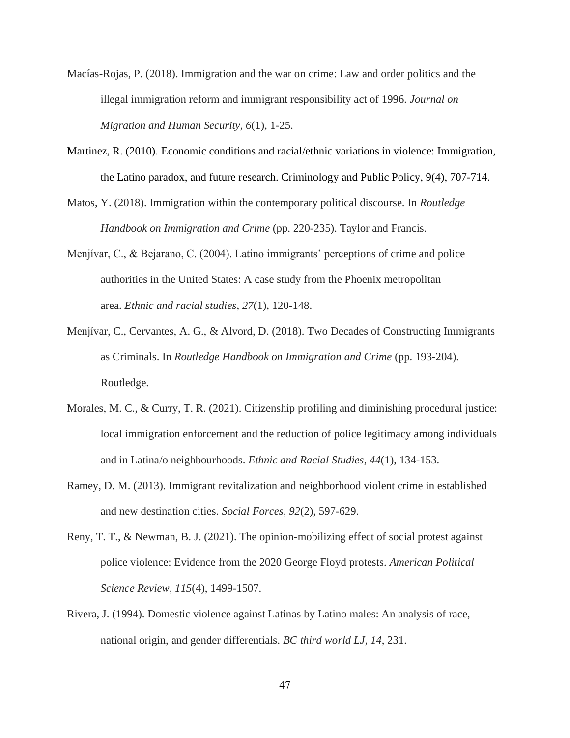Macías-Rojas, P. (2018). Immigration and the war on crime: Law and order politics and the illegal immigration reform and immigrant responsibility act of 1996. *Journal on Migration and Human Security*, *6*(1), 1-25.

Martinez, R. (2010). Economic conditions and racial/ethnic variations in violence: Immigration, the Latino paradox, and future research. Criminology and Public Policy, 9(4), 707-714.

Matos, Y. (2018). Immigration within the contemporary political discourse. In *Routledge Handbook on Immigration and Crime* (pp. 220-235). Taylor and Francis.

Menjívar, C., & Bejarano, C. (2004). Latino immigrants' perceptions of crime and police authorities in the United States: A case study from the Phoenix metropolitan area. *Ethnic and racial studies*, *27*(1), 120-148.

Menjívar, C., Cervantes, A. G., & Alvord, D. (2018). Two Decades of Constructing Immigrants as Criminals. In *Routledge Handbook on Immigration and Crime* (pp. 193-204). Routledge.

Morales, M. C., & Curry, T. R. (2021). Citizenship profiling and diminishing procedural justice: local immigration enforcement and the reduction of police legitimacy among individuals and in Latina/o neighbourhoods. *Ethnic and Racial Studies*, *44*(1), 134-153.

Ramey, D. M. (2013). Immigrant revitalization and neighborhood violent crime in established and new destination cities. *Social Forces*, *92*(2), 597-629.

Reny, T. T., & Newman, B. J. (2021). The opinion-mobilizing effect of social protest against police violence: Evidence from the 2020 George Floyd protests. *American Political Science Review*, *115*(4), 1499-1507.

Rivera, J. (1994). Domestic violence against Latinas by Latino males: An analysis of race, national origin, and gender differentials. *BC third world LJ*, *14*, 231.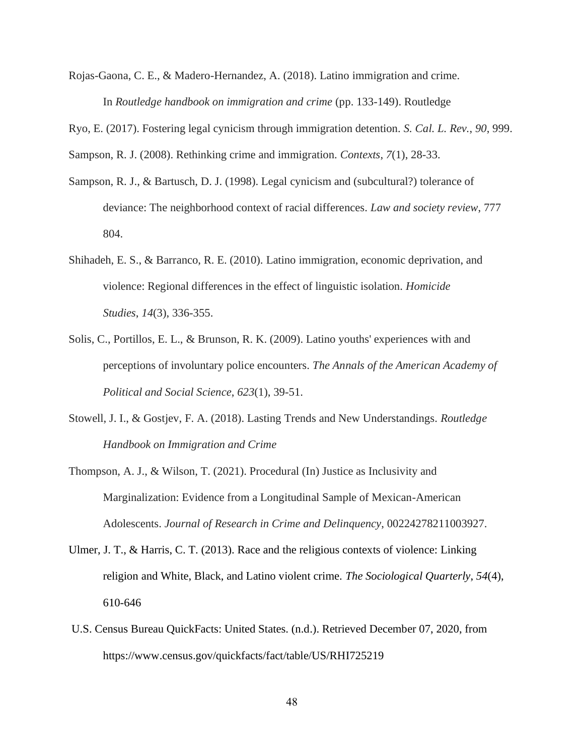Rojas-Gaona, C. E., & Madero-Hernandez, A. (2018). Latino immigration and crime. In *Routledge handbook on immigration and crime* (pp. 133-149). Routledge

Ryo, E. (2017). Fostering legal cynicism through immigration detention. *S. Cal. L. Rev.*, *90*, 999.

Sampson, R. J. (2008). Rethinking crime and immigration. *Contexts*, *7*(1), 28-33.

Sampson, R. J., & Bartusch, D. J. (1998). Legal cynicism and (subcultural?) tolerance of deviance: The neighborhood context of racial differences. *Law and society review*, 777 804.

Shihadeh, E. S., & Barranco, R. E. (2010). Latino immigration, economic deprivation, and violence: Regional differences in the effect of linguistic isolation. *Homicide Studies*, *14*(3), 336-355.

Solis, C., Portillos, E. L., & Brunson, R. K. (2009). Latino youths' experiences with and perceptions of involuntary police encounters. *The Annals of the American Academy of Political and Social Science*, *623*(1), 39-51.

Stowell, J. I., & Gostjev, F. A. (2018). Lasting Trends and New Understandings. *Routledge Handbook on Immigration and Crime*

Thompson, A. J., & Wilson, T. (2021). Procedural (In) Justice as Inclusivity and Marginalization: Evidence from a Longitudinal Sample of Mexican-American Adolescents. *Journal of Research in Crime and Delinquency*, 00224278211003927.

Ulmer, J. T., & Harris, C. T. (2013). Race and the religious contexts of violence: Linking religion and White, Black, and Latino violent crime. *The Sociological Quarterly*, *54*(4), 610-646

U.S. Census Bureau QuickFacts: United States. (n.d.). Retrieved December 07, 2020, from https://www.census.gov/quickfacts/fact/table/US/RHI725219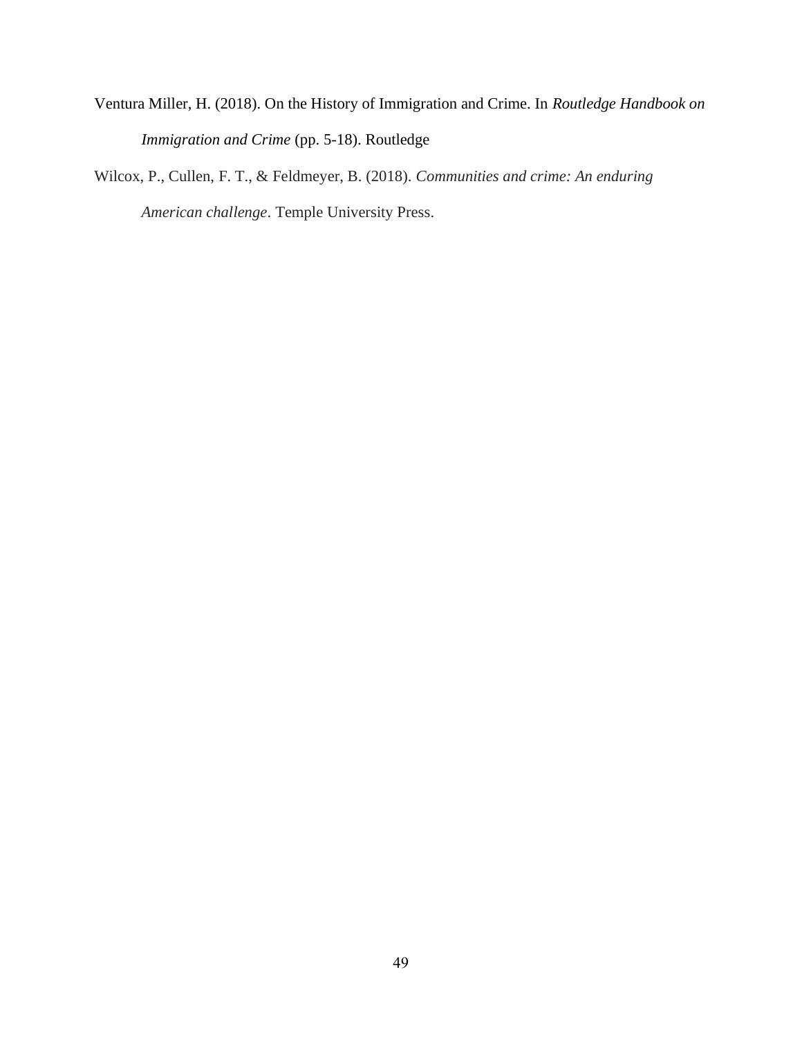Ventura Miller, H. (2018). On the History of Immigration and Crime. In *Routledge Handbook on Immigration and Crime* (pp. 5-18). Routledge

Wilcox, P., Cullen, F. T., & Feldmeyer, B. (2018). *Communities and crime: An enduring American challenge*. Temple University Press.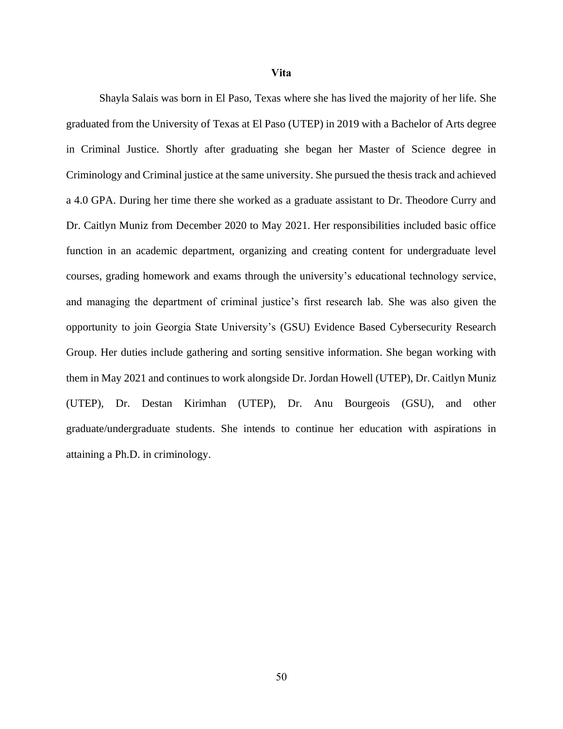# Vita

Shayla Salais was born in El Paso, Texas where she has lived the majority of her life. She graduated from the University of Texas at El Paso (UTEP) in 2019 with a Bachelor of Arts degree in Criminal Justice. Shortly after graduating she began her Master of Science degree in Criminology and Criminal justice at the same university. She pursued the thesis track and achieved a 4.0 GPA. During her time there she worked as a graduate assistant to Dr. Theodore Curry and Dr. Caitlyn Muniz from December 2020 to May 2021. Her responsibilities included basic office function in an academic department, organizing and creating content for undergraduate level courses, grading homework and exams through the university's educational technology service, and managing the department of criminal justice's first research lab. She was also given the opportunity to join Georgia State University's (GSU) Evidence Based Cybersecurity Research Group. Her duties include gathering and sorting sensitive information. She began working with them in May 2021 and continues to work alongside Dr. Jordan Howell (UTEP), Dr. Caitlyn Muniz (UTEP), Dr. Destan Kirimhan (UTEP), Dr. Anu Bourgeois (GSU), and other graduate/undergraduate students. She intends to continue her education with aspirations in attaining a Ph.D. in criminology.